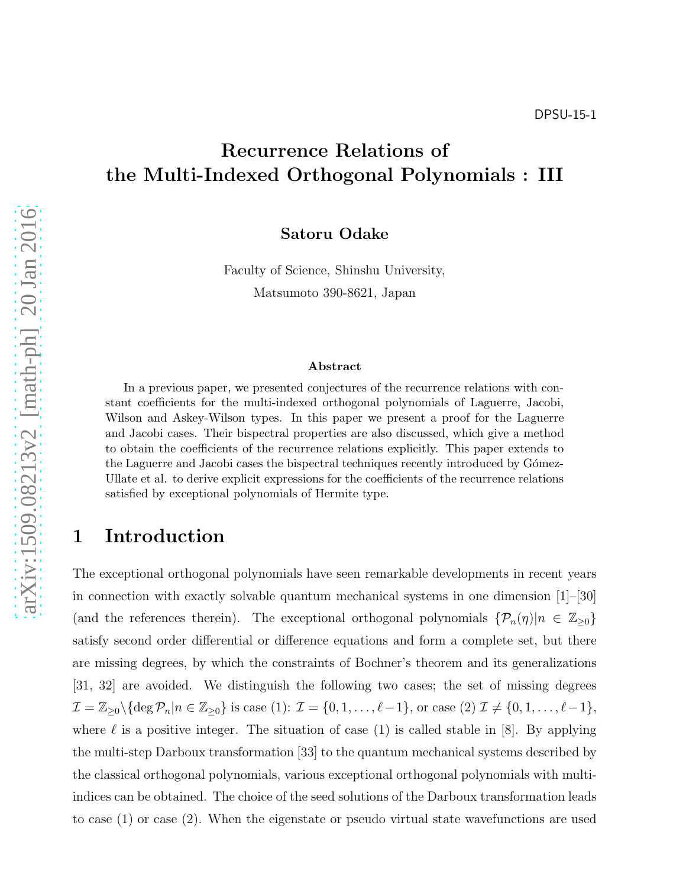DPSU-15-1

# Recurrence Relations of the Multi-Indexed Orthogonal Polynomials : III

**Satoru Odake**

Faculty of Science, Shinshu University,

Matsumoto 390-8621, Japan

### Abstract

In a previous paper, we presented conjectures of the recurrence relations with constant coefficients for the multi-indexed orthogonal polynomials of Laguerre, Jacobi, Wilson and Askey-Wilson types. In this paper we present a proof for the Laguerre and Jacobi cases. Their bispectral properties are also discussed, which give a method to obtain the coefficients of the recurrence relations explicitly. This paper extends to the Laguerre and Jacobi cases the bispectral techniques recently introduced by Gómez-Ullate et al. to derive explicit expressions for the coefficients of the recurrence relations satisfied by exceptional polynomials of Hermite type.

## 1 Introduction

The exceptional orthogonal polynomials have seen remarkable developments in recent years in connection with exactly solvable quantum mechanical systems in one dimension [1]–[30] (and the references therein). The exceptional orthogonal polynomials $\{\mathcal{P}_n(\eta)|n \in \mathbb{Z}_{\geq 0}\}$ satisfy second order differential or difference equations and form a complete set, but there are missing degrees, by which the constraints of Bochner's theorem and its generalizations [31, 32] are avoided. We distinguish the following two cases; the set of missing degrees $\mathcal{I} = \mathbb{Z}_{\geq 0}\backslash\{\deg \mathcal{P}_n|n \in \mathbb{Z}_{\geq 0}\}$ is case (1): $\mathcal{I} = \{0, 1, \ldots, \ell-1\}$, or case (2) $\mathcal{I} \neq \{0, 1, \ldots, \ell-1\}$, where $\ell$ is a positive integer. The situation of case (1) is called stable in [8]. By applying the multi-step Darboux transformation [33] to the quantum mechanical systems described by the classical orthogonal polynomials, various exceptional orthogonal polynomials with multi-indices can be obtained. The choice of the seed solutions of the Darboux transformation leads to case (1) or case (2). When the eigenstate or pseudo virtual state wavefunctions are used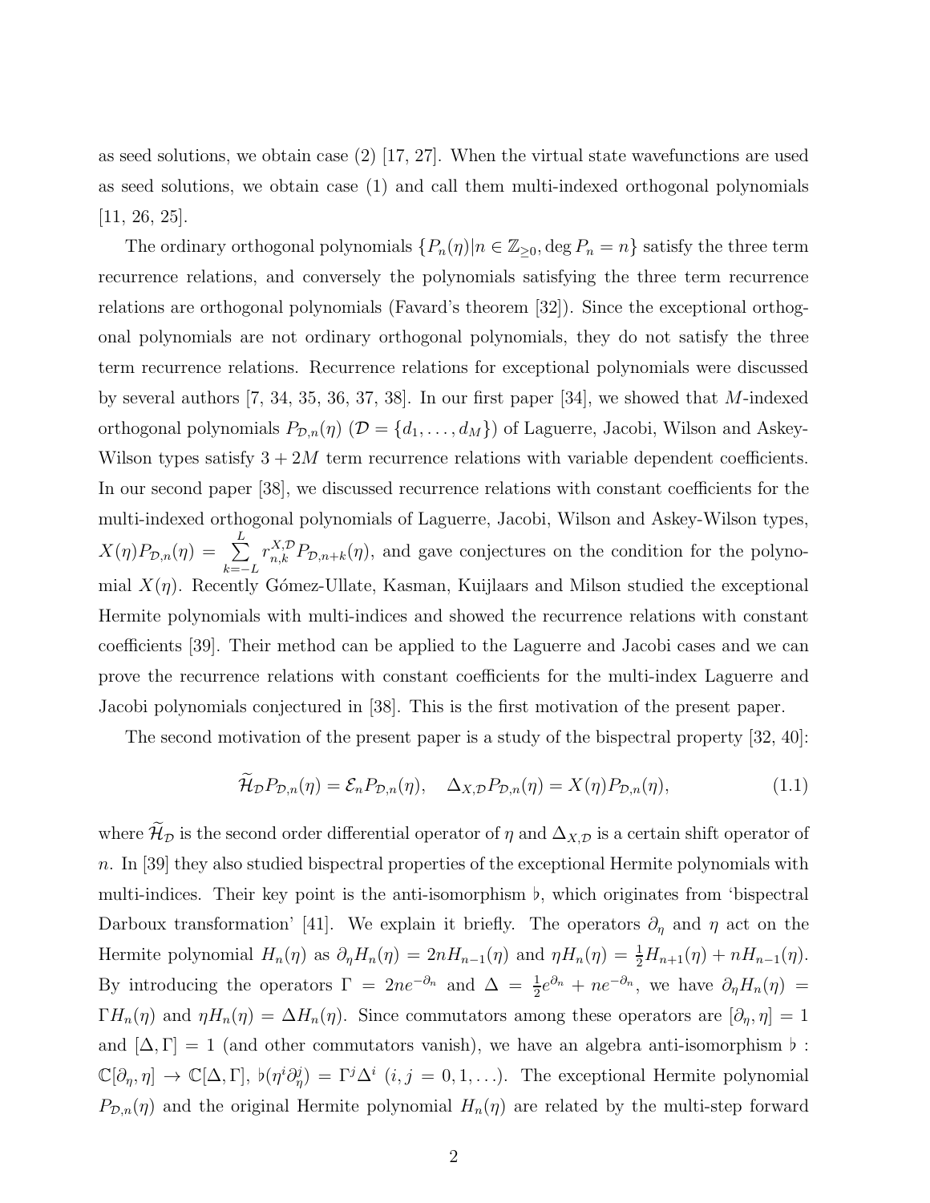as seed solutions, we obtain case (2) [17, 27]. When the virtual state wavefunctions are used as seed solutions, we obtain case (1) and call them multi-indexed orthogonal polynomials [11, 26, 25].

The ordinary orthogonal polynomials $\{P_n(\eta) | n \in \mathbb{Z}_{\geq 0}, \deg P_n = n\}$ satisfy the three term recurrence relations, and conversely the polynomials satisfying the three term recurrence relations are orthogonal polynomials (Favard's theorem [32]). Since the exceptional orthogonal polynomials are not ordinary orthogonal polynomials, they do not satisfy the three term recurrence relations. Recurrence relations for exceptional polynomials were discussed by several authors [7, 34, 35, 36, 37, 38]. In our first paper [34], we showed that $M$-indexed orthogonal polynomials $P_{\mathcal{D},n}(\eta)$ ($\mathcal{D} = \{d_1, \ldots, d_M\}$) of Laguerre, Jacobi, Wilson and Askey-Wilson types satisfy $3 + 2M$ term recurrence relations with variable dependent coefficients. In our second paper [38], we discussed recurrence relations with constant coefficients for the multi-indexed orthogonal polynomials of Laguerre, Jacobi, Wilson and Askey-Wilson types, $X(\eta)P_{\mathcal{D},n}(\eta) = \sum\limits_{k=-L}^{L} r_{n,k}^{X,\mathcal{D}} P_{\mathcal{D},n+k}(\eta)$, and gave conjectures on the condition for the polynomial $X(\eta)$. Recently Gómez-Ullate, Kasman, Kuijlaars and Milson studied the exceptional Hermite polynomials with multi-indices and showed the recurrence relations with constant coefficients [39]. Their method can be applied to the Laguerre and Jacobi cases and we can prove the recurrence relations with constant coefficients for the multi-index Laguerre and Jacobi polynomials conjectured in [38]. This is the first motivation of the present paper.

The second motivation of the present paper is a study of the bispectral property [32, 40]:

$$\widetilde{\mathcal{H}}_{\mathcal{D}} P_{\mathcal{D},n}(\eta) = \mathcal{E}_n P_{\mathcal{D},n}(\eta), \quad \Delta_{X,\mathcal{D}} P_{\mathcal{D},n}(\eta) = X(\eta) P_{\mathcal{D},n}(\eta), \tag{1.1}$$

where $\widetilde{\mathcal{H}}_{\mathcal{D}}$ is the second order differential operator of $\eta$ and $\Delta_{X,\mathcal{D}}$ is a certain shift operator of $n$. In [39] they also studied bispectral properties of the exceptional Hermite polynomials with multi-indices. Their key point is the anti-isomorphism $\flat$, which originates from 'bispectral Darboux transformation' [41]. We explain it briefly. The operators $\partial_\eta$ and $\eta$ act on the Hermite polynomial $H_n(\eta)$ as $\partial_\eta H_n(\eta) = 2nH_{n-1}(\eta)$ and $\eta H_n(\eta) = \frac{1}{2}H_{n+1}(\eta) + nH_{n-1}(\eta)$. By introducing the operators $\Gamma = 2ne^{-\partial_n}$ and $\Delta = \frac{1}{2}e^{\partial_n} + ne^{-\partial_n}$, we have $\partial_\eta H_n(\eta) = \Gamma H_n(\eta)$ and $\eta H_n(\eta) = \Delta H_n(\eta)$. Since commutators among these operators are $[\partial_\eta, \eta] = 1$ and $[\Delta, \Gamma] = 1$ (and other commutators vanish), we have an algebra anti-isomorphism $\flat : \mathbb{C}[\partial_\eta, \eta] \to \mathbb{C}[\Delta, \Gamma]$, $\flat(\eta^i \partial_\eta^j) = \Gamma^j \Delta^i$ $(i, j = 0, 1, \ldots)$. The exceptional Hermite polynomial $P_{\mathcal{D},n}(\eta)$ and the original Hermite polynomial $H_n(\eta)$ are related by the multi-step forward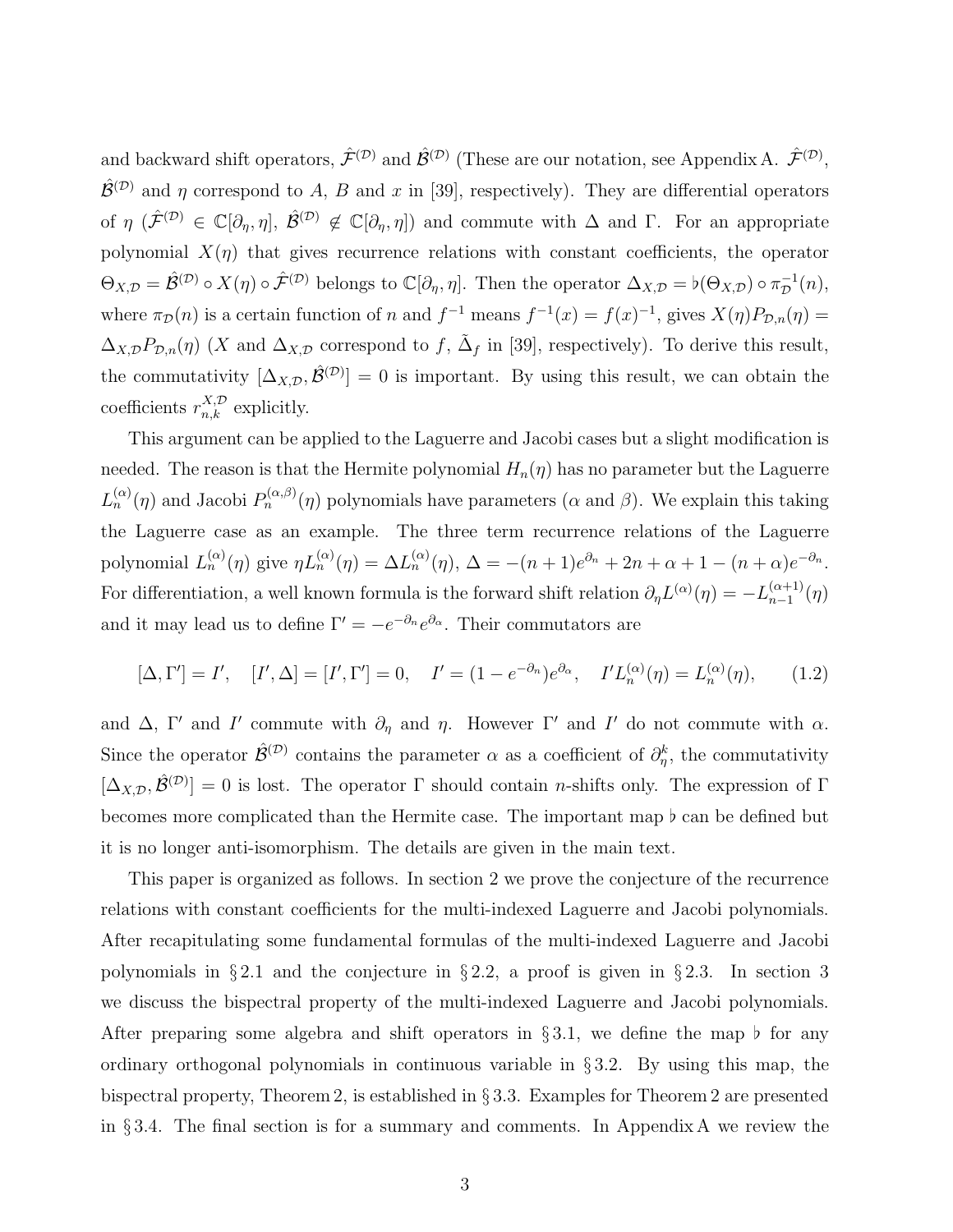and backward shift operators, $\hat{\mathcal{F}}^{(\mathcal{D})}$ and $\hat{\mathcal{B}}^{(\mathcal{D})}$ (These are our notation, see Appendix A. $\hat{\mathcal{F}}^{(\mathcal{D})}$, $\hat{\mathcal{B}}^{(\mathcal{D})}$ and $\eta$ correspond to $A$, $B$ and $x$ in [39], respectively). They are differential operators of $\eta$ ($\hat{\mathcal{F}}^{(\mathcal{D})} \in \mathbb{C}[\partial_\eta, \eta]$, $\hat{\mathcal{B}}^{(\mathcal{D})} \notin \mathbb{C}[\partial_\eta, \eta]$) and commute with $\Delta$ and $\Gamma$. For an appropriate polynomial $X(\eta)$ that gives recurrence relations with constant coefficients, the operator $\Theta_{X,\mathcal{D}} = \hat{\mathcal{B}}^{(\mathcal{D})} \circ X(\eta) \circ \hat{\mathcal{F}}^{(\mathcal{D})}$ belongs to $\mathbb{C}[\partial_\eta, \eta]$. Then the operator $\Delta_{X,\mathcal{D}} = \flat(\Theta_{X,\mathcal{D}}) \circ \pi_{\mathcal{D}}^{-1}(n)$, where $\pi_{\mathcal{D}}(n)$ is a certain function of $n$ and $f^{-1}$ means $f^{-1}(x) = f(x)^{-1}$, gives $X(\eta)P_{\mathcal{D},n}(\eta) = \Delta_{X,\mathcal{D}}P_{\mathcal{D},n}(\eta)$ ($X$ and $\Delta_{X,\mathcal{D}}$ correspond to $f$, $\tilde{\Delta}_f$ in [39], respectively). To derive this result, the commutativity $[\Delta_{X,\mathcal{D}}, \hat{\mathcal{B}}^{(\mathcal{D})}] = 0$ is important. By using this result, we can obtain the coefficients $r_{n,k}^{X,\mathcal{D}}$ explicitly.

This argument can be applied to the Laguerre and Jacobi cases but a slight modification is needed. The reason is that the Hermite polynomial $H_n(\eta)$ has no parameter but the Laguerre $L_n^{(\alpha)}(\eta)$ and Jacobi $P_n^{(\alpha,\beta)}(\eta)$ polynomials have parameters ($\alpha$ and $\beta$). We explain this taking the Laguerre case as an example. The three term recurrence relations of the Laguerre polynomial $L_n^{(\alpha)}(\eta)$ give $\eta L_n^{(\alpha)}(\eta) = \Delta L_n^{(\alpha)}(\eta)$, $\Delta = -(n+1)e^{\partial_n} + 2n + \alpha + 1 - (n+\alpha)e^{-\partial_n}$. For differentiation, a well known formula is the forward shift relation $\partial_\eta L^{(\alpha)}(\eta) = -L_{n-1}^{(\alpha+1)}(\eta)$ and it may lead us to define $\Gamma' = -e^{-\partial_n}e^{\partial_\alpha}$. Their commutators are

$$[\Delta, \Gamma'] = I', \quad [I', \Delta] = [I', \Gamma'] = 0, \quad I' = (1 - e^{-\partial_n})e^{\partial_\alpha}, \quad I'L_n^{(\alpha)}(\eta) = L_n^{(\alpha)}(\eta), \tag{1.2}$$

and $\Delta$, $\Gamma'$ and $I'$ commute with $\partial_\eta$ and $\eta$. However $\Gamma'$ and $I'$ do not commute with $\alpha$. Since the operator $\hat{\mathcal{B}}^{(\mathcal{D})}$ contains the parameter $\alpha$ as a coefficient of $\partial_\eta^k$, the commutativity $[\Delta_{X,\mathcal{D}}, \hat{\mathcal{B}}^{(\mathcal{D})}] = 0$ is lost. The operator $\Gamma$ should contain $n$-shifts only. The expression of $\Gamma$ becomes more complicated than the Hermite case. The important map $\flat$ can be defined but it is no longer anti-isomorphism. The details are given in the main text.

This paper is organized as follows. In section 2 we prove the conjecture of the recurrence relations with constant coefficients for the multi-indexed Laguerre and Jacobi polynomials. After recapitulating some fundamental formulas of the multi-indexed Laguerre and Jacobi polynomials in § 2.1 and the conjecture in § 2.2, a proof is given in § 2.3. In section 3 we discuss the bispectral property of the multi-indexed Laguerre and Jacobi polynomials. After preparing some algebra and shift operators in § 3.1, we define the map $\flat$ for any ordinary orthogonal polynomials in continuous variable in § 3.2. By using this map, the bispectral property, Theorem 2, is established in § 3.3. Examples for Theorem 2 are presented in § 3.4. The final section is for a summary and comments. In Appendix A we review the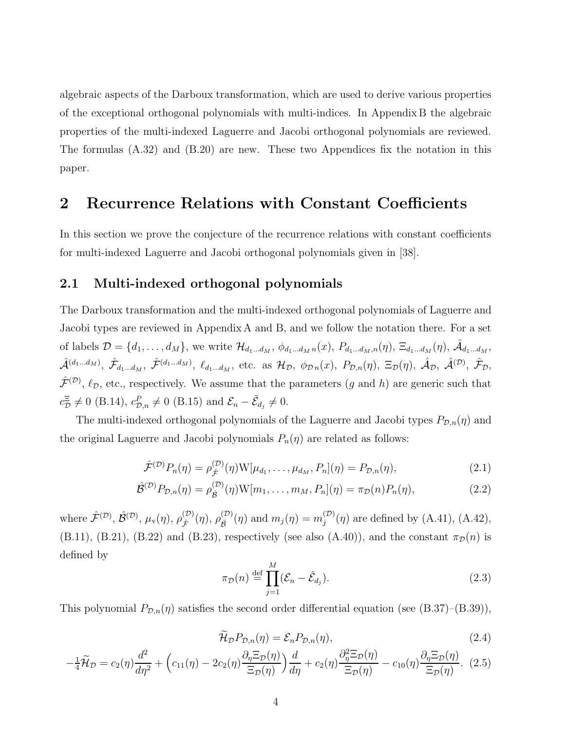algebraic aspects of the Darboux transformation, which are used to derive various properties of the exceptional orthogonal polynomials with multi-indices. In Appendix B the algebraic properties of the multi-indexed Laguerre and Jacobi orthogonal polynomials are reviewed. The formulas (A.32) and (B.20) are new. These two Appendices fix the notation in this paper.

# 2 Recurrence Relations with Constant Coefficients

In this section we prove the conjecture of the recurrence relations with constant coefficients for multi-indexed Laguerre and Jacobi orthogonal polynomials given in [38].

## 2.1 Multi-indexed orthogonal polynomials

The Darboux transformation and the multi-indexed orthogonal polynomials of Laguerre and Jacobi types are reviewed in Appendix A and B, and we follow the notation there. For a set of labels $\mathcal{D}=\{d_1,\ldots,d_M\}$, we write $\mathcal{H}_{d_1\ldots d_M}$, $\phi_{d_1\ldots d_M\,n}(x)$, $P_{d_1\ldots d_M,n}(\eta)$, $\Xi_{d_1\ldots d_M}(\eta)$, $\hat{\mathcal{A}}_{d_1\ldots d_M}$, $\hat{\mathcal{A}}^{(d_1\ldots d_M)}$, $\hat{\mathcal{F}}_{d_1\ldots d_M}$, $\hat{\mathcal{F}}^{(d_1\ldots d_M)}$, $\ell_{d_1\ldots d_M}$, etc. as $\mathcal{H}_{\mathcal{D}}$, $\phi_{\mathcal{D}\,n}(x)$, $P_{\mathcal{D},n}(\eta)$, $\Xi_{\mathcal{D}}(\eta)$, $\hat{\mathcal{A}}_{\mathcal{D}}$, $\hat{\mathcal{A}}^{(\mathcal{D})}$, $\hat{\mathcal{F}}_{\mathcal{D}}$, $\hat{\mathcal{F}}^{(\mathcal{D})}$, $\ell_{\mathcal{D}}$, etc., respectively. We assume that the parameters ($g$ and $h$) are generic such that $c^{\Xi}_{\mathcal{D}}\neq 0$ (B.14), $c^{P}_{\mathcal{D},n}\neq 0$ (B.15) and $\mathcal{E}_n-\tilde{\mathcal{E}}_{d_j}\neq 0$.

The multi-indexed orthogonal polynomials of the Laguerre and Jacobi types $P_{\mathcal{D},n}(\eta)$ and the original Laguerre and Jacobi polynomials $P_n(\eta)$ are related as follows:

$$\hat{\mathcal{F}}^{(\mathcal{D})}P_n(\eta)=\rho^{(\mathcal{D})}_{\hat{\mathcal{F}}}(\eta)\mathrm{W}[\mu_{d_1},\ldots,\mu_{d_M},P_n](\eta)=P_{\mathcal{D},n}(\eta), \tag{2.1}$$

$$\hat{\mathcal{B}}^{(\mathcal{D})}P_{\mathcal{D},n}(\eta)=\rho^{(\mathcal{D})}_{\hat{\mathcal{B}}}(\eta)\mathrm{W}[m_1,\ldots,m_M,P_n](\eta)=\pi_{\mathcal{D}}(n)P_n(\eta), \tag{2.2}$$

where $\hat{\mathcal{F}}^{(\mathcal{D})}$, $\hat{\mathcal{B}}^{(\mathcal{D})}$, $\mu_{\mathrm{v}}(\eta)$, $\rho^{(\mathcal{D})}_{\hat{\mathcal{F}}}(\eta)$, $\rho^{(\mathcal{D})}_{\hat{\mathcal{B}}}(\eta)$ and $m_j(\eta)=m^{(\mathcal{D})}_j(\eta)$ are defined by (A.41), (A.42), (B.11), (B.21), (B.22) and (B.23), respectively (see also (A.40)), and the constant $\pi_{\mathcal{D}}(n)$ is defined by

$$\pi_{\mathcal{D}}(n)\stackrel{\text{def}}{=}\prod_{j=1}^{M}(\mathcal{E}_n-\tilde{\mathcal{E}}_{d_j}). \tag{2.3}$$

This polynomial $P_{\mathcal{D},n}(\eta)$ satisfies the second order differential equation (see (B.37)–(B.39)),

$$\widetilde{\mathcal{H}}_{\mathcal{D}}P_{\mathcal{D},n}(\eta)=\mathcal{E}_nP_{\mathcal{D},n}(\eta), \tag{2.4}$$

$$-\tfrac14\widetilde{\mathcal{H}}_{\mathcal{D}}=c_2(\eta)\frac{d^2}{d\eta^2}+\Big(c_{11}(\eta)-2c_2(\eta)\frac{\partial_\eta\Xi_{\mathcal{D}}(\eta)}{\Xi_{\mathcal{D}}(\eta)}\Big)\frac{d}{d\eta}+c_2(\eta)\frac{\partial^2_\eta\Xi_{\mathcal{D}}(\eta)}{\Xi_{\mathcal{D}}(\eta)}-c_{10}(\eta)\frac{\partial_\eta\Xi_{\mathcal{D}}(\eta)}{\Xi_{\mathcal{D}}(\eta)}. \tag{2.5}$$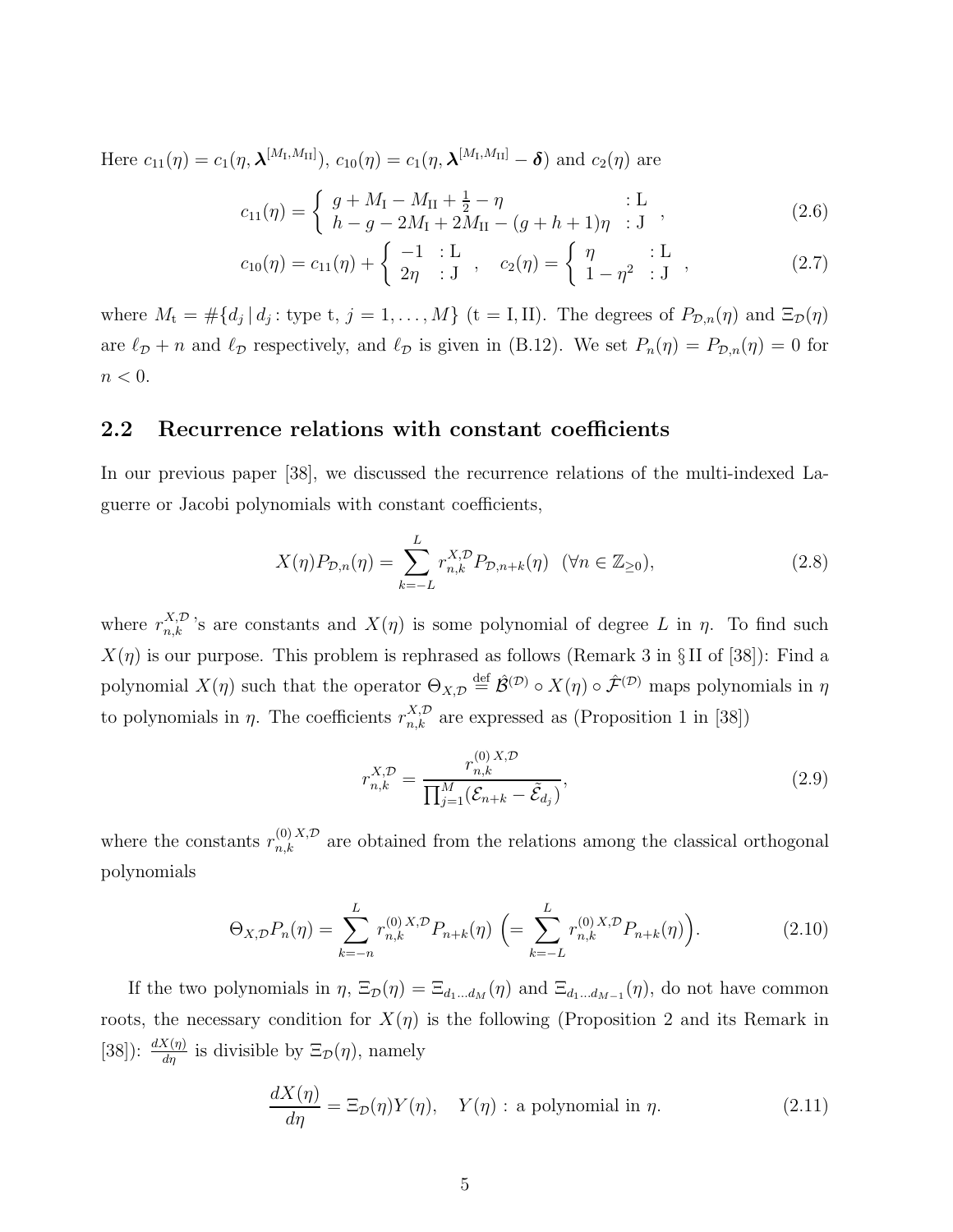Here $c_{11}(\eta)=c_1(\eta,\boldsymbol{\lambda}^{[M_{\text{I}},M_{\text{II}}]})$, $c_{10}(\eta)=c_1(\eta,\boldsymbol{\lambda}^{[M_{\text{I}},M_{\text{II}}]}-\boldsymbol{\delta})$ and $c_2(\eta)$ are

$$c_{11}(\eta)=\left\{\begin{array}{ll} g+M_{\text{I}}-M_{\text{II}}+\frac12-\eta & :\text{L}\\ h-g-2M_{\text{I}}+2M_{\text{II}}-(g+h+1)\eta & :\text{J}\end{array}\right., \tag{2.6}$$

$$c_{10}(\eta)=c_{11}(\eta)+\left\{\begin{array}{ll} -1 & :\text{L}\\ 2\eta & :\text{J}\end{array}\right.,\quad c_2(\eta)=\left\{\begin{array}{ll} \eta & :\text{L}\\ 1-\eta^2 & :\text{J}\end{array}\right., \tag{2.7}$$

where $M_{\text{t}}=\#\{d_j\,|\,d_j:\text{type t},\ j=1,\ldots,M\}$ $(\text{t}=\text{I},\text{II})$. The degrees of $P_{\mathcal{D},n}(\eta)$ and $\Xi_{\mathcal{D}}(\eta)$ are $\ell_{\mathcal{D}}+n$ and $\ell_{\mathcal{D}}$ respectively, and $\ell_{\mathcal{D}}$ is given in (B.12). We set $P_n(\eta)=P_{\mathcal{D},n}(\eta)=0$ for $n<0$.

## 2.2 Recurrence relations with constant coefficients

In our previous paper [38], we discussed the recurrence relations of the multi-indexed Laguerre or Jacobi polynomials with constant coefficients,

$$X(\eta)P_{\mathcal{D},n}(\eta)=\sum_{k=-L}^{L}r_{n,k}^{X,\mathcal{D}}P_{\mathcal{D},n+k}(\eta)\quad(\forall n\in\mathbb{Z}_{\geq0}), \tag{2.8}$$

where $r_{n,k}^{X,\mathcal{D}}$'s are constants and $X(\eta)$ is some polynomial of degree $L$ in $\eta$. To find such $X(\eta)$ is our purpose. This problem is rephrased as follows (Remark 3 in § II of [38]): Find a polynomial $X(\eta)$ such that the operator $\Theta_{X,\mathcal{D}}\stackrel{\text{def}}{=}\hat{\mathcal{B}}^{(\mathcal{D})}\circ X(\eta)\circ\hat{\mathcal{F}}^{(\mathcal{D})}$ maps polynomials in $\eta$ to polynomials in $\eta$. The coefficients $r_{n,k}^{X,\mathcal{D}}$ are expressed as (Proposition 1 in [38])

$$r_{n,k}^{X,\mathcal{D}}=\frac{r_{n,k}^{(0)\,X,\mathcal{D}}}{\prod_{j=1}^{M}(\mathcal{E}_{n+k}-\tilde{\mathcal{E}}_{d_j})}, \tag{2.9}$$

where the constants $r_{n,k}^{(0)\,X,\mathcal{D}}$ are obtained from the relations among the classical orthogonal polynomials

$$\Theta_{X,\mathcal{D}}P_n(\eta)=\sum_{k=-n}^{L}r_{n,k}^{(0)\,X,\mathcal{D}}P_{n+k}(\eta)\ \Big(=\sum_{k=-L}^{L}r_{n,k}^{(0)\,X,\mathcal{D}}P_{n+k}(\eta)\Big). \tag{2.10}$$

If the two polynomials in $\eta$, $\Xi_{\mathcal{D}}(\eta)=\Xi_{d_1\ldots d_M}(\eta)$ and $\Xi_{d_1\ldots d_{M-1}}(\eta)$, do not have common roots, the necessary condition for $X(\eta)$ is the following (Proposition 2 and its Remark in [38]): $\frac{dX(\eta)}{d\eta}$ is divisible by $\Xi_{\mathcal{D}}(\eta)$, namely

$$\frac{dX(\eta)}{d\eta}=\Xi_{\mathcal{D}}(\eta)Y(\eta),\quad Y(\eta):\text{ a polynomial in }\eta. \tag{2.11}$$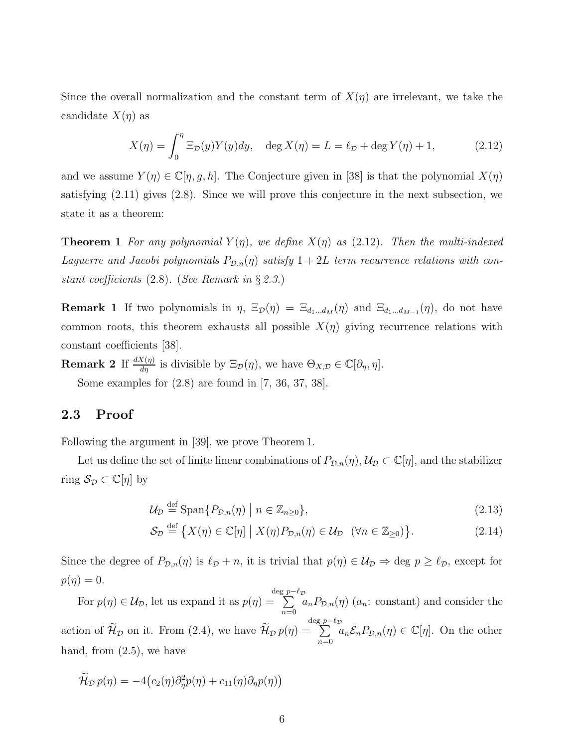Since the overall normalization and the constant term of $X(\eta)$ are irrelevant, we take the candidate $X(\eta)$ as

$$X(\eta) = \int_0^\eta \Xi_{\mathcal{D}}(y) Y(y) dy, \quad \deg X(\eta) = L = \ell_{\mathcal{D}} + \deg Y(\eta) + 1, \tag{2.12}$$

and we assume $Y(\eta) \in \mathbb{C}[\eta, g, h]$. The Conjecture given in [38] is that the polynomial $X(\eta)$ satisfying (2.11) gives (2.8). Since we will prove this conjecture in the next subsection, we state it as a theorem:

**Theorem 1** *For any polynomial $Y(\eta)$, we define $X(\eta)$ as* (2.12)*. Then the multi-indexed Laguerre and Jacobi polynomials $P_{\mathcal{D},n}(\eta)$ satisfy $1 + 2L$ term recurrence relations with constant coefficients* (2.8)*.* (*See Remark in § 2.3.*)

**Remark 1** If two polynomials in $\eta$, $\Xi_{\mathcal{D}}(\eta) = \Xi_{d_1 \ldots d_M}(\eta)$ and $\Xi_{d_1 \ldots d_{M-1}}(\eta)$, do not have common roots, this theorem exhausts all possible $X(\eta)$ giving recurrence relations with constant coefficients [38].

**Remark 2** If $\frac{dX(\eta)}{d\eta}$ is divisible by $\Xi_{\mathcal{D}}(\eta)$, we have $\Theta_{X,\mathcal{D}} \in \mathbb{C}[\partial_\eta, \eta]$.

Some examples for (2.8) are found in [7, 36, 37, 38].

## 2.3 Proof

Following the argument in [39], we prove Theorem 1.

Let us define the set of finite linear combinations of $P_{\mathcal{D},n}(\eta)$, $\mathcal{U}_{\mathcal{D}} \subset \mathbb{C}[\eta]$, and the stabilizer ring $\mathcal{S}_{\mathcal{D}} \subset \mathbb{C}[\eta]$ by

$$\mathcal{U}_{\mathcal{D}} \stackrel{\text{def}}{=} \text{Span}\{P_{\mathcal{D},n}(\eta) \bigm| n \in \mathbb{Z}_{n \geq 0}\}, \tag{2.13}$$

$$\mathcal{S}_{\mathcal{D}} \stackrel{\text{def}}{=} \bigl\{X(\eta) \in \mathbb{C}[\eta] \bigm| X(\eta) P_{\mathcal{D},n}(\eta) \in \mathcal{U}_{\mathcal{D}} \ \ (\forall n \in \mathbb{Z}_{\geq 0})\bigr\}. \tag{2.14}$$

Since the degree of $P_{\mathcal{D},n}(\eta)$ is $\ell_{\mathcal{D}} + n$, it is trivial that $p(\eta) \in \mathcal{U}_{\mathcal{D}} \Rightarrow \deg p \geq \ell_{\mathcal{D}}$, except for $p(\eta) = 0$.

For $p(\eta) \in \mathcal{U}_{\mathcal{D}}$, let us expand it as $p(\eta) = \sum_{n=0}^{\deg p - \ell_{\mathcal{D}}} a_n P_{\mathcal{D},n}(\eta)$ ($a_n$: constant) and consider the action of $\widetilde{\mathcal{H}}_{\mathcal{D}}$ on it. From (2.4), we have $\widetilde{\mathcal{H}}_{\mathcal{D}}\, p(\eta) = \sum_{n=0}^{\deg p - \ell_{\mathcal{D}}} a_n \mathcal{E}_n P_{\mathcal{D},n}(\eta) \in \mathbb{C}[\eta]$. On the other hand, from (2.5), we have

$$\widetilde{\mathcal{H}}_{\mathcal{D}}\, p(\eta) = -4\bigl(c_2(\eta)\partial_\eta^2 p(\eta) + c_{11}(\eta)\partial_\eta p(\eta)\bigr)$$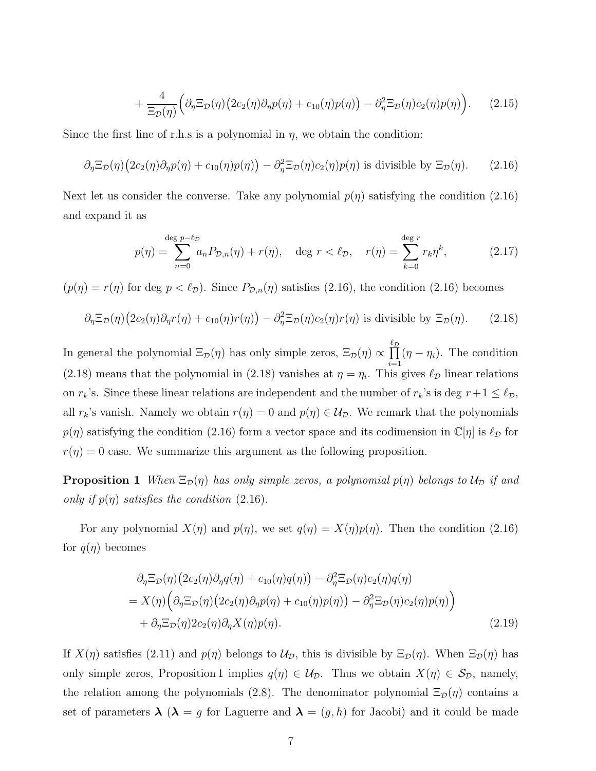$$
+\frac{4}{\Xi_{\mathcal{D}}(\eta)}\Big(\partial_\eta\Xi_{\mathcal{D}}(\eta)\big(2c_2(\eta)\partial_\eta p(\eta)+c_{10}(\eta)p(\eta)\big)-\partial_\eta^2\Xi_{\mathcal{D}}(\eta)c_2(\eta)p(\eta)\Big). \tag{2.15}
$$

Since the first line of r.h.s is a polynomial in $\eta$, we obtain the condition:

$$
\partial_\eta\Xi_{\mathcal{D}}(\eta)\big(2c_2(\eta)\partial_\eta p(\eta)+c_{10}(\eta)p(\eta)\big)-\partial_\eta^2\Xi_{\mathcal{D}}(\eta)c_2(\eta)p(\eta)\ \text{is divisible by}\ \Xi_{\mathcal{D}}(\eta). \tag{2.16}
$$

Next let us consider the converse. Take any polynomial $p(\eta)$ satisfying the condition (2.16) and expand it as

$$
p(\eta)=\sum_{n=0}^{\deg p-\ell_{\mathcal{D}}}a_nP_{\mathcal{D},n}(\eta)+r(\eta),\quad \deg r<\ell_{\mathcal{D}},\quad r(\eta)=\sum_{k=0}^{\deg r}r_k\eta^k, \tag{2.17}
$$

($p(\eta)=r(\eta)$ for $\deg p<\ell_{\mathcal{D}}$). Since $P_{\mathcal{D},n}(\eta)$ satisfies (2.16), the condition (2.16) becomes

$$
\partial_\eta\Xi_{\mathcal{D}}(\eta)\big(2c_2(\eta)\partial_\eta r(\eta)+c_{10}(\eta)r(\eta)\big)-\partial_\eta^2\Xi_{\mathcal{D}}(\eta)c_2(\eta)r(\eta)\ \text{is divisible by}\ \Xi_{\mathcal{D}}(\eta). \tag{2.18}
$$

In general the polynomial $\Xi_{\mathcal{D}}(\eta)$ has only simple zeros, $\Xi_{\mathcal{D}}(\eta)\propto\prod_{i=1}^{\ell_{\mathcal{D}}}(\eta-\eta_i)$. The condition (2.18) means that the polynomial in (2.18) vanishes at $\eta=\eta_i$. This gives $\ell_{\mathcal{D}}$ linear relations on $r_k$'s. Since these linear relations are independent and the number of $r_k$'s is $\deg r+1\le\ell_{\mathcal{D}}$, all $r_k$'s vanish. Namely we obtain $r(\eta)=0$ and $p(\eta)\in\mathcal{U}_{\mathcal{D}}$. We remark that the polynomials $p(\eta)$ satisfying the condition (2.16) form a vector space and its codimension in $\mathbb{C}[\eta]$ is $\ell_{\mathcal{D}}$ for $r(\eta)=0$ case. We summarize this argument as the following proposition.

**Proposition 1** *When $\Xi_{\mathcal{D}}(\eta)$ has only simple zeros, a polynomial $p(\eta)$ belongs to $\mathcal{U}_{\mathcal{D}}$ if and only if $p(\eta)$ satisfies the condition* (2.16).

For any polynomial $X(\eta)$ and $p(\eta)$, we set $q(\eta)=X(\eta)p(\eta)$. Then the condition (2.16) for $q(\eta)$ becomes

$$
\begin{aligned}
&\partial_\eta\Xi_{\mathcal{D}}(\eta)\big(2c_2(\eta)\partial_\eta q(\eta)+c_{10}(\eta)q(\eta)\big)-\partial_\eta^2\Xi_{\mathcal{D}}(\eta)c_2(\eta)q(\eta)\\
&=X(\eta)\Big(\partial_\eta\Xi_{\mathcal{D}}(\eta)\big(2c_2(\eta)\partial_\eta p(\eta)+c_{10}(\eta)p(\eta)\big)-\partial_\eta^2\Xi_{\mathcal{D}}(\eta)c_2(\eta)p(\eta)\Big)\\
&\quad+\partial_\eta\Xi_{\mathcal{D}}(\eta)2c_2(\eta)\partial_\eta X(\eta)p(\eta).
\end{aligned} \tag{2.19}
$$

If $X(\eta)$ satisfies (2.11) and $p(\eta)$ belongs to $\mathcal{U}_{\mathcal{D}}$, this is divisible by $\Xi_{\mathcal{D}}(\eta)$. When $\Xi_{\mathcal{D}}(\eta)$ has only simple zeros, Proposition 1 implies $q(\eta)\in\mathcal{U}_{\mathcal{D}}$. Thus we obtain $X(\eta)\in\mathcal{S}_{\mathcal{D}}$, namely, the relation among the polynomials (2.8). The denominator polynomial $\Xi_{\mathcal{D}}(\eta)$ contains a set of parameters $\boldsymbol{\lambda}$ ($\boldsymbol{\lambda}=g$ for Laguerre and $\boldsymbol{\lambda}=(g,h)$ for Jacobi) and it could be made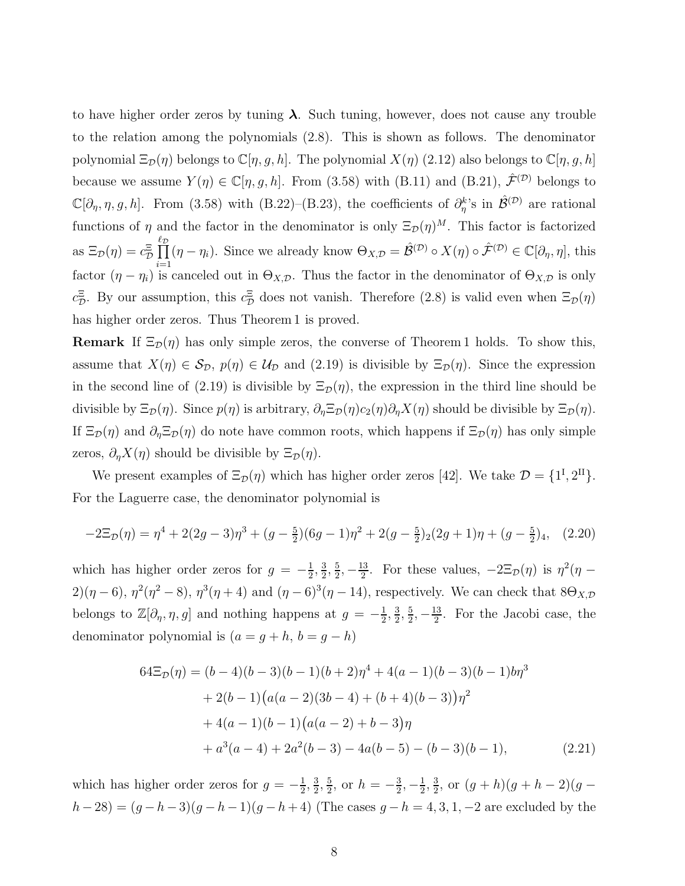to have higher order zeros by tuning $\boldsymbol{\lambda}$. Such tuning, however, does not cause any trouble to the relation among the polynomials (2.8). This is shown as follows. The denominator polynomial $\Xi_{\mathcal{D}}(\eta)$ belongs to $\mathbb{C}[\eta,g,h]$. The polynomial $X(\eta)$ (2.12) also belongs to $\mathbb{C}[\eta,g,h]$ because we assume $Y(\eta)\in\mathbb{C}[\eta,g,h]$. From (3.58) with (B.11) and (B.21), $\hat{\mathcal{F}}^{(\mathcal{D})}$ belongs to $\mathbb{C}[\partial_\eta,\eta,g,h]$. From (3.58) with (B.22)–(B.23), the coefficients of $\partial_\eta^k$'s in $\hat{\mathcal{B}}^{(\mathcal{D})}$ are rational functions of $\eta$ and the factor in the denominator is only $\Xi_{\mathcal{D}}(\eta)^M$. This factor is factorized as $\Xi_{\mathcal{D}}(\eta)=c^{\Xi}_{\mathcal{D}}\prod_{i=1}^{\ell_{\mathcal{D}}}(\eta-\eta_i)$. Since we already know $\Theta_{X,\mathcal{D}}=\hat{\mathcal{B}}^{(\mathcal{D})}\circ X(\eta)\circ\hat{\mathcal{F}}^{(\mathcal{D})}\in\mathbb{C}[\partial_\eta,\eta]$, this factor $(\eta-\eta_i)$ is canceled out in $\Theta_{X,\mathcal{D}}$. Thus the factor in the denominator of $\Theta_{X,\mathcal{D}}$ is only $c^{\Xi}_{\mathcal{D}}$. By our assumption, this $c^{\Xi}_{\mathcal{D}}$ does not vanish. Therefore (2.8) is valid even when $\Xi_{\mathcal{D}}(\eta)$ has higher order zeros. Thus Theorem 1 is proved.

**Remark** If $\Xi_{\mathcal{D}}(\eta)$ has only simple zeros, the converse of Theorem 1 holds. To show this, assume that $X(\eta)\in\mathcal{S}_{\mathcal{D}}$, $p(\eta)\in\mathcal{U}_{\mathcal{D}}$ and (2.19) is divisible by $\Xi_{\mathcal{D}}(\eta)$. Since the expression in the second line of (2.19) is divisible by $\Xi_{\mathcal{D}}(\eta)$, the expression in the third line should be divisible by $\Xi_{\mathcal{D}}(\eta)$. Since $p(\eta)$ is arbitrary, $\partial_\eta\Xi_{\mathcal{D}}(\eta)c_2(\eta)\partial_\eta X(\eta)$ should be divisible by $\Xi_{\mathcal{D}}(\eta)$. If $\Xi_{\mathcal{D}}(\eta)$ and $\partial_\eta\Xi_{\mathcal{D}}(\eta)$ do note have common roots, which happens if $\Xi_{\mathcal{D}}(\eta)$ has only simple zeros, $\partial_\eta X(\eta)$ should be divisible by $\Xi_{\mathcal{D}}(\eta)$.

We present examples of $\Xi_{\mathcal{D}}(\eta)$ which has higher order zeros [42]. We take $\mathcal{D}=\{1^{\text{I}},2^{\text{II}}\}$. For the Laguerre case, the denominator polynomial is

$$-2\Xi_{\mathcal{D}}(\eta)=\eta^4+2(2g-3)\eta^3+(g-\tfrac52)(6g-1)\eta^2+2(g-\tfrac52)_2(2g+1)\eta+(g-\tfrac52)_4,\quad(2.20)$$

which has higher order zeros for $g=-\frac12,\frac32,\frac52,-\frac{13}{2}$. For these values, $-2\Xi_{\mathcal{D}}(\eta)$ is $\eta^2(\eta-2)(\eta-6)$, $\eta^2(\eta^2-8)$, $\eta^3(\eta+4)$ and $(\eta-6)^3(\eta-14)$, respectively. We can check that $8\Theta_{X,\mathcal{D}}$ belongs to $\mathbb{Z}[\partial_\eta,\eta,g]$ and nothing happens at $g=-\frac12,\frac32,\frac52,-\frac{13}{2}$. For the Jacobi case, the denominator polynomial is ($a=g+h$, $b=g-h$)

$$\begin{aligned}64\Xi_{\mathcal{D}}(\eta)&=(b-4)(b-3)(b-1)(b+2)\eta^4+4(a-1)(b-3)(b-1)b\eta^3\\&\quad+2(b-1)\big(a(a-2)(3b-4)+(b+4)(b-3)\big)\eta^2\\&\quad+4(a-1)(b-1)\big(a(a-2)+b-3\big)\eta\\&\quad+a^3(a-4)+2a^2(b-3)-4a(b-5)-(b-3)(b-1),\end{aligned}\qquad(2.21)$$

which has higher order zeros for $g=-\frac12,\frac32,\frac52$, or $h=-\frac32,-\frac12,\frac32$, or $(g+h)(g+h-2)(g-h-28)=(g-h-3)(g-h-1)(g-h+4)$ (The cases $g-h=4,3,1,-2$ are excluded by the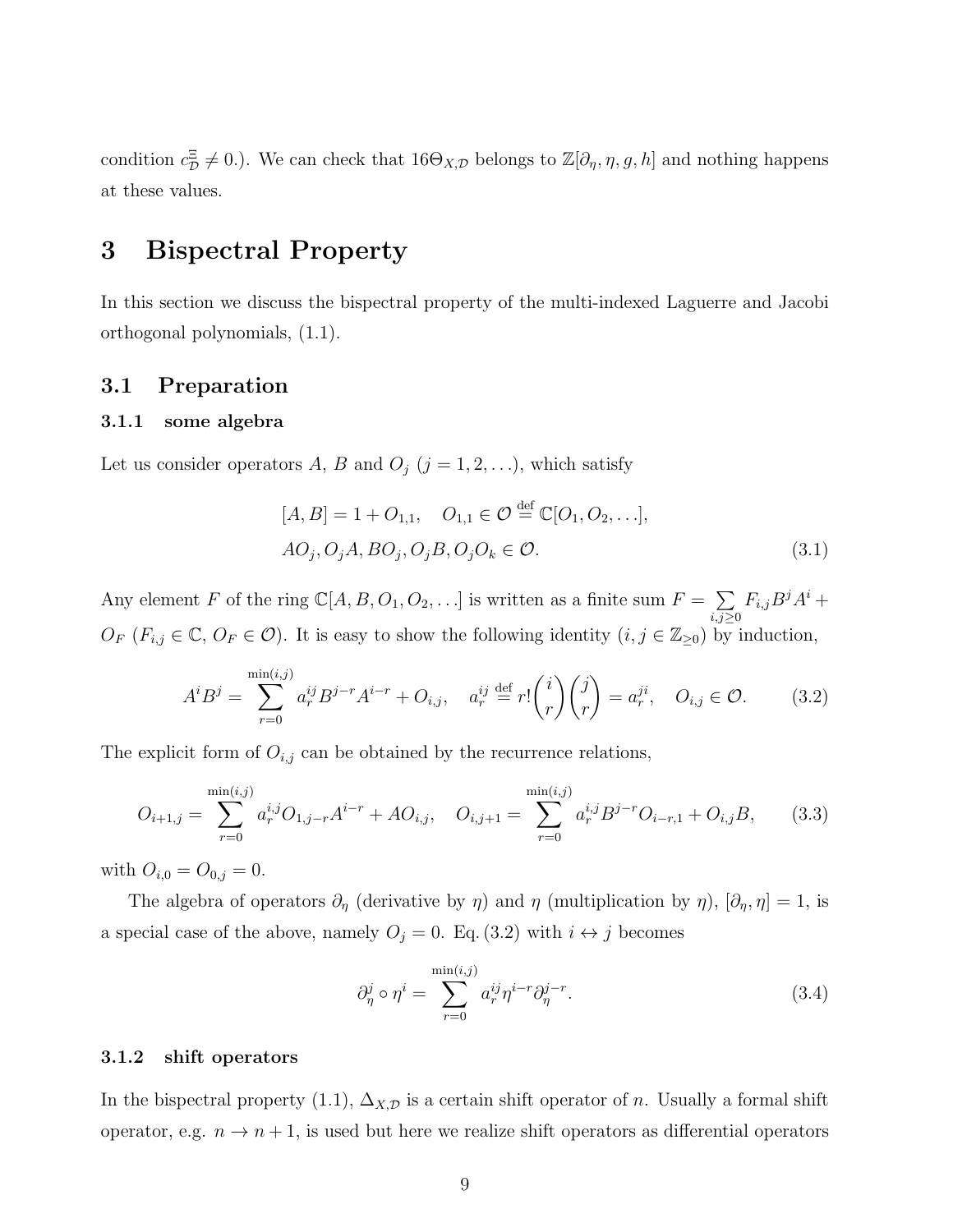condition $c_{\mathcal{D}}^{\Xi} \neq 0$.). We can check that $16\Theta_{X,\mathcal{D}}$ belongs to $\mathbb{Z}[\partial_\eta, \eta, g, h]$ and nothing happens at these values.

# 3 Bispectral Property

In this section we discuss the bispectral property of the multi-indexed Laguerre and Jacobi orthogonal polynomials, (1.1).

## 3.1 Preparation

### 3.1.1 some algebra

Let us consider operators $A$, $B$ and $O_j$ ($j = 1, 2, \ldots$), which satisfy

$$
\begin{aligned}
&[A, B] = 1 + O_{1,1}, \quad O_{1,1} \in \mathcal{O} \overset{\text{def}}{=} \mathbb{C}[O_1, O_2, \ldots], \\
&AO_j, O_jA, BO_j, O_jB, O_jO_k \in \mathcal{O}.
\end{aligned} \tag{3.1}
$$

Any element $F$ of the ring $\mathbb{C}[A, B, O_1, O_2, \ldots]$ is written as a finite sum $F = \sum_{i,j \geq 0} F_{i,j} B^j A^i + O_F$ ($F_{i,j} \in \mathbb{C}$, $O_F \in \mathcal{O}$). It is easy to show the following identity ($i, j \in \mathbb{Z}_{\geq 0}$) by induction,

$$
A^i B^j = \sum_{r=0}^{\min(i,j)} a_r^{ij} B^{j-r} A^{i-r} + O_{i,j}, \quad a_r^{ij} \overset{\text{def}}{=} r! \binom{i}{r} \binom{j}{r} = a_r^{ji}, \quad O_{i,j} \in \mathcal{O}. \tag{3.2}
$$

The explicit form of $O_{i,j}$ can be obtained by the recurrence relations,

$$
O_{i+1,j} = \sum_{r=0}^{\min(i,j)} a_r^{i,j} O_{1,j-r} A^{i-r} + AO_{i,j}, \quad O_{i,j+1} = \sum_{r=0}^{\min(i,j)} a_r^{i,j} B^{j-r} O_{i-r,1} + O_{i,j} B, \tag{3.3}
$$

with $O_{i,0} = O_{0,j} = 0$.

The algebra of operators $\partial_\eta$ (derivative by $\eta$) and $\eta$ (multiplication by $\eta$), $[\partial_\eta, \eta] = 1$, is a special case of the above, namely $O_j = 0$. Eq. (3.2) with $i \leftrightarrow j$ becomes

$$
\partial_\eta^j \circ \eta^i = \sum_{r=0}^{\min(i,j)} a_r^{ij} \eta^{i-r} \partial_\eta^{j-r}. \tag{3.4}
$$

### 3.1.2 shift operators

In the bispectral property (1.1), $\Delta_{X,\mathcal{D}}$ is a certain shift operator of $n$. Usually a formal shift operator, e.g. $n \to n + 1$, is used but here we realize shift operators as differential operators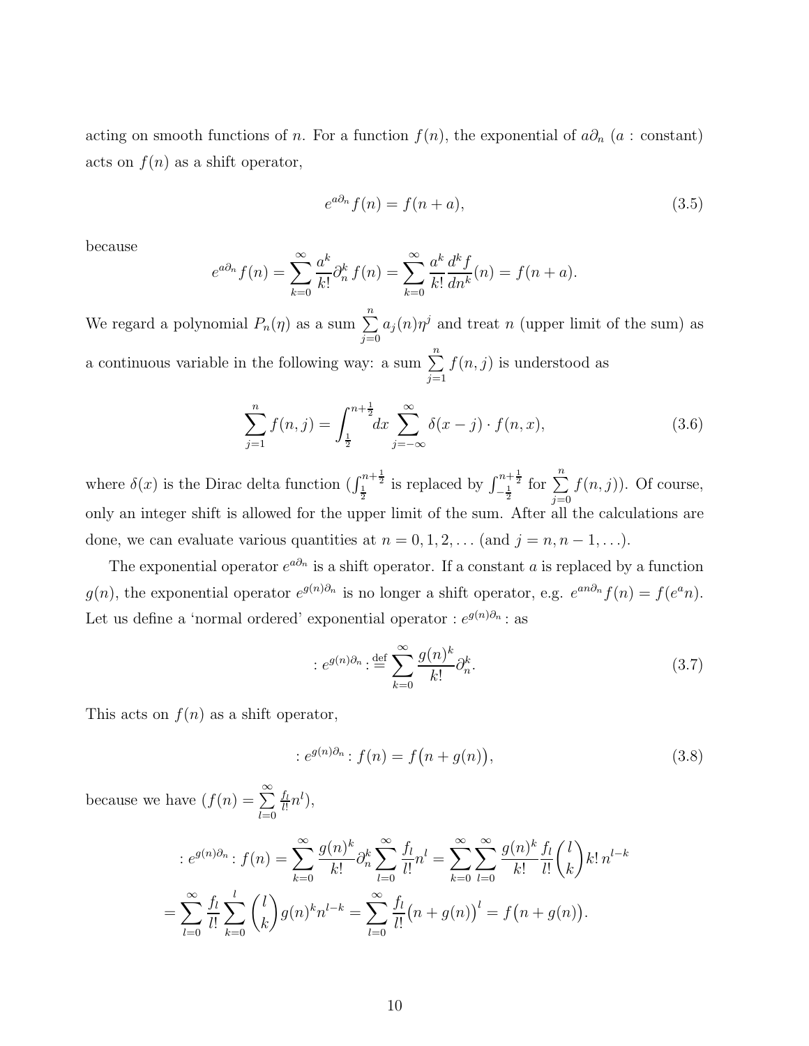acting on smooth functions of $n$. For a function $f(n)$, the exponential of $a\partial_n$ ($a$ : constant) acts on $f(n)$ as a shift operator,

$$e^{a\partial_n} f(n) = f(n+a), \tag{3.5}$$

because

$$e^{a\partial_n} f(n) = \sum_{k=0}^{\infty} \frac{a^k}{k!} \partial_n^k f(n) = \sum_{k=0}^{\infty} \frac{a^k}{k!} \frac{d^k f}{dn^k}(n) = f(n+a).$$

We regard a polynomial $P_n(\eta)$ as a sum $\sum_{j=0}^{n} a_j(n)\eta^j$ and treat $n$ (upper limit of the sum) as a continuous variable in the following way: a sum $\sum_{j=1}^{n} f(n,j)$ is understood as

$$\sum_{j=1}^{n} f(n,j) = \int_{\frac{1}{2}}^{n+\frac{1}{2}} dx \sum_{j=-\infty}^{\infty} \delta(x-j) \cdot f(n,x), \tag{3.6}$$

where $\delta(x)$ is the Dirac delta function ($\int_{\frac{1}{2}}^{n+\frac{1}{2}}$ is replaced by $\int_{-\frac{1}{2}}^{n+\frac{1}{2}}$ for $\sum_{j=0}^{n} f(n,j)$). Of course, only an integer shift is allowed for the upper limit of the sum. After all the calculations are done, we can evaluate various quantities at $n = 0, 1, 2, \ldots$ (and $j = n, n-1, \ldots$).

The exponential operator $e^{a\partial_n}$ is a shift operator. If a constant $a$ is replaced by a function $g(n)$, the exponential operator $e^{g(n)\partial_n}$ is no longer a shift operator, e.g. $e^{an\partial_n} f(n) = f(e^a n)$. Let us define a 'normal ordered' exponential operator $: e^{g(n)\partial_n} :$ as

$$: e^{g(n)\partial_n} : \stackrel{\text{def}}{=} \sum_{k=0}^{\infty} \frac{g(n)^k}{k!} \partial_n^k. \tag{3.7}$$

This acts on $f(n)$ as a shift operator,

$$: e^{g(n)\partial_n} : f(n) = f\big(n + g(n)\big), \tag{3.8}$$

because we have ($f(n) = \sum_{l=0}^{\infty} \frac{f_l}{l!} n^l$),

$$\begin{aligned}
: e^{g(n)\partial_n} : f(n) &= \sum_{k=0}^{\infty} \frac{g(n)^k}{k!} \partial_n^k \sum_{l=0}^{\infty} \frac{f_l}{l!} n^l = \sum_{k=0}^{\infty} \sum_{l=0}^{\infty} \frac{g(n)^k}{k!} \frac{f_l}{l!} \binom{l}{k} k!\, n^{l-k} \\
&= \sum_{l=0}^{\infty} \frac{f_l}{l!} \sum_{k=0}^{l} \binom{l}{k} g(n)^k n^{l-k} = \sum_{l=0}^{\infty} \frac{f_l}{l!} \big(n + g(n)\big)^l = f\big(n + g(n)\big).
\end{aligned}$$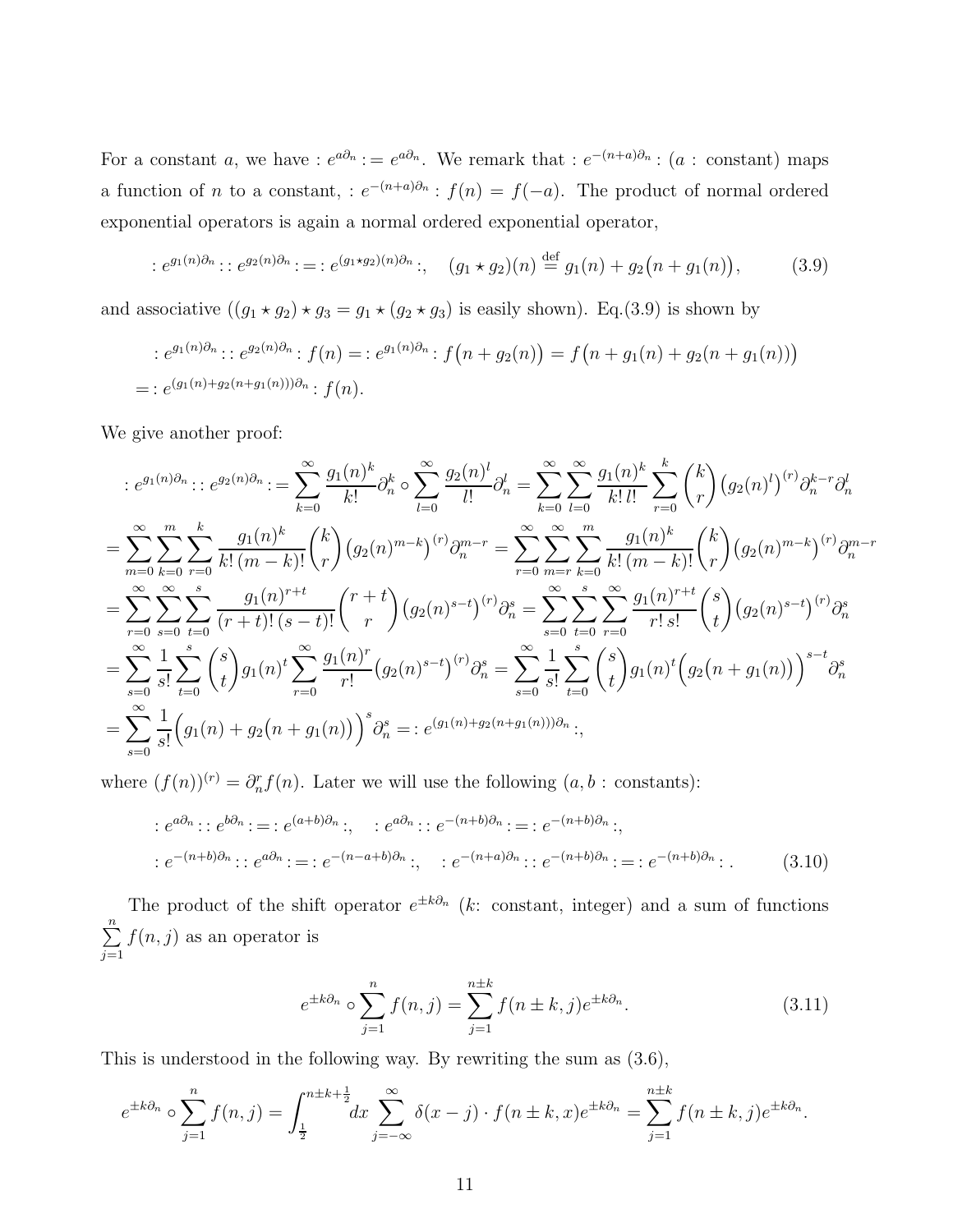For a constant $a$, we have $:e^{a\partial_n}: = e^{a\partial_n}$. We remark that $:e^{-(n+a)\partial_n}:$ ($a$ : constant) maps a function of $n$ to a constant, $:e^{-(n+a)\partial_n}: f(n) = f(-a)$. The product of normal ordered exponential operators is again a normal ordered exponential operator,

$$:e^{g_1(n)\partial_n}::e^{g_2(n)\partial_n}: = :e^{(g_1\star g_2)(n)\partial_n}:, \quad (g_1\star g_2)(n) \stackrel{\text{def}}{=} g_1(n) + g_2\big(n+g_1(n)\big), \tag{3.9}$$

and associative ($(g_1\star g_2)\star g_3 = g_1\star(g_2\star g_3)$ is easily shown). Eq.(3.9) is shown by

$$\begin{aligned}
&:e^{g_1(n)\partial_n}::e^{g_2(n)\partial_n}: f(n) = :e^{g_1(n)\partial_n}: f\big(n+g_2(n)\big) = f\big(n+g_1(n)+g_2(n+g_1(n))\big) \\
&= :e^{(g_1(n)+g_2(n+g_1(n)))\partial_n}: f(n).
\end{aligned}$$

We give another proof:

$$\begin{aligned}
&:e^{g_1(n)\partial_n}::e^{g_2(n)\partial_n}: = \sum_{k=0}^\infty \frac{g_1(n)^k}{k!}\partial_n^k \circ \sum_{l=0}^\infty \frac{g_2(n)^l}{l!}\partial_n^l = \sum_{k=0}^\infty\sum_{l=0}^\infty \frac{g_1(n)^k}{k!\,l!}\sum_{r=0}^k \binom{k}{r}\big(g_2(n)^l\big)^{(r)}\partial_n^{k-r}\partial_n^l \\
&= \sum_{m=0}^\infty\sum_{k=0}^m\sum_{r=0}^k \frac{g_1(n)^k}{k!\,(m-k)!}\binom{k}{r}\big(g_2(n)^{m-k}\big)^{(r)}\partial_n^{m-r} = \sum_{r=0}^\infty\sum_{m=r}^\infty\sum_{k=0}^m \frac{g_1(n)^k}{k!\,(m-k)!}\binom{k}{r}\big(g_2(n)^{m-k}\big)^{(r)}\partial_n^{m-r} \\
&= \sum_{r=0}^\infty\sum_{s=0}^\infty\sum_{t=0}^s \frac{g_1(n)^{r+t}}{(r+t)!\,(s-t)!}\binom{r+t}{r}\big(g_2(n)^{s-t}\big)^{(r)}\partial_n^s = \sum_{s=0}^\infty\sum_{t=0}^s\sum_{r=0}^\infty \frac{g_1(n)^{r+t}}{r!\,s!}\binom{s}{t}\big(g_2(n)^{s-t}\big)^{(r)}\partial_n^s \\
&= \sum_{s=0}^\infty \frac{1}{s!}\sum_{t=0}^s\binom{s}{t} g_1(n)^t \sum_{r=0}^\infty \frac{g_1(n)^r}{r!}\big(g_2(n)^{s-t}\big)^{(r)}\partial_n^s = \sum_{s=0}^\infty \frac{1}{s!}\sum_{t=0}^s\binom{s}{t} g_1(n)^t\Big(g_2\big(n+g_1(n)\big)\Big)^{s-t}\partial_n^s \\
&= \sum_{s=0}^\infty \frac{1}{s!}\Big(g_1(n)+g_2\big(n+g_1(n)\big)\Big)^s\partial_n^s = :e^{(g_1(n)+g_2(n+g_1(n)))\partial_n}:,
\end{aligned}$$

where $(f(n))^{(r)} = \partial_n^r f(n)$. Later we will use the following ($a, b$ : constants):

$$\begin{aligned}
&:e^{a\partial_n}::e^{b\partial_n}: = :e^{(a+b)\partial_n}:, \quad :e^{a\partial_n}::e^{-(n+b)\partial_n}: = :e^{-(n+b)\partial_n}:, \\
&:e^{-(n+b)\partial_n}::e^{a\partial_n}: = :e^{-(n-a+b)\partial_n}:, \quad :e^{-(n+a)\partial_n}::e^{-(n+b)\partial_n}: = :e^{-(n+b)\partial_n}: .
\end{aligned} \tag{3.10}$$

The product of the shift operator $e^{\pm k\partial_n}$ ($k$: constant, integer) and a sum of functions $\sum_{j=1}^n f(n,j)$ as an operator is

$$e^{\pm k\partial_n}\circ\sum_{j=1}^n f(n,j) = \sum_{j=1}^{n\pm k} f(n\pm k, j)e^{\pm k\partial_n}. \tag{3.11}$$

This is understood in the following way. By rewriting the sum as (3.6),

$$e^{\pm k\partial_n}\circ\sum_{j=1}^n f(n,j) = \int_{\frac{1}{2}}^{n\pm k+\frac{1}{2}} dx\sum_{j=-\infty}^\infty \delta(x-j)\cdot f(n\pm k, x)e^{\pm k\partial_n} = \sum_{j=1}^{n\pm k} f(n\pm k, j)e^{\pm k\partial_n}.$$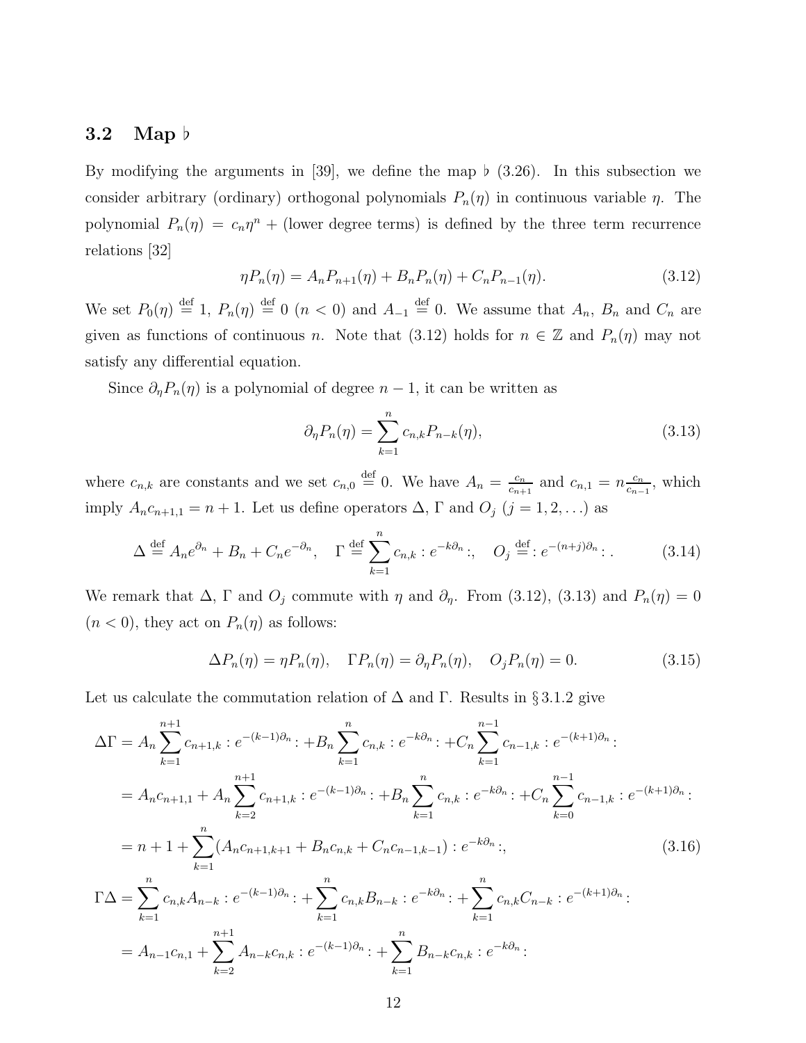### 3.2 Map $\flat$

By modifying the arguments in [39], we define the map $\flat$ (3.26). In this subsection we consider arbitrary (ordinary) orthogonal polynomials $P_n(\eta)$ in continuous variable $\eta$. The polynomial $P_n(\eta) = c_n\eta^n +$ (lower degree terms) is defined by the three term recurrence relations [32]

$$\eta P_n(\eta) = A_n P_{n+1}(\eta) + B_n P_n(\eta) + C_n P_{n-1}(\eta). \tag{3.12}$$

We set $P_0(\eta) \stackrel{\text{def}}{=} 1$, $P_n(\eta) \stackrel{\text{def}}{=} 0$ $(n < 0)$ and $A_{-1} \stackrel{\text{def}}{=} 0$. We assume that $A_n$, $B_n$ and $C_n$ are given as functions of continuous $n$. Note that (3.12) holds for $n \in \mathbb{Z}$ and $P_n(\eta)$ may not satisfy any differential equation.

Since $\partial_\eta P_n(\eta)$ is a polynomial of degree $n-1$, it can be written as

$$\partial_\eta P_n(\eta) = \sum_{k=1}^{n} c_{n,k} P_{n-k}(\eta), \tag{3.13}$$

where $c_{n,k}$ are constants and we set $c_{n,0} \stackrel{\text{def}}{=} 0$. We have $A_n = \frac{c_n}{c_{n+1}}$ and $c_{n,1} = n\frac{c_n}{c_{n-1}}$, which imply $A_n c_{n+1,1} = n+1$. Let us define operators $\Delta$, $\Gamma$ and $O_j$ $(j = 1, 2, \ldots)$ as

$$\Delta \stackrel{\text{def}}{=} A_n e^{\partial_n} + B_n + C_n e^{-\partial_n}, \quad \Gamma \stackrel{\text{def}}{=} \sum_{k=1}^{n} c_{n,k} : e^{-k\partial_n} :, \quad O_j \stackrel{\text{def}}{=} : e^{-(n+j)\partial_n} : . \tag{3.14}$$

We remark that $\Delta$, $\Gamma$ and $O_j$ commute with $\eta$ and $\partial_\eta$. From (3.12), (3.13) and $P_n(\eta) = 0$ $(n < 0)$, they act on $P_n(\eta)$ as follows:

$$\Delta P_n(\eta) = \eta P_n(\eta), \quad \Gamma P_n(\eta) = \partial_\eta P_n(\eta), \quad O_j P_n(\eta) = 0. \tag{3.15}$$

Let us calculate the commutation relation of $\Delta$ and $\Gamma$. Results in § 3.1.2 give

$$\begin{aligned}
\Delta\Gamma &= A_n \sum_{k=1}^{n+1} c_{n+1,k} : e^{-(k-1)\partial_n} : + B_n \sum_{k=1}^{n} c_{n,k} : e^{-k\partial_n} : + C_n \sum_{k=1}^{n-1} c_{n-1,k} : e^{-(k+1)\partial_n} : \\
&= A_n c_{n+1,1} + A_n \sum_{k=2}^{n+1} c_{n+1,k} : e^{-(k-1)\partial_n} : + B_n \sum_{k=1}^{n} c_{n,k} : e^{-k\partial_n} : + C_n \sum_{k=0}^{n-1} c_{n-1,k} : e^{-(k+1)\partial_n} : \\
&= n + 1 + \sum_{k=1}^{n} (A_n c_{n+1,k+1} + B_n c_{n,k} + C_n c_{n-1,k-1}) : e^{-k\partial_n} :,
\end{aligned} \tag{3.16}$$

$$\begin{aligned}
\Gamma\Delta &= \sum_{k=1}^{n} c_{n,k} A_{n-k} : e^{-(k-1)\partial_n} : + \sum_{k=1}^{n} c_{n,k} B_{n-k} : e^{-k\partial_n} : + \sum_{k=1}^{n} c_{n,k} C_{n-k} : e^{-(k+1)\partial_n} : \\
&= A_{n-1} c_{n,1} + \sum_{k=2}^{n+1} A_{n-k} c_{n,k} : e^{-(k-1)\partial_n} : + \sum_{k=1}^{n} B_{n-k} c_{n,k} : e^{-k\partial_n} :
\end{aligned}$$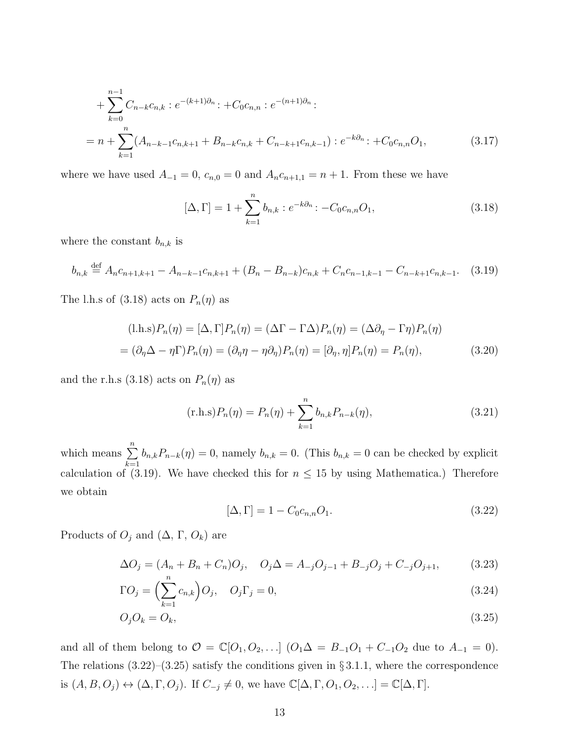$$
\begin{aligned}
&+\sum_{k=0}^{n-1} C_{n-k}c_{n,k} : e^{-(k+1)\partial_n} : +C_0 c_{n,n} : e^{-(n+1)\partial_n} : \\
&= n + \sum_{k=1}^{n} (A_{n-k-1}c_{n,k+1} + B_{n-k}c_{n,k} + C_{n-k+1}c_{n,k-1}) : e^{-k\partial_n} : +C_0 c_{n,n} O_1, \qquad (3.17)
\end{aligned}
$$

where we have used $A_{-1} = 0$, $c_{n,0} = 0$ and $A_n c_{n+1,1} = n+1$. From these we have

$$
[\Delta, \Gamma] = 1 + \sum_{k=1}^{n} b_{n,k} : e^{-k\partial_n} : -C_0 c_{n,n} O_1, \qquad (3.18)
$$

where the constant $b_{n,k}$ is

$$
b_{n,k} \stackrel{\text{def}}{=} A_n c_{n+1,k+1} - A_{n-k-1}c_{n,k+1} + (B_n - B_{n-k})c_{n,k} + C_n c_{n-1,k-1} - C_{n-k+1}c_{n,k-1}. \quad (3.19)
$$

The l.h.s of (3.18) acts on $P_n(\eta)$ as

$$
\begin{aligned}
(\text{l.h.s})P_n(\eta) &= [\Delta, \Gamma]P_n(\eta) = (\Delta\Gamma - \Gamma\Delta)P_n(\eta) = (\Delta\partial_\eta - \Gamma\eta)P_n(\eta) \\
&= (\partial_\eta\Delta - \eta\Gamma)P_n(\eta) = (\partial_\eta\eta - \eta\partial_\eta)P_n(\eta) = [\partial_\eta, \eta]P_n(\eta) = P_n(\eta), \qquad (3.20)
\end{aligned}
$$

and the r.h.s (3.18) acts on $P_n(\eta)$ as

$$
(\text{r.h.s})P_n(\eta) = P_n(\eta) + \sum_{k=1}^{n} b_{n,k} P_{n-k}(\eta), \qquad (3.21)
$$

which means $\sum_{k=1}^{n} b_{n,k}P_{n-k}(\eta) = 0$, namely $b_{n,k} = 0$. (This $b_{n,k} = 0$ can be checked by explicit calculation of (3.19). We have checked this for $n \leq 15$ by using Mathematica.) Therefore we obtain

$$
[\Delta, \Gamma] = 1 - C_0 c_{n,n} O_1. \qquad (3.22)
$$

Products of $O_j$ and ($\Delta$, $\Gamma$, $O_k$) are

$$
\Delta O_j = (A_n + B_n + C_n)O_j, \quad O_j\Delta = A_{-j}O_{j-1} + B_{-j}O_j + C_{-j}O_{j+1}, \qquad (3.23)
$$

$$
\Gamma O_j = \Big(\sum_{k=1}^{n} c_{n,k}\Big)O_j, \quad O_j\Gamma_j = 0, \qquad (3.24)
$$

$$
O_j O_k = O_k, \qquad (3.25)
$$

and all of them belong to $\mathcal{O} = \mathbb{C}[O_1, O_2, \ldots]$ ($O_1\Delta = B_{-1}O_1 + C_{-1}O_2$ due to $A_{-1} = 0$). The relations (3.22)–(3.25) satisfy the conditions given in § 3.1.1, where the correspondence is $(A, B, O_j) \leftrightarrow (\Delta, \Gamma, O_j)$. If $C_{-j} \neq 0$, we have $\mathbb{C}[\Delta, \Gamma, O_1, O_2, \ldots] = \mathbb{C}[\Delta, \Gamma]$.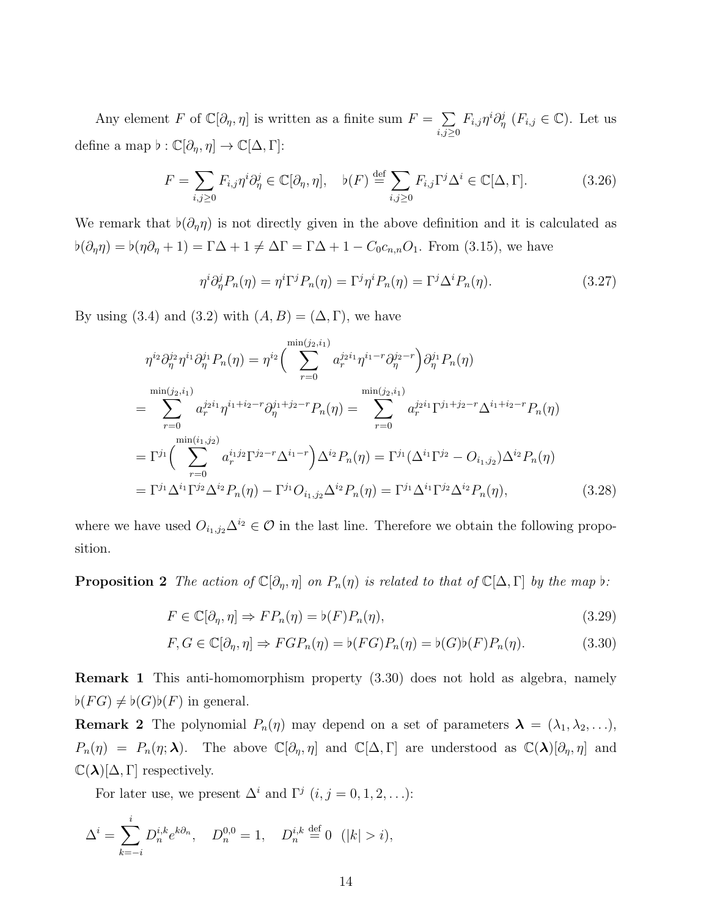Any element $F$ of $\mathbb{C}[\partial_\eta, \eta]$ is written as a finite sum $F = \sum_{i,j\geq 0} F_{i,j}\eta^i\partial_\eta^j$ ($F_{i,j} \in \mathbb{C}$). Let us define a map $\flat : \mathbb{C}[\partial_\eta, \eta] \to \mathbb{C}[\Delta, \Gamma]$:

$$F = \sum_{i,j\geq 0} F_{i,j}\eta^i\partial_\eta^j \in \mathbb{C}[\partial_\eta, \eta], \quad \flat(F) \stackrel{\text{def}}{=} \sum_{i,j\geq 0} F_{i,j}\Gamma^j\Delta^i \in \mathbb{C}[\Delta, \Gamma]. \tag{3.26}$$

We remark that $\flat(\partial_\eta\eta)$ is not directly given in the above definition and it is calculated as $\flat(\partial_\eta\eta) = \flat(\eta\partial_\eta + 1) = \Gamma\Delta + 1 \neq \Delta\Gamma = \Gamma\Delta + 1 - C_0c_{n,n}O_1$. From (3.15), we have

$$\eta^i\partial_\eta^j P_n(\eta) = \eta^i\Gamma^j P_n(\eta) = \Gamma^j\eta^i P_n(\eta) = \Gamma^j\Delta^i P_n(\eta). \tag{3.27}$$

By using (3.4) and (3.2) with $(A, B) = (\Delta, \Gamma)$, we have

$$\begin{aligned}
&\eta^{i_2}\partial_\eta^{j_2}\eta^{i_1}\partial_\eta^{j_1}P_n(\eta) = \eta^{i_2}\Big(\sum_{r=0}^{\min(j_2,i_1)} a_r^{j_2 i_1}\eta^{i_1-r}\partial_\eta^{j_2-r}\Big)\partial_\eta^{j_1}P_n(\eta)\\
&= \sum_{r=0}^{\min(j_2,i_1)} a_r^{j_2 i_1}\eta^{i_1+i_2-r}\partial_\eta^{j_1+j_2-r}P_n(\eta) = \sum_{r=0}^{\min(j_2,i_1)} a_r^{j_2 i_1}\Gamma^{j_1+j_2-r}\Delta^{i_1+i_2-r}P_n(\eta)\\
&= \Gamma^{j_1}\Big(\sum_{r=0}^{\min(i_1,j_2)} a_r^{i_1 j_2}\Gamma^{j_2-r}\Delta^{i_1-r}\Big)\Delta^{i_2}P_n(\eta) = \Gamma^{j_1}(\Delta^{i_1}\Gamma^{j_2} - O_{i_1,j_2})\Delta^{i_2}P_n(\eta)\\
&= \Gamma^{j_1}\Delta^{i_1}\Gamma^{j_2}\Delta^{i_2}P_n(\eta) - \Gamma^{j_1}O_{i_1,j_2}\Delta^{i_2}P_n(\eta) = \Gamma^{j_1}\Delta^{i_1}\Gamma^{j_2}\Delta^{i_2}P_n(\eta),
\end{aligned} \tag{3.28}$$

where we have used $O_{i_1,j_2}\Delta^{i_2} \in \mathcal{O}$ in the last line. Therefore we obtain the following proposition.

**Proposition 2** *The action of $\mathbb{C}[\partial_\eta, \eta]$ on $P_n(\eta)$ is related to that of $\mathbb{C}[\Delta, \Gamma]$ by the map $\flat$:*

$$F \in \mathbb{C}[\partial_\eta, \eta] \Rightarrow FP_n(\eta) = \flat(F)P_n(\eta), \tag{3.29}$$

$$F, G \in \mathbb{C}[\partial_\eta, \eta] \Rightarrow FGP_n(\eta) = \flat(FG)P_n(\eta) = \flat(G)\flat(F)P_n(\eta). \tag{3.30}$$

**Remark 1** This anti-homomorphism property (3.30) does not hold as algebra, namely $\flat(FG) \neq \flat(G)\flat(F)$ in general.

**Remark 2** The polynomial $P_n(\eta)$ may depend on a set of parameters $\boldsymbol{\lambda} = (\lambda_1, \lambda_2, \ldots)$, $P_n(\eta) = P_n(\eta; \boldsymbol{\lambda})$. The above $\mathbb{C}[\partial_\eta, \eta]$ and $\mathbb{C}[\Delta, \Gamma]$ are understood as $\mathbb{C}(\boldsymbol{\lambda})[\partial_\eta, \eta]$ and $\mathbb{C}(\boldsymbol{\lambda})[\Delta, \Gamma]$ respectively.

For later use, we present $\Delta^i$ and $\Gamma^j$ ($i, j = 0, 1, 2, \ldots$):

$$\Delta^i = \sum_{k=-i}^{i} D_n^{i,k}e^{k\partial_n}, \quad D_n^{0,0} = 1, \quad D_n^{i,k} \stackrel{\text{def}}{=} 0 \ \ (|k| > i),$$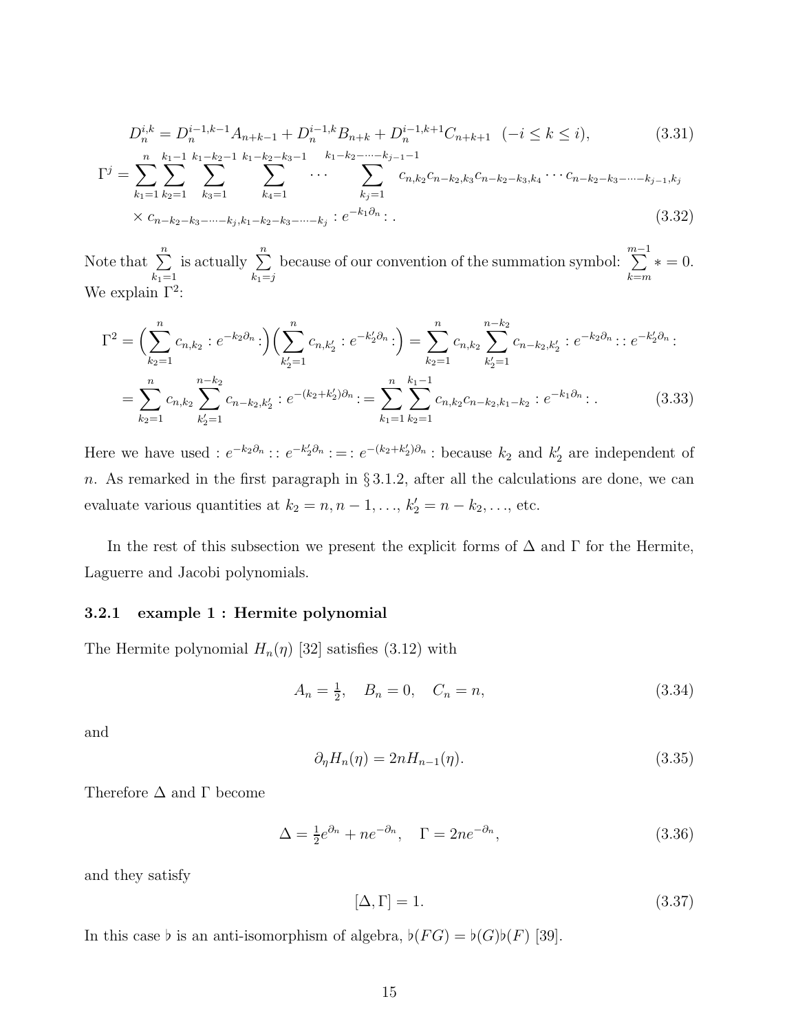$$D_n^{i,k} = D_n^{i-1,k-1} A_{n+k-1} + D_n^{i-1,k} B_{n+k} + D_n^{i-1,k+1} C_{n+k+1} \quad (-i \le k \le i), \tag{3.31}$$

$$\Gamma^j = \sum_{k_1=1}^{n} \sum_{k_2=1}^{k_1-1} \sum_{k_3=1}^{k_1-k_2-1} \sum_{k_4=1}^{k_1-k_2-k_3-1} \cdots \sum_{k_j=1}^{k_1-k_2-\cdots-k_{j-1}-1} c_{n,k_2} c_{n-k_2,k_3} c_{n-k_2-k_3,k_4} \cdots c_{n-k_2-k_3-\cdots-k_{j-1},k_j}$$
$$\times\, c_{n-k_2-k_3-\cdots-k_j, k_1-k_2-k_3-\cdots-k_j} : e^{-k_1 \partial_n} : . \tag{3.32}$$

Note that $\sum_{k_1=1}^{n}$ is actually $\sum_{k_1=j}^{n}$ because of our convention of the summation symbol: $\sum_{k=m}^{m-1} * = 0$. We explain $\Gamma^2$:

$$\Gamma^2 = \Big(\sum_{k_2=1}^{n} c_{n,k_2} : e^{-k_2\partial_n} :\Big)\Big(\sum_{k_2'=1}^{n} c_{n,k_2'} : e^{-k_2'\partial_n} :\Big) = \sum_{k_2=1}^{n} c_{n,k_2} \sum_{k_2'=1}^{n-k_2} c_{n-k_2,k_2'} : e^{-k_2\partial_n} :: e^{-k_2'\partial_n} :$$
$$= \sum_{k_2=1}^{n} c_{n,k_2} \sum_{k_2'=1}^{n-k_2} c_{n-k_2,k_2'} : e^{-(k_2+k_2')\partial_n} : = \sum_{k_1=1}^{n} \sum_{k_2=1}^{k_1-1} c_{n,k_2} c_{n-k_2,k_1-k_2} : e^{-k_1\partial_n} : . \tag{3.33}$$

Here we have used $: e^{-k_2\partial_n} :: e^{-k_2'\partial_n} : = : e^{-(k_2+k_2')\partial_n} :$ because $k_2$ and $k_2'$ are independent of $n$. As remarked in the first paragraph in § 3.1.2, after all the calculations are done, we can evaluate various quantities at $k_2 = n, n-1, \ldots$, $k_2' = n - k_2, \ldots$, etc.

In the rest of this subsection we present the explicit forms of $\Delta$ and $\Gamma$ for the Hermite, Laguerre and Jacobi polynomials.

### 3.2.1 example 1 : Hermite polynomial

The Hermite polynomial $H_n(\eta)$ [32] satisfies (3.12) with

$$A_n = \tfrac{1}{2}, \quad B_n = 0, \quad C_n = n, \tag{3.34}$$

and

$$\partial_\eta H_n(\eta) = 2n H_{n-1}(\eta). \tag{3.35}$$

Therefore $\Delta$ and $\Gamma$ become

$$\Delta = \tfrac{1}{2} e^{\partial_n} + n e^{-\partial_n}, \quad \Gamma = 2n e^{-\partial_n}, \tag{3.36}$$

and they satisfy

$$[\Delta, \Gamma] = 1. \tag{3.37}$$

In this case $\flat$ is an anti-isomorphism of algebra, $\flat(FG) = \flat(G)\flat(F)$ [39].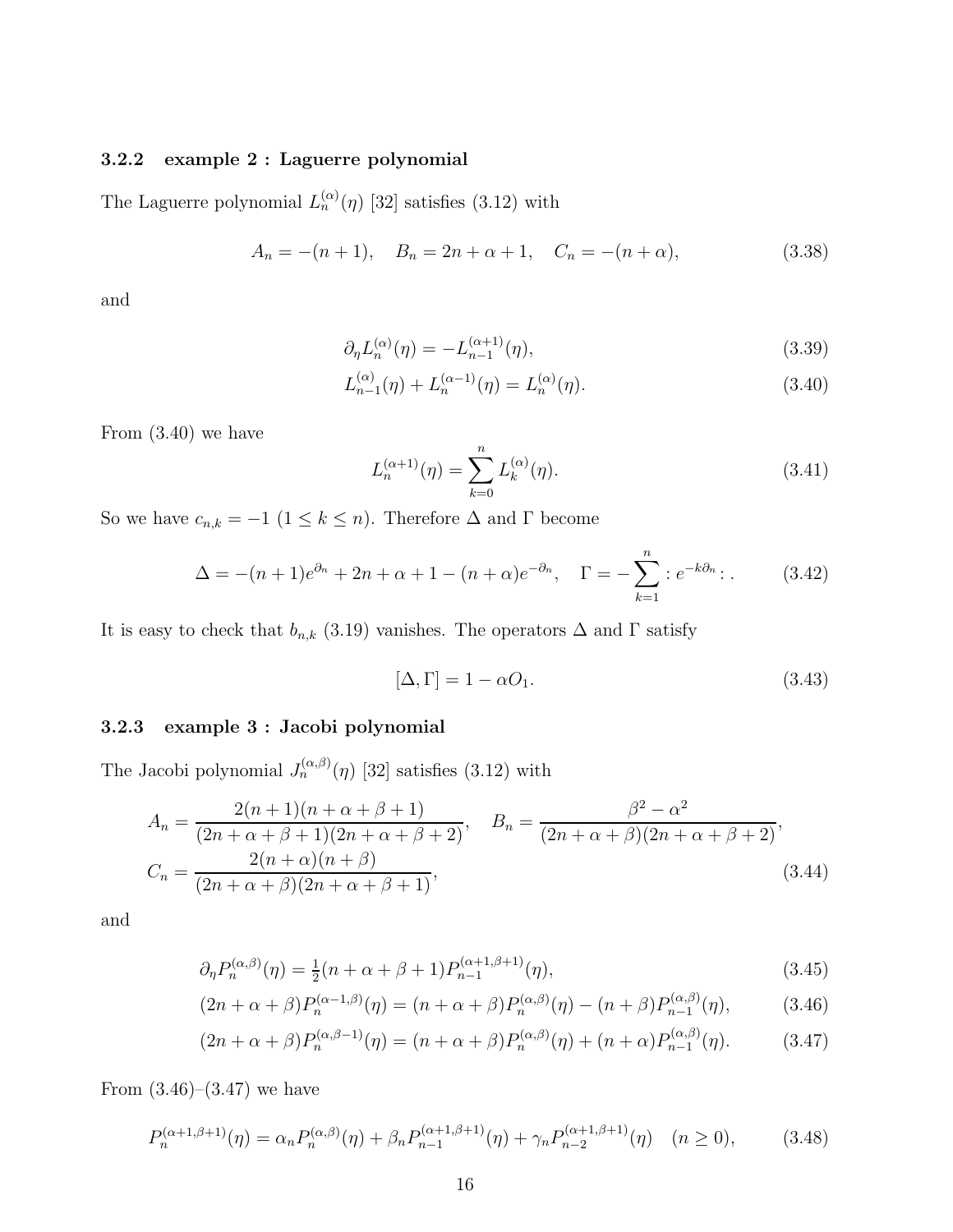### 3.2.2 example 2 : Laguerre polynomial

The Laguerre polynomial $L_n^{(\alpha)}(\eta)$ [32] satisfies (3.12) with

$$A_n = -(n+1), \quad B_n = 2n+\alpha+1, \quad C_n = -(n+\alpha), \tag{3.38}$$

and

$$\partial_\eta L_n^{(\alpha)}(\eta) = -L_{n-1}^{(\alpha+1)}(\eta), \tag{3.39}$$

$$L_{n-1}^{(\alpha)}(\eta) + L_n^{(\alpha-1)}(\eta) = L_n^{(\alpha)}(\eta). \tag{3.40}$$

From (3.40) we have

$$L_n^{(\alpha+1)}(\eta) = \sum_{k=0}^{n} L_k^{(\alpha)}(\eta). \tag{3.41}$$

So we have $c_{n,k} = -1$ $(1 \leq k \leq n)$. Therefore $\Delta$ and $\Gamma$ become

$$\Delta = -(n+1)e^{\partial_n} + 2n+\alpha+1 - (n+\alpha)e^{-\partial_n}, \quad \Gamma = -\sum_{k=1}^{n} :e^{-k\partial_n}: . \tag{3.42}$$

It is easy to check that $b_{n,k}$ (3.19) vanishes. The operators $\Delta$ and $\Gamma$ satisfy

$$[\Delta, \Gamma] = 1 - \alpha O_1. \tag{3.43}$$

### 3.2.3 example 3 : Jacobi polynomial

The Jacobi polynomial $J_n^{(\alpha,\beta)}(\eta)$ [32] satisfies (3.12) with

$$A_n = \frac{2(n+1)(n+\alpha+\beta+1)}{(2n+\alpha+\beta+1)(2n+\alpha+\beta+2)}, \quad B_n = \frac{\beta^2-\alpha^2}{(2n+\alpha+\beta)(2n+\alpha+\beta+2)},$$
$$C_n = \frac{2(n+\alpha)(n+\beta)}{(2n+\alpha+\beta)(2n+\alpha+\beta+1)}, \tag{3.44}$$

and

$$\partial_\eta P_n^{(\alpha,\beta)}(\eta) = \tfrac{1}{2}(n+\alpha+\beta+1)P_{n-1}^{(\alpha+1,\beta+1)}(\eta), \tag{3.45}$$

$$(2n+\alpha+\beta)P_n^{(\alpha-1,\beta)}(\eta) = (n+\alpha+\beta)P_n^{(\alpha,\beta)}(\eta) - (n+\beta)P_{n-1}^{(\alpha,\beta)}(\eta), \tag{3.46}$$

$$(2n+\alpha+\beta)P_n^{(\alpha,\beta-1)}(\eta) = (n+\alpha+\beta)P_n^{(\alpha,\beta)}(\eta) + (n+\alpha)P_{n-1}^{(\alpha,\beta)}(\eta). \tag{3.47}$$

From (3.46)–(3.47) we have

$$P_n^{(\alpha+1,\beta+1)}(\eta) = \alpha_n P_n^{(\alpha,\beta)}(\eta) + \beta_n P_{n-1}^{(\alpha+1,\beta+1)}(\eta) + \gamma_n P_{n-2}^{(\alpha+1,\beta+1)}(\eta) \quad (n \geq 0), \tag{3.48}$$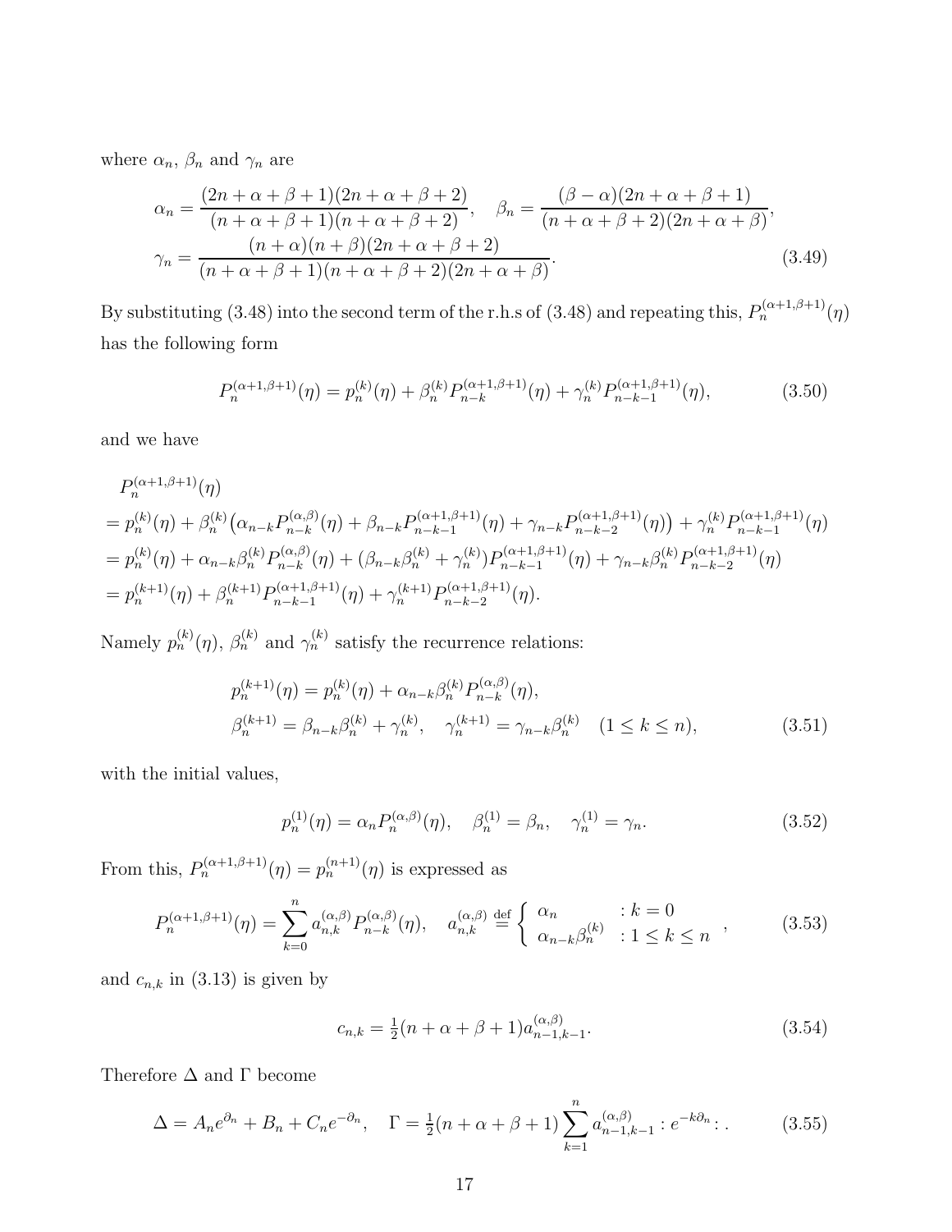where $\alpha_n$, $\beta_n$ and $\gamma_n$ are

$$
\alpha_n = \frac{(2n+\alpha+\beta+1)(2n+\alpha+\beta+2)}{(n+\alpha+\beta+1)(n+\alpha+\beta+2)}, \quad \beta_n = \frac{(\beta-\alpha)(2n+\alpha+\beta+1)}{(n+\alpha+\beta+2)(2n+\alpha+\beta)},
$$
$$
\gamma_n = \frac{(n+\alpha)(n+\beta)(2n+\alpha+\beta+2)}{(n+\alpha+\beta+1)(n+\alpha+\beta+2)(2n+\alpha+\beta)}. \tag{3.49}
$$

By substituting (3.48) into the second term of the r.h.s of (3.48) and repeating this, $P_n^{(\alpha+1,\beta+1)}(\eta)$ has the following form

$$
P_n^{(\alpha+1,\beta+1)}(\eta) = p_n^{(k)}(\eta) + \beta_n^{(k)} P_{n-k}^{(\alpha+1,\beta+1)}(\eta) + \gamma_n^{(k)} P_{n-k-1}^{(\alpha+1,\beta+1)}(\eta), \tag{3.50}
$$

and we have

$$
\begin{aligned}
&P_n^{(\alpha+1,\beta+1)}(\eta) \\
&= p_n^{(k)}(\eta) + \beta_n^{(k)}\big(\alpha_{n-k}P_{n-k}^{(\alpha,\beta)}(\eta) + \beta_{n-k}P_{n-k-1}^{(\alpha+1,\beta+1)}(\eta) + \gamma_{n-k}P_{n-k-2}^{(\alpha+1,\beta+1)}(\eta)\big) + \gamma_n^{(k)}P_{n-k-1}^{(\alpha+1,\beta+1)}(\eta) \\
&= p_n^{(k)}(\eta) + \alpha_{n-k}\beta_n^{(k)}P_{n-k}^{(\alpha,\beta)}(\eta) + (\beta_{n-k}\beta_n^{(k)} + \gamma_n^{(k)})P_{n-k-1}^{(\alpha+1,\beta+1)}(\eta) + \gamma_{n-k}\beta_n^{(k)}P_{n-k-2}^{(\alpha+1,\beta+1)}(\eta) \\
&= p_n^{(k+1)}(\eta) + \beta_n^{(k+1)}P_{n-k-1}^{(\alpha+1,\beta+1)}(\eta) + \gamma_n^{(k+1)}P_{n-k-2}^{(\alpha+1,\beta+1)}(\eta).
\end{aligned}
$$

Namely $p_n^{(k)}(\eta)$, $\beta_n^{(k)}$ and $\gamma_n^{(k)}$ satisfy the recurrence relations:

$$
\begin{aligned}
&p_n^{(k+1)}(\eta) = p_n^{(k)}(\eta) + \alpha_{n-k}\beta_n^{(k)}P_{n-k}^{(\alpha,\beta)}(\eta), \\
&\beta_n^{(k+1)} = \beta_{n-k}\beta_n^{(k)} + \gamma_n^{(k)}, \quad \gamma_n^{(k+1)} = \gamma_{n-k}\beta_n^{(k)} \quad (1 \le k \le n),
\end{aligned} \tag{3.51}
$$

with the initial values,

$$
p_n^{(1)}(\eta) = \alpha_n P_n^{(\alpha,\beta)}(\eta), \quad \beta_n^{(1)} = \beta_n, \quad \gamma_n^{(1)} = \gamma_n. \tag{3.52}
$$

From this, $P_n^{(\alpha+1,\beta+1)}(\eta) = p_n^{(n+1)}(\eta)$ is expressed as

$$
P_n^{(\alpha+1,\beta+1)}(\eta) = \sum_{k=0}^{n} a_{n,k}^{(\alpha,\beta)} P_{n-k}^{(\alpha,\beta)}(\eta), \quad a_{n,k}^{(\alpha,\beta)} \stackrel{\text{def}}{=} \begin{cases} \alpha_n & : k = 0 \\ \alpha_{n-k}\beta_n^{(k)} & : 1 \le k \le n \end{cases}, \tag{3.53}
$$

and $c_{n,k}$ in (3.13) is given by

$$
c_{n,k} = \tfrac{1}{2}(n+\alpha+\beta+1)a_{n-1,k-1}^{(\alpha,\beta)}. \tag{3.54}
$$

Therefore $\Delta$ and $\Gamma$ become

$$
\Delta = A_n e^{\partial_n} + B_n + C_n e^{-\partial_n}, \quad \Gamma = \tfrac{1}{2}(n+\alpha+\beta+1)\sum_{k=1}^{n} a_{n-1,k-1}^{(\alpha,\beta)} : e^{-k\partial_n} : . \tag{3.55}
$$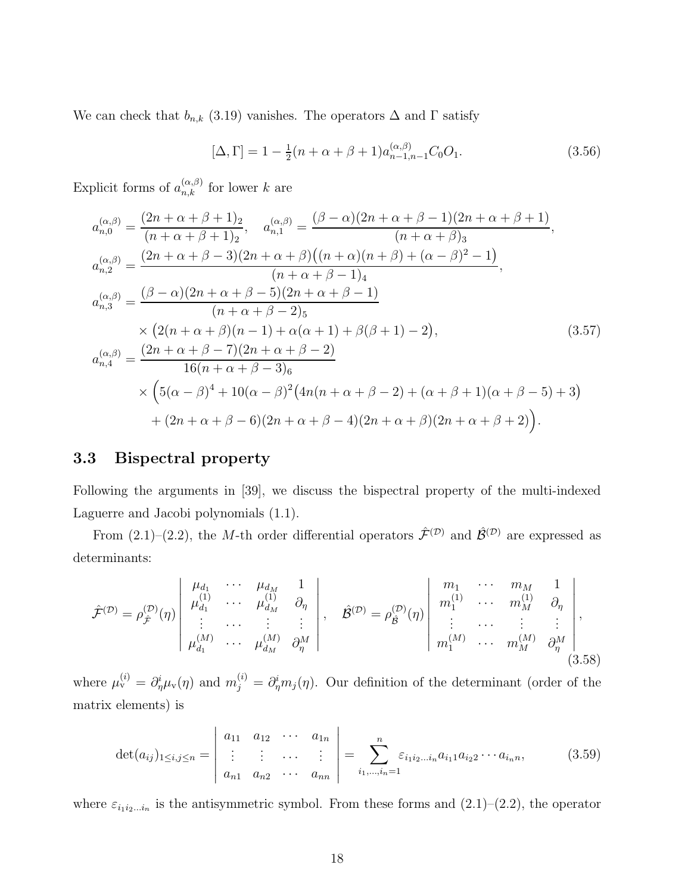We can check that $b_{n,k}$ (3.19) vanishes. The operators $\Delta$ and $\Gamma$ satisfy

$$[\Delta, \Gamma] = 1 - \tfrac{1}{2}(n+\alpha+\beta+1)a^{(\alpha,\beta)}_{n-1,n-1}C_0 O_1. \tag{3.56}$$

Explicit forms of $a^{(\alpha,\beta)}_{n,k}$ for lower $k$ are

$$\begin{aligned}
a^{(\alpha,\beta)}_{n,0} &= \frac{(2n+\alpha+\beta+1)_2}{(n+\alpha+\beta+1)_2}, \quad a^{(\alpha,\beta)}_{n,1} = \frac{(\beta-\alpha)(2n+\alpha+\beta-1)(2n+\alpha+\beta+1)}{(n+\alpha+\beta)_3},\\
a^{(\alpha,\beta)}_{n,2} &= \frac{(2n+\alpha+\beta-3)(2n+\alpha+\beta)\big((n+\alpha)(n+\beta)+(\alpha-\beta)^2-1\big)}{(n+\alpha+\beta-1)_4},\\
a^{(\alpha,\beta)}_{n,3} &= \frac{(\beta-\alpha)(2n+\alpha+\beta-5)(2n+\alpha+\beta-1)}{(n+\alpha+\beta-2)_5}\\
&\quad\times\big(2(n+\alpha+\beta)(n-1)+\alpha(\alpha+1)+\beta(\beta+1)-2\big),\\
a^{(\alpha,\beta)}_{n,4} &= \frac{(2n+\alpha+\beta-7)(2n+\alpha+\beta-2)}{16(n+\alpha+\beta-3)_6}\\
&\quad\times\Big(5(\alpha-\beta)^4+10(\alpha-\beta)^2\big(4n(n+\alpha+\beta-2)+(\alpha+\beta+1)(\alpha+\beta-5)+3\big)\\
&\qquad+(2n+\alpha+\beta-6)(2n+\alpha+\beta-4)(2n+\alpha+\beta)(2n+\alpha+\beta+2)\Big).
\end{aligned} \tag{3.57}$$

### 3.3 Bispectral property

Following the arguments in [39], we discuss the bispectral property of the multi-indexed Laguerre and Jacobi polynomials (1.1).

From (2.1)–(2.2), the $M$-th order differential operators $\hat{\mathcal{F}}^{(\mathcal{D})}$ and $\hat{\mathcal{B}}^{(\mathcal{D})}$ are expressed as determinants:

$$\hat{\mathcal{F}}^{(\mathcal{D})} = \rho^{(\mathcal{D})}_{\hat{\mathcal{F}}}(\eta)\begin{vmatrix} \mu_{d_1} & \cdots & \mu_{d_M} & 1\\ \mu^{(1)}_{d_1} & \cdots & \mu^{(1)}_{d_M} & \partial_\eta\\ \vdots & \cdots & \vdots & \vdots\\ \mu^{(M)}_{d_1} & \cdots & \mu^{(M)}_{d_M} & \partial^M_\eta \end{vmatrix}, \quad \hat{\mathcal{B}}^{(\mathcal{D})} = \rho^{(\mathcal{D})}_{\hat{\mathcal{B}}}(\eta)\begin{vmatrix} m_1 & \cdots & m_M & 1\\ m^{(1)}_1 & \cdots & m^{(1)}_M & \partial_\eta\\ \vdots & \cdots & \vdots & \vdots\\ m^{(M)}_1 & \cdots & m^{(M)}_M & \partial^M_\eta \end{vmatrix}, \tag{3.58}$$

where $\mu^{(i)}_{\mathrm{v}} = \partial^i_\eta \mu_{\mathrm{v}}(\eta)$ and $m^{(i)}_j = \partial^i_\eta m_j(\eta)$. Our definition of the determinant (order of the matrix elements) is

$$\det(a_{ij})_{1\le i,j\le n} = \begin{vmatrix} a_{11} & a_{12} & \cdots & a_{1n}\\ \vdots & \vdots & \cdots & \vdots\\ a_{n1} & a_{n2} & \cdots & a_{nn} \end{vmatrix} = \sum_{i_1,\ldots,i_n=1}^{n} \varepsilon_{i_1 i_2\ldots i_n} a_{i_1 1} a_{i_2 2}\cdots a_{i_n n}, \tag{3.59}$$

where $\varepsilon_{i_1 i_2\ldots i_n}$ is the antisymmetric symbol. From these forms and (2.1)–(2.2), the operator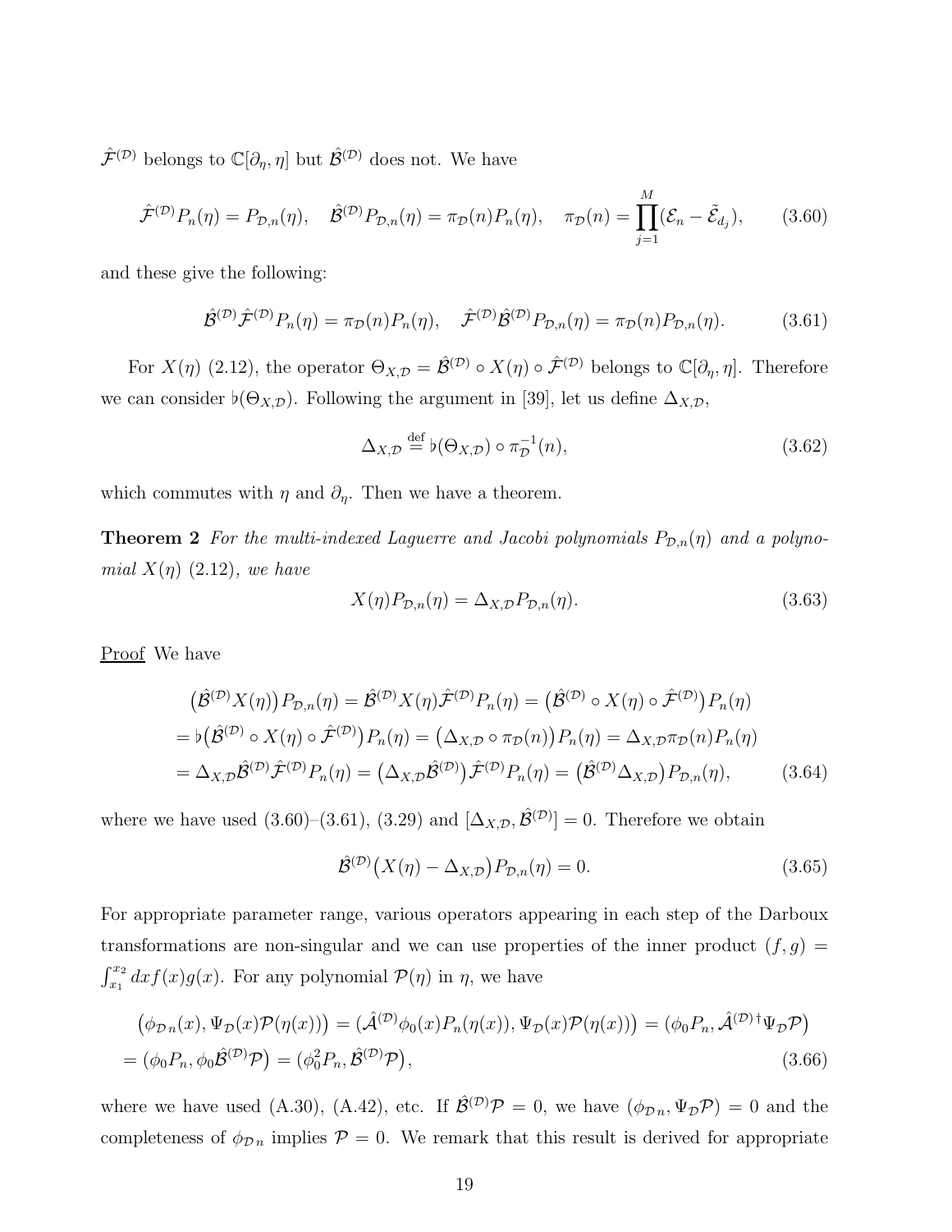$\hat{\mathcal{F}}^{(\mathcal{D})}$ belongs to $\mathbb{C}[\partial_\eta,\eta]$ but $\hat{\mathcal{B}}^{(\mathcal{D})}$ does not. We have

$$\hat{\mathcal{F}}^{(\mathcal{D})}P_n(\eta)=P_{\mathcal{D},n}(\eta),\quad \hat{\mathcal{B}}^{(\mathcal{D})}P_{\mathcal{D},n}(\eta)=\pi_{\mathcal{D}}(n)P_n(\eta),\quad \pi_{\mathcal{D}}(n)=\prod_{j=1}^{M}(\mathcal{E}_n-\tilde{\mathcal{E}}_{d_j}),\tag{3.60}$$

and these give the following:

$$\hat{\mathcal{B}}^{(\mathcal{D})}\hat{\mathcal{F}}^{(\mathcal{D})}P_n(\eta)=\pi_{\mathcal{D}}(n)P_n(\eta),\quad \hat{\mathcal{F}}^{(\mathcal{D})}\hat{\mathcal{B}}^{(\mathcal{D})}P_{\mathcal{D},n}(\eta)=\pi_{\mathcal{D}}(n)P_{\mathcal{D},n}(\eta).\tag{3.61}$$

For $X(\eta)$ (2.12), the operator $\Theta_{X,\mathcal{D}}=\hat{\mathcal{B}}^{(\mathcal{D})}\circ X(\eta)\circ\hat{\mathcal{F}}^{(\mathcal{D})}$ belongs to $\mathbb{C}[\partial_\eta,\eta]$. Therefore we can consider $\flat(\Theta_{X,\mathcal{D}})$. Following the argument in [39], let us define $\Delta_{X,\mathcal{D}}$,

$$\Delta_{X,\mathcal{D}}\stackrel{\text{def}}{=}\flat(\Theta_{X,\mathcal{D}})\circ\pi_{\mathcal{D}}^{-1}(n),\tag{3.62}$$

which commutes with $\eta$ and $\partial_\eta$. Then we have a theorem.

**Theorem 2** *For the multi-indexed Laguerre and Jacobi polynomials $P_{\mathcal{D},n}(\eta)$ and a polynomial $X(\eta)$ (2.12), we have*

$$X(\eta)P_{\mathcal{D},n}(\eta)=\Delta_{X,\mathcal{D}}P_{\mathcal{D},n}(\eta).\tag{3.63}$$

Proof We have

$$\begin{aligned}
&\big(\hat{\mathcal{B}}^{(\mathcal{D})}X(\eta)\big)P_{\mathcal{D},n}(\eta)=\hat{\mathcal{B}}^{(\mathcal{D})}X(\eta)\hat{\mathcal{F}}^{(\mathcal{D})}P_n(\eta)=\big(\hat{\mathcal{B}}^{(\mathcal{D})}\circ X(\eta)\circ\hat{\mathcal{F}}^{(\mathcal{D})}\big)P_n(\eta)\\
&=\flat\big(\hat{\mathcal{B}}^{(\mathcal{D})}\circ X(\eta)\circ\hat{\mathcal{F}}^{(\mathcal{D})}\big)P_n(\eta)=\big(\Delta_{X,\mathcal{D}}\circ\pi_{\mathcal{D}}(n)\big)P_n(\eta)=\Delta_{X,\mathcal{D}}\pi_{\mathcal{D}}(n)P_n(\eta)\\
&=\Delta_{X,\mathcal{D}}\hat{\mathcal{B}}^{(\mathcal{D})}\hat{\mathcal{F}}^{(\mathcal{D})}P_n(\eta)=\big(\Delta_{X,\mathcal{D}}\hat{\mathcal{B}}^{(\mathcal{D})}\big)\hat{\mathcal{F}}^{(\mathcal{D})}P_n(\eta)=\big(\hat{\mathcal{B}}^{(\mathcal{D})}\Delta_{X,\mathcal{D}}\big)P_{\mathcal{D},n}(\eta),
\end{aligned}\tag{3.64}$$

where we have used (3.60)–(3.61), (3.29) and $[\Delta_{X,\mathcal{D}},\hat{\mathcal{B}}^{(\mathcal{D})}]=0$. Therefore we obtain

$$\hat{\mathcal{B}}^{(\mathcal{D})}\big(X(\eta)-\Delta_{X,\mathcal{D}}\big)P_{\mathcal{D},n}(\eta)=0.\tag{3.65}$$

For appropriate parameter range, various operators appearing in each step of the Darboux transformations are non-singular and we can use properties of the inner product $(f,g)=\int_{x_1}^{x_2}dxf(x)g(x)$. For any polynomial $\mathcal{P}(\eta)$ in $\eta$, we have

$$\begin{aligned}
&\big(\phi_{\mathcal{D}\,n}(x),\Psi_{\mathcal{D}}(x)\mathcal{P}(\eta(x))\big)=(\hat{\mathcal{A}}^{(\mathcal{D})}\phi_0(x)P_n(\eta(x)),\Psi_{\mathcal{D}}(x)\mathcal{P}(\eta(x))\big)=(\phi_0P_n,\hat{\mathcal{A}}^{(\mathcal{D})\dagger}\Psi_{\mathcal{D}}\mathcal{P}\big)\\
&=(\phi_0P_n,\phi_0\hat{\mathcal{B}}^{(\mathcal{D})}\mathcal{P}\big)=(\phi_0^2P_n,\hat{\mathcal{B}}^{(\mathcal{D})}\mathcal{P}\big),
\end{aligned}\tag{3.66}$$

where we have used (A.30), (A.42), etc. If $\hat{\mathcal{B}}^{(\mathcal{D})}\mathcal{P}=0$, we have $(\phi_{\mathcal{D}\,n},\Psi_{\mathcal{D}}\mathcal{P})=0$ and the completeness of $\phi_{\mathcal{D}\,n}$ implies $\mathcal{P}=0$. We remark that this result is derived for appropriate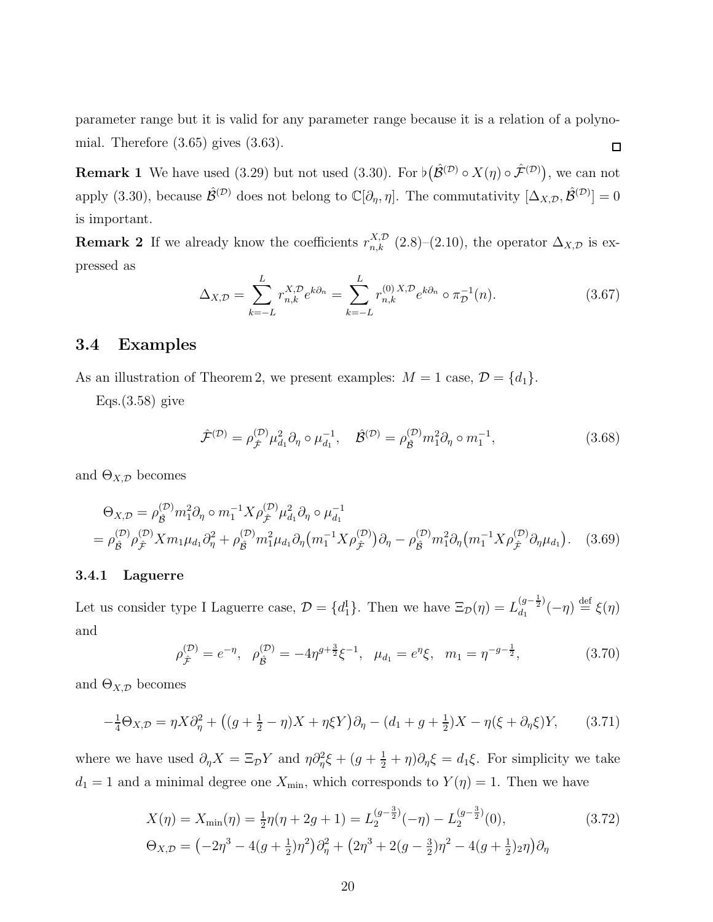parameter range but it is valid for any parameter range because it is a relation of a polynomial. Therefore (3.65) gives (3.63). □

**Remark 1** We have used (3.29) but not used (3.30). For $\flat\big(\hat{\mathcal{B}}^{(\mathcal{D})}\circ X(\eta)\circ\hat{\mathcal{F}}^{(\mathcal{D})}\big)$, we can not apply (3.30), because $\hat{\mathcal{B}}^{(\mathcal{D})}$ does not belong to $\mathbb{C}[\partial_\eta,\eta]$. The commutativity $[\Delta_{X,\mathcal{D}},\hat{\mathcal{B}}^{(\mathcal{D})}]=0$ is important.

**Remark 2** If we already know the coefficients $r^{X,\mathcal{D}}_{n,k}$ (2.8)–(2.10), the operator $\Delta_{X,\mathcal{D}}$ is expressed as

$$\Delta_{X,\mathcal{D}}=\sum_{k=-L}^{L}r^{X,\mathcal{D}}_{n,k}e^{k\partial_n}=\sum_{k=-L}^{L}r^{(0)\,X,\mathcal{D}}_{n,k}e^{k\partial_n}\circ\pi_{\mathcal{D}}^{-1}(n). \tag{3.67}$$

## 3.4 Examples

As an illustration of Theorem 2, we present examples: $M=1$ case, $\mathcal{D}=\{d_1\}$.

Eqs.(3.58) give

$$\hat{\mathcal{F}}^{(\mathcal{D})}=\rho^{(\mathcal{D})}_{\hat{\mathcal{F}}}\mu_{d_1}^2\partial_\eta\circ\mu_{d_1}^{-1},\quad \hat{\mathcal{B}}^{(\mathcal{D})}=\rho^{(\mathcal{D})}_{\hat{\mathcal{B}}}m_1^2\partial_\eta\circ m_1^{-1}, \tag{3.68}$$

and $\Theta_{X,\mathcal{D}}$ becomes

$$\begin{aligned}\Theta_{X,\mathcal{D}}&=\rho^{(\mathcal{D})}_{\hat{\mathcal{B}}}m_1^2\partial_\eta\circ m_1^{-1}X\rho^{(\mathcal{D})}_{\hat{\mathcal{F}}}\mu_{d_1}^2\partial_\eta\circ\mu_{d_1}^{-1}\\&=\rho^{(\mathcal{D})}_{\hat{\mathcal{B}}}\rho^{(\mathcal{D})}_{\hat{\mathcal{F}}}Xm_1\mu_{d_1}\partial_\eta^2+\rho^{(\mathcal{D})}_{\hat{\mathcal{B}}}m_1^2\mu_{d_1}\partial_\eta\big(m_1^{-1}X\rho^{(\mathcal{D})}_{\hat{\mathcal{F}}}\big)\partial_\eta-\rho^{(\mathcal{D})}_{\hat{\mathcal{B}}}m_1^2\partial_\eta\big(m_1^{-1}X\rho^{(\mathcal{D})}_{\hat{\mathcal{F}}}\partial_\eta\mu_{d_1}\big).\end{aligned} \tag{3.69}$$

### 3.4.1 Laguerre

Let us consider type I Laguerre case, $\mathcal{D}=\{d^{\text{I}}_1\}$. Then we have $\Xi_{\mathcal{D}}(\eta)=L^{(g-\frac12)}_{d_1}(-\eta)\stackrel{\text{def}}{=}\xi(\eta)$ and

$$\rho^{(\mathcal{D})}_{\hat{\mathcal{F}}}=e^{-\eta},\quad \rho^{(\mathcal{D})}_{\hat{\mathcal{B}}}=-4\eta^{g+\frac32}\xi^{-1},\quad \mu_{d_1}=e^{\eta}\xi,\quad m_1=\eta^{-g-\frac12}, \tag{3.70}$$

and $\Theta_{X,\mathcal{D}}$ becomes

$$-\tfrac14\Theta_{X,\mathcal{D}}=\eta X\partial_\eta^2+\big((g+\tfrac12-\eta)X+\eta\xi Y\big)\partial_\eta-(d_1+g+\tfrac12)X-\eta(\xi+\partial_\eta\xi)Y, \tag{3.71}$$

where we have used $\partial_\eta X=\Xi_{\mathcal{D}}Y$ and $\eta\partial_\eta^2\xi+(g+\frac12+\eta)\partial_\eta\xi=d_1\xi$. For simplicity we take $d_1=1$ and a minimal degree one $X_{\text{min}}$, which corresponds to $Y(\eta)=1$. Then we have

$$\begin{aligned}X(\eta)&=X_{\text{min}}(\eta)=\tfrac12\eta(\eta+2g+1)=L^{(g-\frac32)}_2(-\eta)-L^{(g-\frac32)}_2(0), \qquad (3.72)\\ \Theta_{X,\mathcal{D}}&=\big(-2\eta^3-4(g+\tfrac12)\eta^2\big)\partial_\eta^2+\big(2\eta^3+2(g-\tfrac32)\eta^2-4(g+\tfrac12)_2\eta\big)\partial_\eta\end{aligned}$$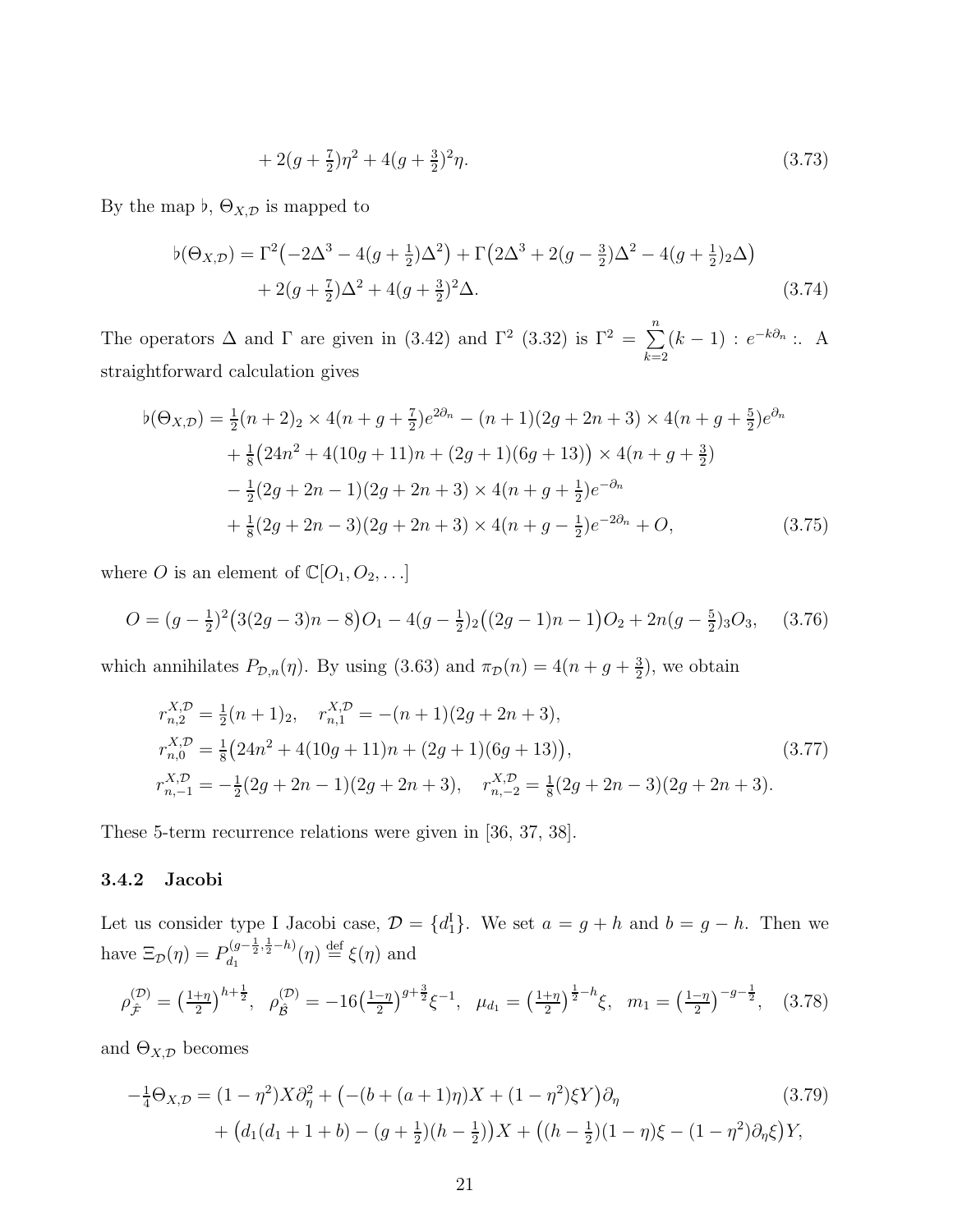$$+ 2(g+\tfrac{7}{2})\eta^2 + 4(g+\tfrac{3}{2})^2\eta. \tag{3.73}$$

By the map $\flat$, $\Theta_{X,\mathcal{D}}$ is mapped to

$$\begin{aligned}
\flat(\Theta_{X,\mathcal{D}}) &= \Gamma^2\big(-2\Delta^3 - 4(g+\tfrac{1}{2})\Delta^2\big) + \Gamma\big(2\Delta^3 + 2(g-\tfrac{3}{2})\Delta^2 - 4(g+\tfrac{1}{2})_2\Delta\big)\\
&\quad + 2(g+\tfrac{7}{2})\Delta^2 + 4(g+\tfrac{3}{2})^2\Delta.
\end{aligned} \tag{3.74}$$

The operators $\Delta$ and $\Gamma$ are given in (3.42) and $\Gamma^2$ (3.32) is $\Gamma^2 = \sum_{k=2}^{n}(k-1) : e^{-k\partial_n} :$. A straightforward calculation gives

$$\begin{aligned}
\flat(\Theta_{X,\mathcal{D}}) &= \tfrac{1}{2}(n+2)_2 \times 4(n+g+\tfrac{7}{2})e^{2\partial_n} - (n+1)(2g+2n+3)\times 4(n+g+\tfrac{5}{2})e^{\partial_n}\\
&\quad + \tfrac{1}{8}\big(24n^2 + 4(10g+11)n + (2g+1)(6g+13)\big)\times 4(n+g+\tfrac{3}{2})\\
&\quad - \tfrac{1}{2}(2g+2n-1)(2g+2n+3)\times 4(n+g+\tfrac{1}{2})e^{-\partial_n}\\
&\quad + \tfrac{1}{8}(2g+2n-3)(2g+2n+3)\times 4(n+g-\tfrac{1}{2})e^{-2\partial_n} + O,
\end{aligned} \tag{3.75}$$

where $O$ is an element of $\mathbb{C}[O_1, O_2, \ldots]$

$$O = (g-\tfrac{1}{2})^2\big(3(2g-3)n - 8\big)O_1 - 4(g-\tfrac{1}{2})_2\big((2g-1)n-1\big)O_2 + 2n(g-\tfrac{5}{2})_3O_3, \tag{3.76}$$

which annihilates $P_{\mathcal{D},n}(\eta)$. By using (3.63) and $\pi_{\mathcal{D}}(n) = 4(n+g+\frac{3}{2})$, we obtain

$$\begin{aligned}
&r^{X,\mathcal{D}}_{n,2} = \tfrac{1}{2}(n+1)_2, \quad r^{X,\mathcal{D}}_{n,1} = -(n+1)(2g+2n+3),\\
&r^{X,\mathcal{D}}_{n,0} = \tfrac{1}{8}\big(24n^2 + 4(10g+11)n + (2g+1)(6g+13)\big),\\
&r^{X,\mathcal{D}}_{n,-1} = -\tfrac{1}{2}(2g+2n-1)(2g+2n+3), \quad r^{X,\mathcal{D}}_{n,-2} = \tfrac{1}{8}(2g+2n-3)(2g+2n+3).
\end{aligned} \tag{3.77}$$

These 5-term recurrence relations were given in [36, 37, 38].

### 3.4.2 Jacobi

Let us consider type I Jacobi case, $\mathcal{D} = \{d^{\mathrm{I}}_1\}$. We set $a = g+h$ and $b = g-h$. Then we have $\Xi_{\mathcal{D}}(\eta) = P^{(g-\frac{1}{2},\frac{1}{2}-h)}_{d_1}(\eta) \stackrel{\text{def}}{=} \xi(\eta)$ and

$$\rho^{(\mathcal{D})}_{\hat{\mathcal{F}}} = \big(\tfrac{1+\eta}{2}\big)^{h+\frac{1}{2}}, \quad \rho^{(\mathcal{D})}_{\hat{\mathcal{B}}} = -16\big(\tfrac{1-\eta}{2}\big)^{g+\frac{3}{2}}\xi^{-1}, \quad \mu_{d_1} = \big(\tfrac{1+\eta}{2}\big)^{\frac{1}{2}-h}\xi, \quad m_1 = \big(\tfrac{1-\eta}{2}\big)^{-g-\frac{1}{2}}, \tag{3.78}$$

and $\Theta_{X,\mathcal{D}}$ becomes

$$\begin{aligned}
-\tfrac{1}{4}\Theta_{X,\mathcal{D}} &= (1-\eta^2)X\partial_\eta^2 + \big(-(b+(a+1)\eta)X + (1-\eta^2)\xi Y\big)\partial_\eta\\
&\quad + \big(d_1(d_1+1+b) - (g+\tfrac{1}{2})(h-\tfrac{1}{2})\big)X + \big((h-\tfrac{1}{2})(1-\eta)\xi - (1-\eta^2)\partial_\eta\xi\big)Y,
\end{aligned} \tag{3.79}$$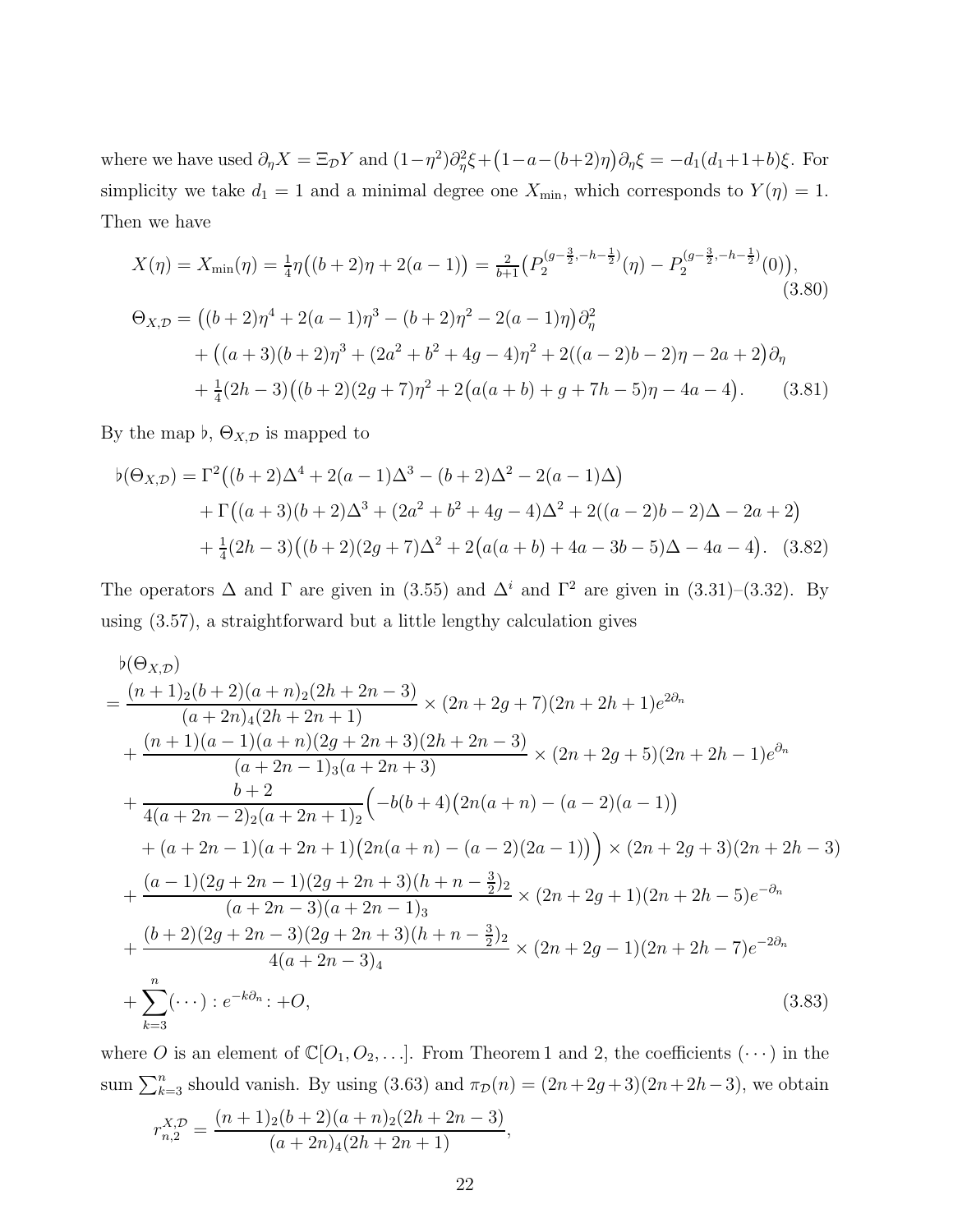where we have used $\partial_\eta X = \Xi_{\mathcal{D}} Y$ and $(1-\eta^2)\partial_\eta^2\xi + \big(1-a-(b+2)\eta\big)\partial_\eta\xi = -d_1(d_1+1+b)\xi$. For simplicity we take $d_1 = 1$ and a minimal degree one $X_{\min}$, which corresponds to $Y(\eta) = 1$. Then we have

$$
X(\eta) = X_{\min}(\eta) = \tfrac{1}{4}\eta\big((b+2)\eta + 2(a-1)\big) = \tfrac{2}{b+1}\big(P_2^{(g-\frac{3}{2},-h-\frac{1}{2})}(\eta) - P_2^{(g-\frac{3}{2},-h-\frac{1}{2})}(0)\big), \tag{3.80}
$$

$$
\begin{aligned}
\Theta_{X,\mathcal{D}} &= \big((b+2)\eta^4 + 2(a-1)\eta^3 - (b+2)\eta^2 - 2(a-1)\eta\big)\partial_\eta^2 \\
&\quad + \big((a+3)(b+2)\eta^3 + (2a^2+b^2+4g-4)\eta^2 + 2((a-2)b-2)\eta - 2a+2\big)\partial_\eta \\
&\quad + \tfrac{1}{4}(2h-3)\big((b+2)(2g+7)\eta^2 + 2\big(a(a+b)+g+7h-5\big)\eta - 4a-4\big).
\end{aligned} \tag{3.81}
$$

By the map $\flat$, $\Theta_{X,\mathcal{D}}$ is mapped to

$$
\begin{aligned}
\flat(\Theta_{X,\mathcal{D}}) &= \Gamma^2\big((b+2)\Delta^4 + 2(a-1)\Delta^3 - (b+2)\Delta^2 - 2(a-1)\Delta\big) \\
&\quad + \Gamma\big((a+3)(b+2)\Delta^3 + (2a^2+b^2+4g-4)\Delta^2 + 2((a-2)b-2)\Delta - 2a+2\big) \\
&\quad + \tfrac{1}{4}(2h-3)\big((b+2)(2g+7)\Delta^2 + 2\big(a(a+b)+4a-3b-5\big)\Delta - 4a-4\big).
\end{aligned} \tag{3.82}
$$

The operators $\Delta$ and $\Gamma$ are given in (3.55) and $\Delta^i$ and $\Gamma^2$ are given in (3.31)–(3.32). By using (3.57), a straightforward but a little lengthy calculation gives

$$
\begin{aligned}
&\flat(\Theta_{X,\mathcal{D}}) \\
&= \frac{(n+1)_2(b+2)(a+n)_2(2h+2n-3)}{(a+2n)_4(2h+2n+1)} \times (2n+2g+7)(2n+2h+1)e^{2\partial_n} \\
&\quad + \frac{(n+1)(a-1)(a+n)(2g+2n+3)(2h+2n-3)}{(a+2n-1)_3(a+2n+3)} \times (2n+2g+5)(2n+2h-1)e^{\partial_n} \\
&\quad + \frac{b+2}{4(a+2n-2)_2(a+2n+1)_2}\Big(-b(b+4)\big(2n(a+n)-(a-2)(a-1)\big) \\
&\qquad + (a+2n-1)(a+2n+1)\big(2n(a+n)-(a-2)(2a-1)\big)\Big) \times (2n+2g+3)(2n+2h-3) \\
&\quad + \frac{(a-1)(2g+2n-1)(2g+2n+3)(h+n-\frac{3}{2})_2}{(a+2n-3)(a+2n-1)_3} \times (2n+2g+1)(2n+2h-5)e^{-\partial_n} \\
&\quad + \frac{(b+2)(2g+2n-3)(2g+2n+3)(h+n-\frac{3}{2})_2}{4(a+2n-3)_4} \times (2n+2g-1)(2n+2h-7)e^{-2\partial_n} \\
&\quad + \sum_{k=3}^{n}(\cdots) :e^{-k\partial_n}: + O,
\end{aligned} \tag{3.83}
$$

where $O$ is an element of $\mathbb{C}[O_1, O_2, \ldots]$. From Theorem 1 and 2, the coefficients $(\cdots)$ in the sum $\sum_{k=3}^{n}$ should vanish. By using (3.63) and $\pi_{\mathcal{D}}(n) = (2n+2g+3)(2n+2h-3)$, we obtain

$$
r_{n,2}^{X,\mathcal{D}} = \frac{(n+1)_2(b+2)(a+n)_2(2h+2n-3)}{(a+2n)_4(2h+2n+1)},
$$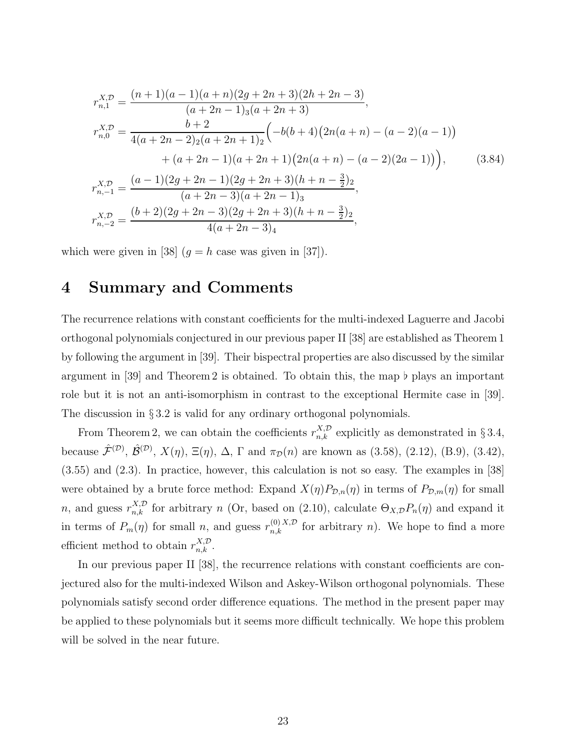$$
\begin{aligned}
r^{X,\mathcal{D}}_{n,1} &= \frac{(n+1)(a-1)(a+n)(2g+2n+3)(2h+2n-3)}{(a+2n-1)_3(a+2n+3)},\\
r^{X,\mathcal{D}}_{n,0} &= \frac{b+2}{4(a+2n-2)_2(a+2n+1)_2}\Bigl(-b(b+4)\bigl(2n(a+n)-(a-2)(a-1)\bigr)\\
&\qquad\qquad +(a+2n-1)(a+2n+1)\bigl(2n(a+n)-(a-2)(2a-1)\bigr)\Bigr), \qquad (3.84)\\
r^{X,\mathcal{D}}_{n,-1} &= \frac{(a-1)(2g+2n-1)(2g+2n+3)(h+n-\frac{3}{2})_2}{(a+2n-3)(a+2n-1)_3},\\
r^{X,\mathcal{D}}_{n,-2} &= \frac{(b+2)(2g+2n-3)(2g+2n+3)(h+n-\frac{3}{2})_2}{4(a+2n-3)_4},
\end{aligned}
$$

which were given in [38] ($g=h$ case was given in [37]).

## 4 Summary and Comments

The recurrence relations with constant coefficients for the multi-indexed Laguerre and Jacobi orthogonal polynomials conjectured in our previous paper II [38] are established as Theorem 1 by following the argument in [39]. Their bispectral properties are also discussed by the similar argument in [39] and Theorem 2 is obtained. To obtain this, the map $\flat$ plays an important role but it is not an anti-isomorphism in contrast to the exceptional Hermite case in [39]. The discussion in § 3.2 is valid for any ordinary orthogonal polynomials.

From Theorem 2, we can obtain the coefficients $r^{X,\mathcal{D}}_{n,k}$ explicitly as demonstrated in § 3.4, because $\hat{\mathcal{F}}^{(\mathcal{D})}$, $\hat{\mathcal{B}}^{(\mathcal{D})}$, $X(\eta)$, $\Xi(\eta)$, $\Delta$, $\Gamma$ and $\pi_{\mathcal{D}}(n)$ are known as (3.58), (2.12), (B.9), (3.42), (3.55) and (2.3). In practice, however, this calculation is not so easy. The examples in [38] were obtained by a brute force method: Expand $X(\eta)P_{\mathcal{D},n}(\eta)$ in terms of $P_{\mathcal{D},m}(\eta)$ for small $n$, and guess $r^{X,\mathcal{D}}_{n,k}$ for arbitrary $n$ (Or, based on (2.10), calculate $\Theta_{X,\mathcal{D}}P_n(\eta)$ and expand it in terms of $P_m(\eta)$ for small $n$, and guess $r^{(0)\,X,\mathcal{D}}_{n,k}$ for arbitrary $n$). We hope to find a more efficient method to obtain $r^{X,\mathcal{D}}_{n,k}$.

In our previous paper II [38], the recurrence relations with constant coefficients are conjectured also for the multi-indexed Wilson and Askey-Wilson orthogonal polynomials. These polynomials satisfy second order difference equations. The method in the present paper may be applied to these polynomials but it seems more difficult technically. We hope this problem will be solved in the near future.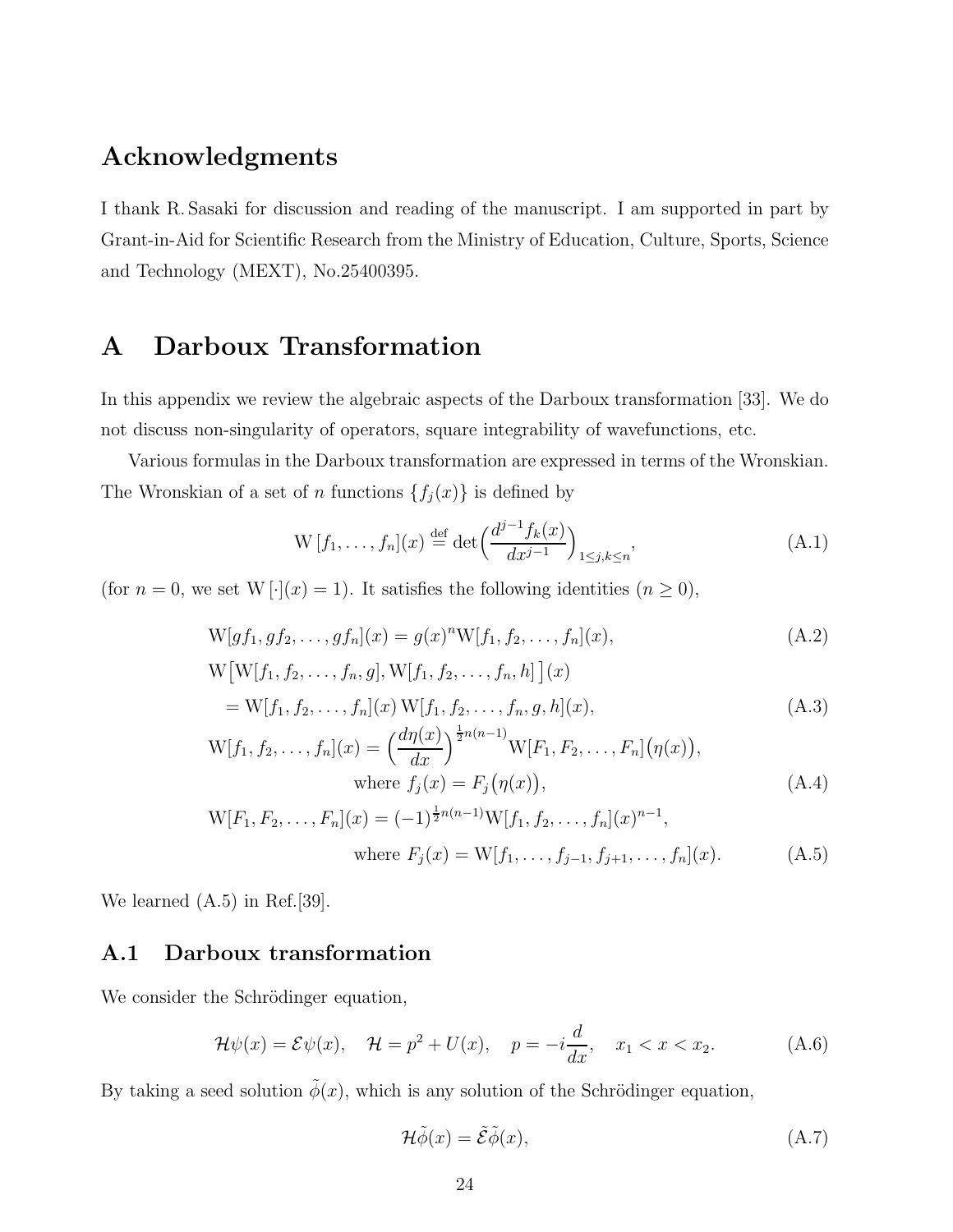# Acknowledgments

I thank R. Sasaki for discussion and reading of the manuscript. I am supported in part by Grant-in-Aid for Scientific Research from the Ministry of Education, Culture, Sports, Science and Technology (MEXT), No.25400395.

# A Darboux Transformation

In this appendix we review the algebraic aspects of the Darboux transformation [33]. We do not discuss non-singularity of operators, square integrability of wavefunctions, etc.

Various formulas in the Darboux transformation are expressed in terms of the Wronskian. The Wronskian of a set of $n$ functions $\{f_j(x)\}$ is defined by

$$\mathrm{W}\,[f_1,\ldots,f_n](x) \stackrel{\text{def}}{=} \det\Bigl(\frac{d^{j-1}f_k(x)}{dx^{j-1}}\Bigr)_{1\leq j,k\leq n}, \tag{A.1}$$

(for $n=0$, we set $\mathrm{W}\,[\cdot](x)=1$). It satisfies the following identities ($n\geq 0$),

$$\mathrm{W}[gf_1,gf_2,\ldots,gf_n](x)=g(x)^n\mathrm{W}[f_1,f_2,\ldots,f_n](x), \tag{A.2}$$

$$\begin{aligned}&\mathrm{W}\bigl[\mathrm{W}[f_1,f_2,\ldots,f_n,g],\mathrm{W}[f_1,f_2,\ldots,f_n,h]\,\bigr](x)\\&\quad=\mathrm{W}[f_1,f_2,\ldots,f_n](x)\,\mathrm{W}[f_1,f_2,\ldots,f_n,g,h](x),\end{aligned} \tag{A.3}$$

$$\begin{aligned}&\mathrm{W}[f_1,f_2,\ldots,f_n](x)=\Bigl(\frac{d\eta(x)}{dx}\Bigr)^{\frac12 n(n-1)}\mathrm{W}[F_1,F_2,\ldots,F_n]\bigl(\eta(x)\bigr),\\&\qquad\qquad\text{where } f_j(x)=F_j\bigl(\eta(x)\bigr),\end{aligned} \tag{A.4}$$

$$\begin{aligned}&\mathrm{W}[F_1,F_2,\ldots,F_n](x)=(-1)^{\frac12 n(n-1)}\mathrm{W}[f_1,f_2,\ldots,f_n](x)^{n-1},\\&\qquad\qquad\text{where } F_j(x)=\mathrm{W}[f_1,\ldots,f_{j-1},f_{j+1},\ldots,f_n](x).\end{aligned} \tag{A.5}$$

We learned (A.5) in Ref.[39].

## A.1 Darboux transformation

We consider the Schrödinger equation,

$$\mathcal{H}\psi(x)=\mathcal{E}\psi(x),\quad \mathcal{H}=p^2+U(x),\quad p=-i\frac{d}{dx},\quad x_1<x<x_2. \tag{A.6}$$

By taking a seed solution $\tilde{\phi}(x)$, which is any solution of the Schrödinger equation,

$$\mathcal{H}\tilde{\phi}(x)=\tilde{\mathcal{E}}\tilde{\phi}(x), \tag{A.7}$$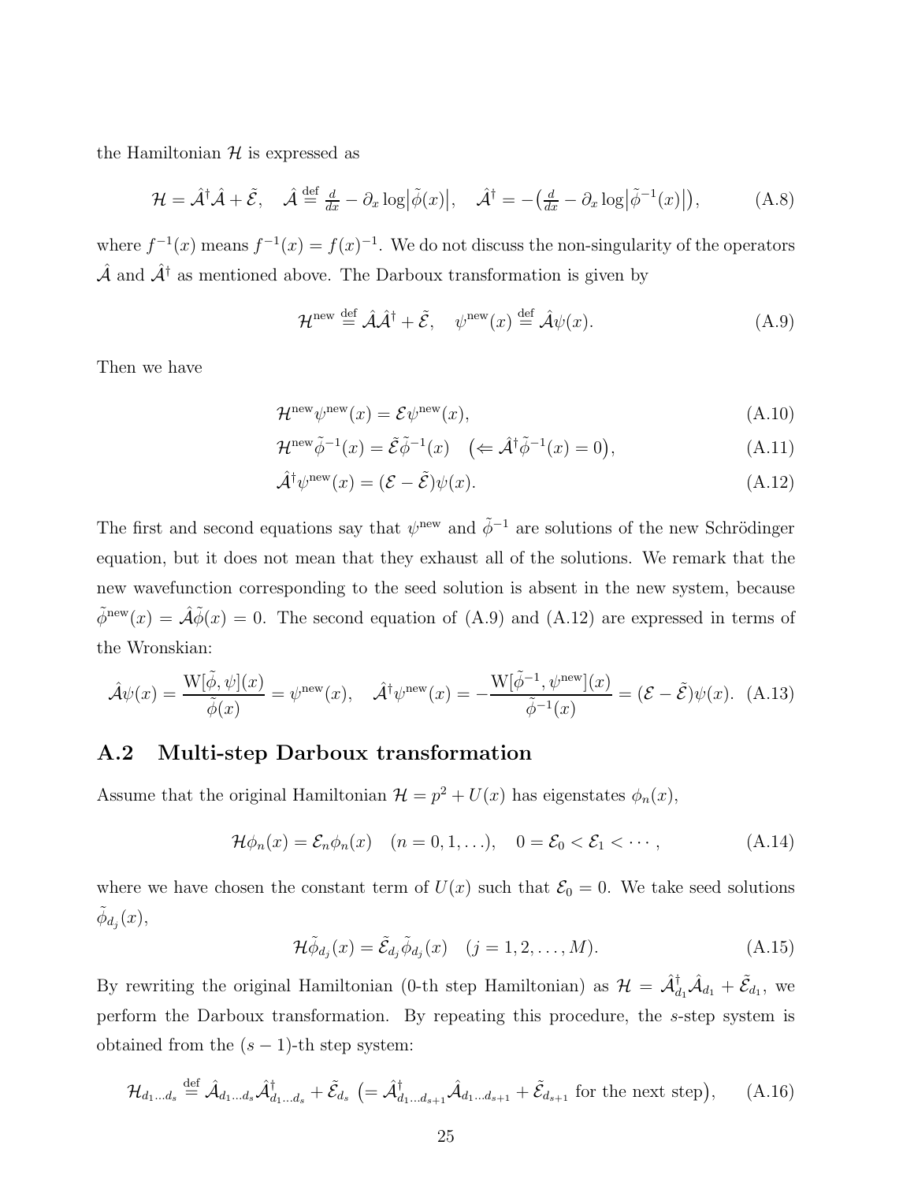the Hamiltonian $\mathcal{H}$ is expressed as

$$\mathcal{H} = \hat{\mathcal{A}}^{\dagger}\hat{\mathcal{A}} + \tilde{\mathcal{E}}, \quad \hat{\mathcal{A}} \stackrel{\text{def}}{=} \tfrac{d}{dx} - \partial_x \log\bigl|\tilde{\phi}(x)\bigr|, \quad \hat{\mathcal{A}}^{\dagger} = -\bigl(\tfrac{d}{dx} - \partial_x \log\bigl|\tilde{\phi}^{-1}(x)\bigr|\bigr), \tag{A.8}$$

where $f^{-1}(x)$ means $f^{-1}(x) = f(x)^{-1}$. We do not discuss the non-singularity of the operators $\hat{\mathcal{A}}$ and $\hat{\mathcal{A}}^{\dagger}$ as mentioned above. The Darboux transformation is given by

$$\mathcal{H}^{\text{new}} \stackrel{\text{def}}{=} \hat{\mathcal{A}}\hat{\mathcal{A}}^{\dagger} + \tilde{\mathcal{E}}, \quad \psi^{\text{new}}(x) \stackrel{\text{def}}{=} \hat{\mathcal{A}}\psi(x). \tag{A.9}$$

Then we have

$$\mathcal{H}^{\text{new}}\psi^{\text{new}}(x) = \mathcal{E}\psi^{\text{new}}(x), \tag{A.10}$$

$$\mathcal{H}^{\text{new}}\tilde{\phi}^{-1}(x) = \tilde{\mathcal{E}}\tilde{\phi}^{-1}(x) \quad \bigl(\Leftarrow \hat{\mathcal{A}}^{\dagger}\tilde{\phi}^{-1}(x) = 0\bigr), \tag{A.11}$$

$$\hat{\mathcal{A}}^{\dagger}\psi^{\text{new}}(x) = (\mathcal{E} - \tilde{\mathcal{E}})\psi(x). \tag{A.12}$$

The first and second equations say that $\psi^{\text{new}}$ and $\tilde{\phi}^{-1}$ are solutions of the new Schrödinger equation, but it does not mean that they exhaust all of the solutions. We remark that the new wavefunction corresponding to the seed solution is absent in the new system, because $\tilde{\phi}^{\text{new}}(x) = \hat{\mathcal{A}}\tilde{\phi}(x) = 0$. The second equation of (A.9) and (A.12) are expressed in terms of the Wronskian:

$$\hat{\mathcal{A}}\psi(x) = \frac{\mathrm{W}[\tilde{\phi}, \psi](x)}{\tilde{\phi}(x)} = \psi^{\text{new}}(x), \quad \hat{\mathcal{A}}^{\dagger}\psi^{\text{new}}(x) = -\frac{\mathrm{W}[\tilde{\phi}^{-1}, \psi^{\text{new}}](x)}{\tilde{\phi}^{-1}(x)} = (\mathcal{E} - \tilde{\mathcal{E}})\psi(x). \tag{A.13}$$

## A.2 Multi-step Darboux transformation

Assume that the original Hamiltonian $\mathcal{H} = p^2 + U(x)$ has eigenstates $\phi_n(x)$,

$$\mathcal{H}\phi_n(x) = \mathcal{E}_n\phi_n(x) \quad (n = 0, 1, \ldots), \quad 0 = \mathcal{E}_0 < \mathcal{E}_1 < \cdots, \tag{A.14}$$

where we have chosen the constant term of $U(x)$ such that $\mathcal{E}_0 = 0$. We take seed solutions $\tilde{\phi}_{d_j}(x)$,

$$\mathcal{H}\tilde{\phi}_{d_j}(x) = \tilde{\mathcal{E}}_{d_j}\tilde{\phi}_{d_j}(x) \quad (j = 1, 2, \ldots, M). \tag{A.15}$$

By rewriting the original Hamiltonian (0-th step Hamiltonian) as $\mathcal{H} = \hat{\mathcal{A}}_{d_1}^{\dagger}\hat{\mathcal{A}}_{d_1} + \tilde{\mathcal{E}}_{d_1}$, we perform the Darboux transformation. By repeating this procedure, the $s$-step system is obtained from the $(s-1)$-th step system:

$$\mathcal{H}_{d_1\ldots d_s} \stackrel{\text{def}}{=} \hat{\mathcal{A}}_{d_1\ldots d_s}\hat{\mathcal{A}}_{d_1\ldots d_s}^{\dagger} + \tilde{\mathcal{E}}_{d_s} \ \bigl(= \hat{\mathcal{A}}_{d_1\ldots d_{s+1}}^{\dagger}\hat{\mathcal{A}}_{d_1\ldots d_{s+1}} + \tilde{\mathcal{E}}_{d_{s+1}} \text{ for the next step}\bigr), \tag{A.16}$$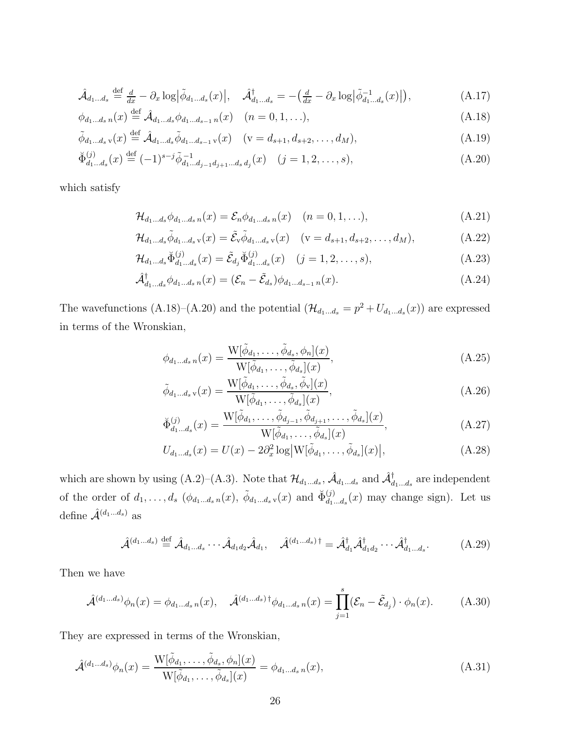$$\hat{\mathcal{A}}_{d_1\ldots d_s} \stackrel{\text{def}}{=} \tfrac{d}{dx} - \partial_x \log\bigl|\tilde{\phi}_{d_1\ldots d_s}(x)\bigr|, \quad \hat{\mathcal{A}}_{d_1\ldots d_s}^{\dagger} = -\bigl(\tfrac{d}{dx} - \partial_x \log\bigl|\tilde{\phi}_{d_1\ldots d_s}^{-1}(x)\bigr|\bigr), \tag{A.17}$$

$$\phi_{d_1\ldots d_s\,n}(x) \stackrel{\text{def}}{=} \hat{\mathcal{A}}_{d_1\ldots d_s}\phi_{d_1\ldots d_{s-1}\,n}(x) \quad (n=0,1,\ldots), \tag{A.18}$$

$$\tilde{\phi}_{d_1\ldots d_s\,\mathrm{v}}(x) \stackrel{\text{def}}{=} \hat{\mathcal{A}}_{d_1\ldots d_s}\tilde{\phi}_{d_1\ldots d_{s-1}\,\mathrm{v}}(x) \quad (\mathrm{v}=d_{s+1},d_{s+2},\ldots,d_M), \tag{A.19}$$

$$\breve{\Phi}_{d_1\ldots d_s}^{(j)}(x) \stackrel{\text{def}}{=} (-1)^{s-j}\tilde{\phi}_{d_1\ldots d_{j-1}d_{j+1}\ldots d_s\,d_j}^{-1}(x) \quad (j=1,2,\ldots,s), \tag{A.20}$$

which satisfy

$$\mathcal{H}_{d_1\ldots d_s}\phi_{d_1\ldots d_s\,n}(x) = \mathcal{E}_n\phi_{d_1\ldots d_s\,n}(x) \quad (n=0,1,\ldots), \tag{A.21}$$

$$\mathcal{H}_{d_1\ldots d_s}\tilde{\phi}_{d_1\ldots d_s\,\mathrm{v}}(x) = \tilde{\mathcal{E}}_{\mathrm{v}}\tilde{\phi}_{d_1\ldots d_s\,\mathrm{v}}(x) \quad (\mathrm{v}=d_{s+1},d_{s+2},\ldots,d_M), \tag{A.22}$$

$$\mathcal{H}_{d_1\ldots d_s}\breve{\Phi}_{d_1\ldots d_s}^{(j)}(x) = \tilde{\mathcal{E}}_{d_j}\breve{\Phi}_{d_1\ldots d_s}^{(j)}(x) \quad (j=1,2,\ldots,s), \tag{A.23}$$

$$\hat{\mathcal{A}}_{d_1\ldots d_s}^{\dagger}\phi_{d_1\ldots d_s\,n}(x) = (\mathcal{E}_n - \tilde{\mathcal{E}}_{d_s})\phi_{d_1\ldots d_{s-1}\,n}(x). \tag{A.24}$$

The wavefunctions (A.18)–(A.20) and the potential ($\mathcal{H}_{d_1\ldots d_s} = p^2 + U_{d_1\ldots d_s}(x)$) are expressed in terms of the Wronskian,

$$\phi_{d_1\ldots d_s\,n}(x) = \frac{\mathrm{W}[\tilde{\phi}_{d_1},\ldots,\tilde{\phi}_{d_s},\phi_n](x)}{\mathrm{W}[\tilde{\phi}_{d_1},\ldots,\tilde{\phi}_{d_s}](x)}, \tag{A.25}$$

$$\tilde{\phi}_{d_1\ldots d_s\,\mathrm{v}}(x) = \frac{\mathrm{W}[\tilde{\phi}_{d_1},\ldots,\tilde{\phi}_{d_s},\tilde{\phi}_{\mathrm{v}}](x)}{\mathrm{W}[\tilde{\phi}_{d_1},\ldots,\tilde{\phi}_{d_s}](x)}, \tag{A.26}$$

$$\breve{\Phi}_{d_1\ldots d_s}^{(j)}(x) = \frac{\mathrm{W}[\tilde{\phi}_{d_1},\ldots,\tilde{\phi}_{d_{j-1}},\tilde{\phi}_{d_{j+1}},\ldots,\tilde{\phi}_{d_s}](x)}{\mathrm{W}[\tilde{\phi}_{d_1},\ldots,\tilde{\phi}_{d_s}](x)}, \tag{A.27}$$

$$U_{d_1\ldots d_s}(x) = U(x) - 2\partial_x^2\log\bigl|\mathrm{W}[\tilde{\phi}_{d_1},\ldots,\tilde{\phi}_{d_s}](x)\bigr|, \tag{A.28}$$

which are shown by using (A.2)–(A.3). Note that $\mathcal{H}_{d_1\ldots d_s}$, $\hat{\mathcal{A}}_{d_1\ldots d_s}$ and $\hat{\mathcal{A}}_{d_1\ldots d_s}^{\dagger}$ are independent of the order of $d_1,\ldots,d_s$ ($\phi_{d_1\ldots d_s\,n}(x)$, $\tilde{\phi}_{d_1\ldots d_s\,\mathrm{v}}(x)$ and $\breve{\Phi}_{d_1\ldots d_s}^{(j)}(x)$ may change sign). Let us define $\hat{\mathcal{A}}^{(d_1\ldots d_s)}$ as

$$\hat{\mathcal{A}}^{(d_1\ldots d_s)} \stackrel{\text{def}}{=} \hat{\mathcal{A}}_{d_1\ldots d_s}\cdots\hat{\mathcal{A}}_{d_1d_2}\hat{\mathcal{A}}_{d_1}, \quad \hat{\mathcal{A}}^{(d_1\ldots d_s)\,\dagger} = \hat{\mathcal{A}}_{d_1}^{\dagger}\hat{\mathcal{A}}_{d_1d_2}^{\dagger}\cdots\hat{\mathcal{A}}_{d_1\ldots d_s}^{\dagger}. \tag{A.29}$$

Then we have

$$\hat{\mathcal{A}}^{(d_1\ldots d_s)}\phi_n(x) = \phi_{d_1\ldots d_s\,n}(x), \quad \hat{\mathcal{A}}^{(d_1\ldots d_s)\,\dagger}\phi_{d_1\ldots d_s\,n}(x) = \prod_{j=1}^{s}(\mathcal{E}_n - \tilde{\mathcal{E}}_{d_j})\cdot\phi_n(x). \tag{A.30}$$

They are expressed in terms of the Wronskian,

$$\hat{\mathcal{A}}^{(d_1\ldots d_s)}\phi_n(x) = \frac{\mathrm{W}[\tilde{\phi}_{d_1},\ldots,\tilde{\phi}_{d_s},\phi_n](x)}{\mathrm{W}[\tilde{\phi}_{d_1},\ldots,\tilde{\phi}_{d_s}](x)} = \phi_{d_1\ldots d_s\,n}(x), \tag{A.31}$$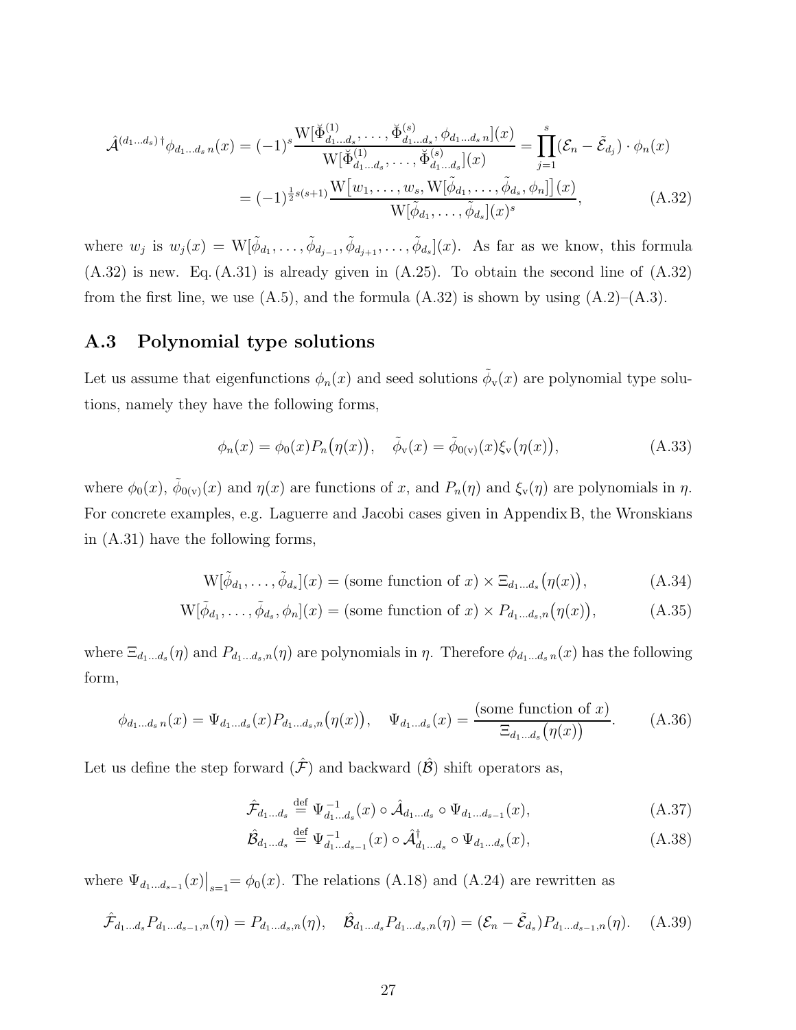$$
\begin{aligned}
\hat{\mathcal{A}}^{(d_1\ldots d_s)\dagger}\phi_{d_1\ldots d_s\,n}(x) &= (-1)^s\frac{\mathrm{W}[\breve{\Phi}^{(1)}_{d_1\ldots d_s},\ldots,\breve{\Phi}^{(s)}_{d_1\ldots d_s},\phi_{d_1\ldots d_s\,n}](x)}{\mathrm{W}[\breve{\Phi}^{(1)}_{d_1\ldots d_s},\ldots,\breve{\Phi}^{(s)}_{d_1\ldots d_s}](x)} = \prod_{j=1}^{s}(\mathcal{E}_n-\tilde{\mathcal{E}}_{d_j})\cdot\phi_n(x)\\
&= (-1)^{\frac{1}{2}s(s+1)}\frac{\mathrm{W}\big[w_1,\ldots,w_s,\mathrm{W}[\tilde{\phi}_{d_1},\ldots,\tilde{\phi}_{d_s},\phi_n]\big](x)}{\mathrm{W}[\tilde{\phi}_{d_1},\ldots,\tilde{\phi}_{d_s}](x)^s},
\end{aligned}
\tag{A.32}
$$

where $w_j$ is $w_j(x)=\mathrm{W}[\tilde{\phi}_{d_1},\ldots,\tilde{\phi}_{d_{j-1}},\tilde{\phi}_{d_{j+1}},\ldots,\tilde{\phi}_{d_s}](x)$. As far as we know, this formula (A.32) is new. Eq. (A.31) is already given in (A.25). To obtain the second line of (A.32) from the first line, we use (A.5), and the formula (A.32) is shown by using (A.2)–(A.3).

## A.3 Polynomial type solutions

Let us assume that eigenfunctions $\phi_n(x)$ and seed solutions $\tilde{\phi}_{\mathrm{v}}(x)$ are polynomial type solutions, namely they have the following forms,

$$
\phi_n(x)=\phi_0(x)P_n\big(\eta(x)\big),\quad \tilde{\phi}_{\mathrm{v}}(x)=\tilde{\phi}_{0(\mathrm{v})}(x)\xi_{\mathrm{v}}\big(\eta(x)\big),
\tag{A.33}
$$

where $\phi_0(x)$, $\tilde{\phi}_{0(\mathrm{v})}(x)$ and $\eta(x)$ are functions of $x$, and $P_n(\eta)$ and $\xi_{\mathrm{v}}(\eta)$ are polynomials in $\eta$. For concrete examples, e.g. Laguerre and Jacobi cases given in Appendix B, the Wronskians in (A.31) have the following forms,

$$
\mathrm{W}[\tilde{\phi}_{d_1},\ldots,\tilde{\phi}_{d_s}](x)=(\text{some function of }x)\times\Xi_{d_1\ldots d_s}\big(\eta(x)\big),
\tag{A.34}
$$

$$
\mathrm{W}[\tilde{\phi}_{d_1},\ldots,\tilde{\phi}_{d_s},\phi_n](x)=(\text{some function of }x)\times P_{d_1\ldots d_s,n}\big(\eta(x)\big),
\tag{A.35}
$$

where $\Xi_{d_1\ldots d_s}(\eta)$ and $P_{d_1\ldots d_s,n}(\eta)$ are polynomials in $\eta$. Therefore $\phi_{d_1\ldots d_s\,n}(x)$ has the following form,

$$
\phi_{d_1\ldots d_s\,n}(x)=\Psi_{d_1\ldots d_s}(x)P_{d_1\ldots d_s,n}\big(\eta(x)\big),\quad \Psi_{d_1\ldots d_s}(x)=\frac{(\text{some function of }x)}{\Xi_{d_1\ldots d_s}\big(\eta(x)\big)}.
\tag{A.36}
$$

Let us define the step forward ($\hat{\mathcal{F}}$) and backward ($\hat{\mathcal{B}}$) shift operators as,

$$
\hat{\mathcal{F}}_{d_1\ldots d_s}\stackrel{\text{def}}{=}\Psi^{-1}_{d_1\ldots d_s}(x)\circ\hat{\mathcal{A}}_{d_1\ldots d_s}\circ\Psi_{d_1\ldots d_{s-1}}(x),
\tag{A.37}
$$

$$
\hat{\mathcal{B}}_{d_1\ldots d_s}\stackrel{\text{def}}{=}\Psi^{-1}_{d_1\ldots d_{s-1}}(x)\circ\hat{\mathcal{A}}^{\dagger}_{d_1\ldots d_s}\circ\Psi_{d_1\ldots d_s}(x),
\tag{A.38}
$$

where $\Psi_{d_1\ldots d_{s-1}}(x)\big|_{s=1}=\phi_0(x)$. The relations (A.18) and (A.24) are rewritten as

$$
\hat{\mathcal{F}}_{d_1\ldots d_s}P_{d_1\ldots d_{s-1},n}(\eta)=P_{d_1\ldots d_s,n}(\eta),\quad \hat{\mathcal{B}}_{d_1\ldots d_s}P_{d_1\ldots d_s,n}(\eta)=(\mathcal{E}_n-\tilde{\mathcal{E}}_{d_s})P_{d_1\ldots d_{s-1},n}(\eta).
\tag{A.39}
$$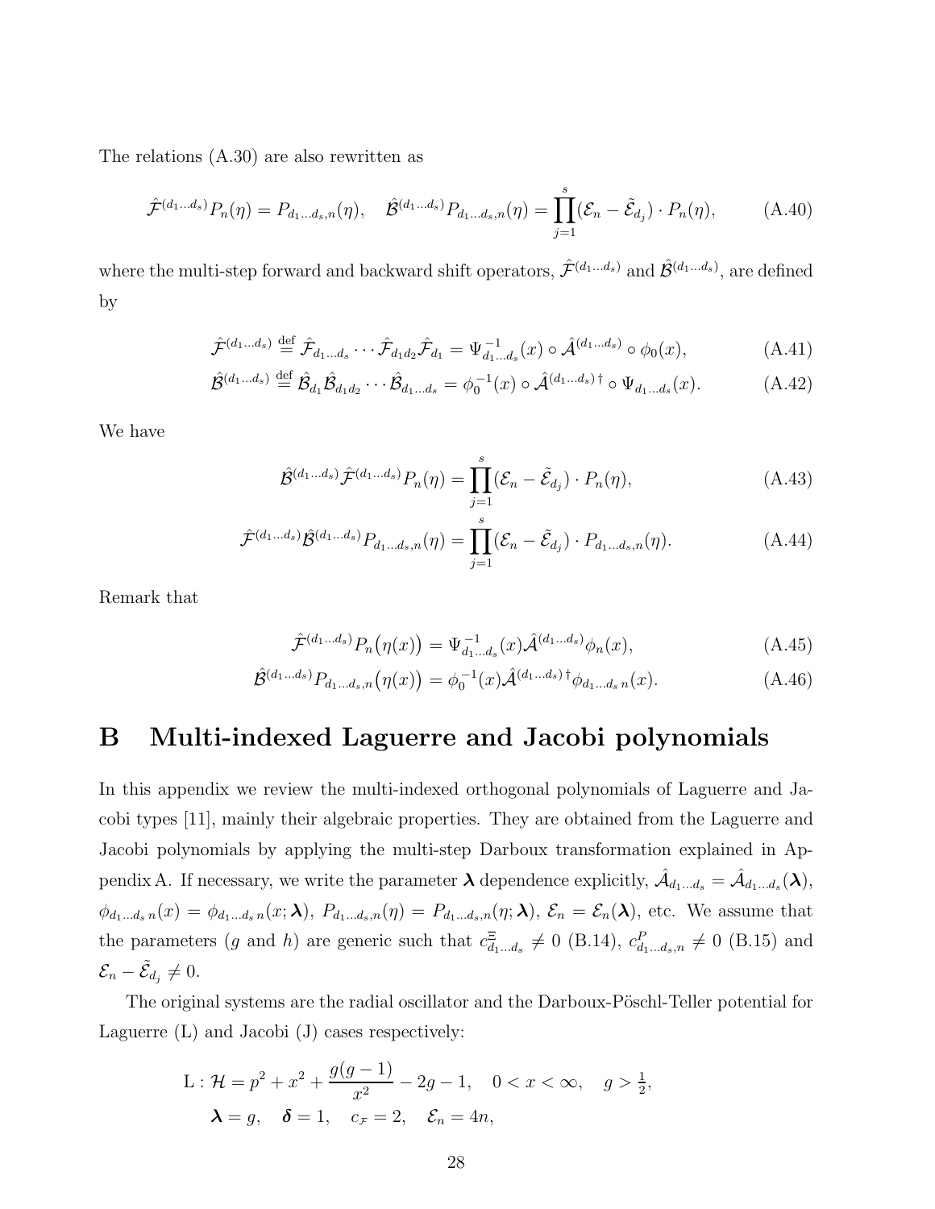The relations (A.30) are also rewritten as

$$\hat{\mathcal{F}}^{(d_1\ldots d_s)}P_n(\eta)=P_{d_1\ldots d_s,n}(\eta),\quad \hat{\mathcal{B}}^{(d_1\ldots d_s)}P_{d_1\ldots d_s,n}(\eta)=\prod_{j=1}^{s}(\mathcal{E}_n-\tilde{\mathcal{E}}_{d_j})\cdot P_n(\eta),\tag{A.40}$$

where the multi-step forward and backward shift operators, $\hat{\mathcal{F}}^{(d_1\ldots d_s)}$ and $\hat{\mathcal{B}}^{(d_1\ldots d_s)}$, are defined by

$$\hat{\mathcal{F}}^{(d_1\ldots d_s)}\stackrel{\text{def}}{=}\hat{\mathcal{F}}_{d_1\ldots d_s}\cdots\hat{\mathcal{F}}_{d_1d_2}\hat{\mathcal{F}}_{d_1}=\Psi_{d_1\ldots d_s}^{-1}(x)\circ\hat{\mathcal{A}}^{(d_1\ldots d_s)}\circ\phi_0(x),\tag{A.41}$$

$$\hat{\mathcal{B}}^{(d_1\ldots d_s)}\stackrel{\text{def}}{=}\hat{\mathcal{B}}_{d_1}\hat{\mathcal{B}}_{d_1d_2}\cdots\hat{\mathcal{B}}_{d_1\ldots d_s}=\phi_0^{-1}(x)\circ\hat{\mathcal{A}}^{(d_1\ldots d_s)\,\dagger}\circ\Psi_{d_1\ldots d_s}(x).\tag{A.42}$$

We have

$$\hat{\mathcal{B}}^{(d_1\ldots d_s)}\hat{\mathcal{F}}^{(d_1\ldots d_s)}P_n(\eta)=\prod_{j=1}^{s}(\mathcal{E}_n-\tilde{\mathcal{E}}_{d_j})\cdot P_n(\eta),\tag{A.43}$$

$$\hat{\mathcal{F}}^{(d_1\ldots d_s)}\hat{\mathcal{B}}^{(d_1\ldots d_s)}P_{d_1\ldots d_s,n}(\eta)=\prod_{j=1}^{s}(\mathcal{E}_n-\tilde{\mathcal{E}}_{d_j})\cdot P_{d_1\ldots d_s,n}(\eta).\tag{A.44}$$

Remark that

$$\hat{\mathcal{F}}^{(d_1\ldots d_s)}P_n\bigl(\eta(x)\bigr)=\Psi_{d_1\ldots d_s}^{-1}(x)\hat{\mathcal{A}}^{(d_1\ldots d_s)}\phi_n(x),\tag{A.45}$$

$$\hat{\mathcal{B}}^{(d_1\ldots d_s)}P_{d_1\ldots d_s,n}\bigl(\eta(x)\bigr)=\phi_0^{-1}(x)\hat{\mathcal{A}}^{(d_1\ldots d_s)\,\dagger}\phi_{d_1\ldots d_s\,n}(x).\tag{A.46}$$

# B Multi-indexed Laguerre and Jacobi polynomials

In this appendix we review the multi-indexed orthogonal polynomials of Laguerre and Jacobi types [11], mainly their algebraic properties. They are obtained from the Laguerre and Jacobi polynomials by applying the multi-step Darboux transformation explained in Appendix A. If necessary, we write the parameter $\boldsymbol{\lambda}$ dependence explicitly, $\hat{\mathcal{A}}_{d_1\ldots d_s}=\hat{\mathcal{A}}_{d_1\ldots d_s}(\boldsymbol{\lambda})$, $\phi_{d_1\ldots d_s\,n}(x)=\phi_{d_1\ldots d_s\,n}(x;\boldsymbol{\lambda})$, $P_{d_1\ldots d_s,n}(\eta)=P_{d_1\ldots d_s,n}(\eta;\boldsymbol{\lambda})$, $\mathcal{E}_n=\mathcal{E}_n(\boldsymbol{\lambda})$, etc. We assume that the parameters ($g$ and $h$) are generic such that $c^{\Xi}_{d_1\ldots d_s}\neq 0$ (B.14), $c^{P}_{d_1\ldots d_s,n}\neq 0$ (B.15) and $\mathcal{E}_n-\tilde{\mathcal{E}}_{d_j}\neq 0$.

The original systems are the radial oscillator and the Darboux-Pöschl-Teller potential for Laguerre (L) and Jacobi (J) cases respectively:

$$\begin{aligned}
&\text{L}:\mathcal{H}=p^2+x^2+\frac{g(g-1)}{x^2}-2g-1,\quad 0<x<\infty,\quad g>\tfrac{1}{2},\\
&\quad\ \boldsymbol{\lambda}=g,\quad \boldsymbol{\delta}=1,\quad c_{\mathcal{F}}=2,\quad \mathcal{E}_n=4n,
\end{aligned}$$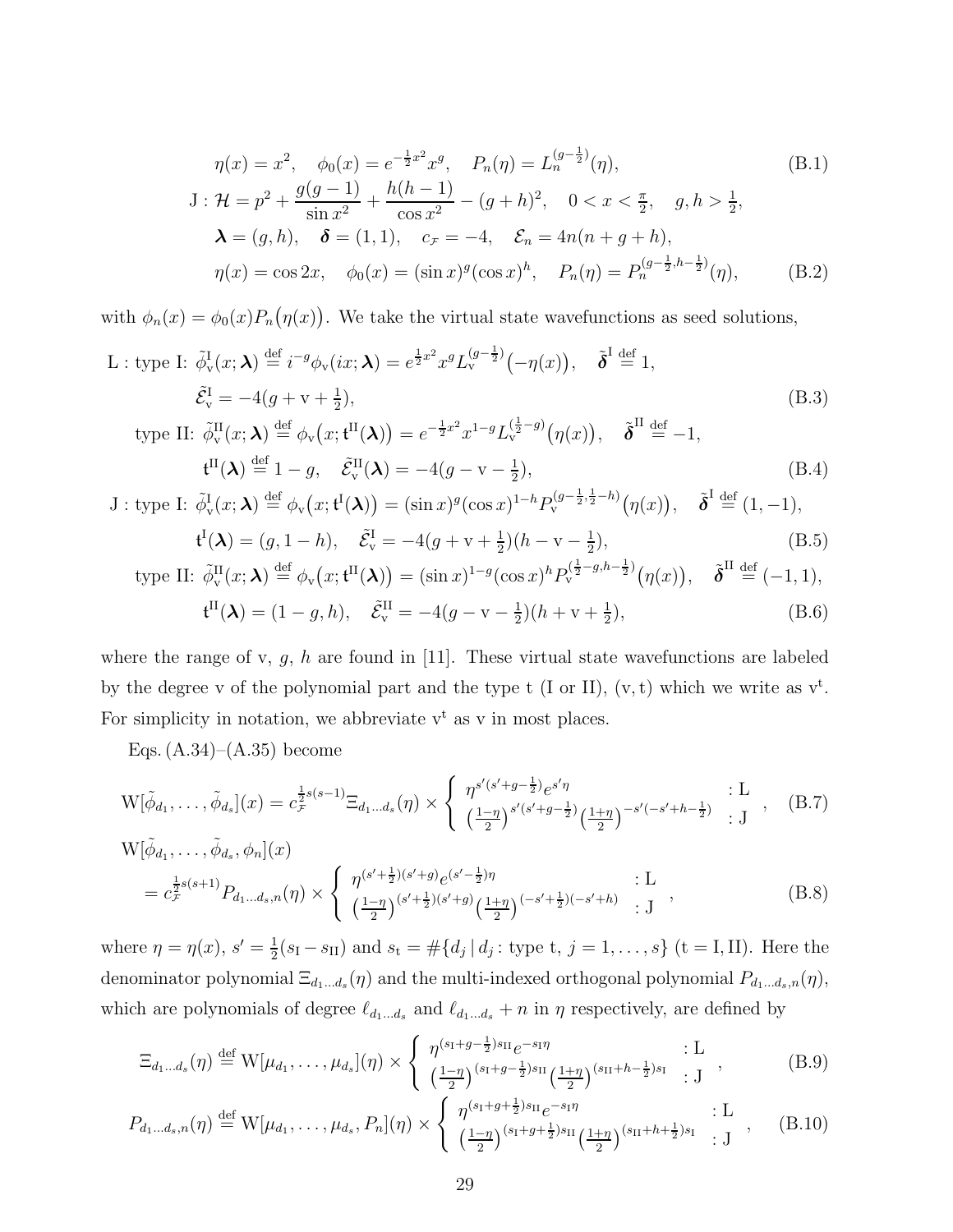$$\eta(x)=x^2,\quad \phi_0(x)=e^{-\frac12x^2}x^g,\quad P_n(\eta)=L_n^{(g-\frac12)}(\eta),\tag{B.1}$$

$$\mathrm{J}:\mathcal{H}=p^2+\frac{g(g-1)}{\sin x^2}+\frac{h(h-1)}{\cos x^2}-(g+h)^2,\quad 0<x<\tfrac{\pi}{2},\quad g,h>\tfrac12,$$

$$\boldsymbol{\lambda}=(g,h),\quad \boldsymbol{\delta}=(1,1),\quad c_{\mathcal{F}}=-4,\quad \mathcal{E}_n=4n(n+g+h),$$

$$\eta(x)=\cos 2x,\quad \phi_0(x)=(\sin x)^g(\cos x)^h,\quad P_n(\eta)=P_n^{(g-\frac12,h-\frac12)}(\eta),\tag{B.2}$$

with $\phi_n(x)=\phi_0(x)P_n\big(\eta(x)\big)$. We take the virtual state wavefunctions as seed solutions,

$$\mathrm{L}:\text{type I: }\tilde{\phi}^{\mathrm{I}}_{\mathrm{v}}(x;\boldsymbol{\lambda})\stackrel{\text{def}}{=}i^{-g}\phi_{\mathrm{v}}(ix;\boldsymbol{\lambda})=e^{\frac12x^2}x^gL_{\mathrm{v}}^{(g-\frac12)}\big(-\eta(x)\big),\quad \tilde{\boldsymbol{\delta}}^{\mathrm{I}}\stackrel{\text{def}}{=}1,$$

$$\tilde{\mathcal{E}}^{\mathrm{I}}_{\mathrm{v}}=-4(g+\mathrm{v}+\tfrac12),\tag{B.3}$$

$$\text{type II: }\tilde{\phi}^{\mathrm{II}}_{\mathrm{v}}(x;\boldsymbol{\lambda})\stackrel{\text{def}}{=}\phi_{\mathrm{v}}\big(x;\mathfrak{t}^{\mathrm{II}}(\boldsymbol{\lambda})\big)=e^{-\frac12x^2}x^{1-g}L_{\mathrm{v}}^{(\frac12-g)}\big(\eta(x)\big),\quad \tilde{\boldsymbol{\delta}}^{\mathrm{II}}\stackrel{\text{def}}{=}-1,$$

$$\mathfrak{t}^{\mathrm{II}}(\boldsymbol{\lambda})\stackrel{\text{def}}{=}1-g,\quad \tilde{\mathcal{E}}^{\mathrm{II}}_{\mathrm{v}}(\boldsymbol{\lambda})=-4(g-\mathrm{v}-\tfrac12),\tag{B.4}$$

$$\mathrm{J}:\text{type I: }\tilde{\phi}^{\mathrm{I}}_{\mathrm{v}}(x;\boldsymbol{\lambda})\stackrel{\text{def}}{=}\phi_{\mathrm{v}}\big(x;\mathfrak{t}^{\mathrm{I}}(\boldsymbol{\lambda})\big)=(\sin x)^g(\cos x)^{1-h}P_{\mathrm{v}}^{(g-\frac12,\frac12-h)}\big(\eta(x)\big),\quad \tilde{\boldsymbol{\delta}}^{\mathrm{I}}\stackrel{\text{def}}{=}(1,-1),$$

$$\mathfrak{t}^{\mathrm{I}}(\boldsymbol{\lambda})=(g,1-h),\quad \tilde{\mathcal{E}}^{\mathrm{I}}_{\mathrm{v}}=-4(g+\mathrm{v}+\tfrac12)(h-\mathrm{v}-\tfrac12),\tag{B.5}$$

$$\text{type II: }\tilde{\phi}^{\mathrm{II}}_{\mathrm{v}}(x;\boldsymbol{\lambda})\stackrel{\text{def}}{=}\phi_{\mathrm{v}}\big(x;\mathfrak{t}^{\mathrm{II}}(\boldsymbol{\lambda})\big)=(\sin x)^{1-g}(\cos x)^{h}P_{\mathrm{v}}^{(\frac12-g,h-\frac12)}\big(\eta(x)\big),\quad \tilde{\boldsymbol{\delta}}^{\mathrm{II}}\stackrel{\text{def}}{=}(-1,1),$$

$$\mathfrak{t}^{\mathrm{II}}(\boldsymbol{\lambda})=(1-g,h),\quad \tilde{\mathcal{E}}^{\mathrm{II}}_{\mathrm{v}}=-4(g-\mathrm{v}-\tfrac12)(h+\mathrm{v}+\tfrac12),\tag{B.6}$$

where the range of v, $g$, $h$ are found in [11]. These virtual state wavefunctions are labeled by the degree v of the polynomial part and the type t (I or II), $(\mathrm{v},\mathrm{t})$ which we write as $\mathrm{v}^{\mathrm{t}}$. For simplicity in notation, we abbreviate $\mathrm{v}^{\mathrm{t}}$ as v in most places.

Eqs. (A.34)–(A.35) become

$$\mathrm{W}[\tilde{\phi}_{d_1},\ldots,\tilde{\phi}_{d_s}](x)=c_{\mathcal{F}}^{\frac12s(s-1)}\Xi_{d_1\ldots d_s}(\eta)\times\begin{cases}\eta^{s'(s'+g-\frac12)}e^{s'\eta} & :\mathrm{L}\\ \big(\frac{1-\eta}{2}\big)^{s'(s'+g-\frac12)}\big(\frac{1+\eta}{2}\big)^{-s'(-s'+h-\frac12)} & :\mathrm{J}\end{cases},\tag{B.7}$$

$$\begin{aligned}&\mathrm{W}[\tilde{\phi}_{d_1},\ldots,\tilde{\phi}_{d_s},\phi_n](x)\\&=c_{\mathcal{F}}^{\frac12s(s+1)}P_{d_1\ldots d_s,n}(\eta)\times\begin{cases}\eta^{(s'+\frac12)(s'+g)}e^{(s'-\frac12)\eta} & :\mathrm{L}\\ \big(\frac{1-\eta}{2}\big)^{(s'+\frac12)(s'+g)}\big(\frac{1+\eta}{2}\big)^{(-s'+\frac12)(-s'+h)} & :\mathrm{J}\end{cases},\end{aligned}\tag{B.8}$$

where $\eta=\eta(x)$, $s'=\frac12(s_{\mathrm{I}}-s_{\mathrm{II}})$ and $s_{\mathrm{t}}=\#\{d_j\,|\,d_j:\text{type t},\ j=1,\ldots,s\}$ $(\mathrm{t}=\mathrm{I},\mathrm{II})$. Here the denominator polynomial $\Xi_{d_1\ldots d_s}(\eta)$ and the multi-indexed orthogonal polynomial $P_{d_1\ldots d_s,n}(\eta)$, which are polynomials of degree $\ell_{d_1\ldots d_s}$ and $\ell_{d_1\ldots d_s}+n$ in $\eta$ respectively, are defined by

$$\Xi_{d_1\ldots d_s}(\eta)\stackrel{\text{def}}{=}\mathrm{W}[\mu_{d_1},\ldots,\mu_{d_s}](\eta)\times\begin{cases}\eta^{(s_{\mathrm{I}}+g-\frac12)s_{\mathrm{II}}}e^{-s_{\mathrm{I}}\eta} & :\mathrm{L}\\ \big(\frac{1-\eta}{2}\big)^{(s_{\mathrm{I}}+g-\frac12)s_{\mathrm{II}}}\big(\frac{1+\eta}{2}\big)^{(s_{\mathrm{II}}+h-\frac12)s_{\mathrm{I}}} & :\mathrm{J}\end{cases},\tag{B.9}$$

$$P_{d_1\ldots d_s,n}(\eta)\stackrel{\text{def}}{=}\mathrm{W}[\mu_{d_1},\ldots,\mu_{d_s},P_n](\eta)\times\begin{cases}\eta^{(s_{\mathrm{I}}+g+\frac12)s_{\mathrm{II}}}e^{-s_{\mathrm{I}}\eta} & :\mathrm{L}\\ \big(\frac{1-\eta}{2}\big)^{(s_{\mathrm{I}}+g+\frac12)s_{\mathrm{II}}}\big(\frac{1+\eta}{2}\big)^{(s_{\mathrm{II}}+h+\frac12)s_{\mathrm{I}}} & :\mathrm{J}\end{cases},\tag{B.10}$$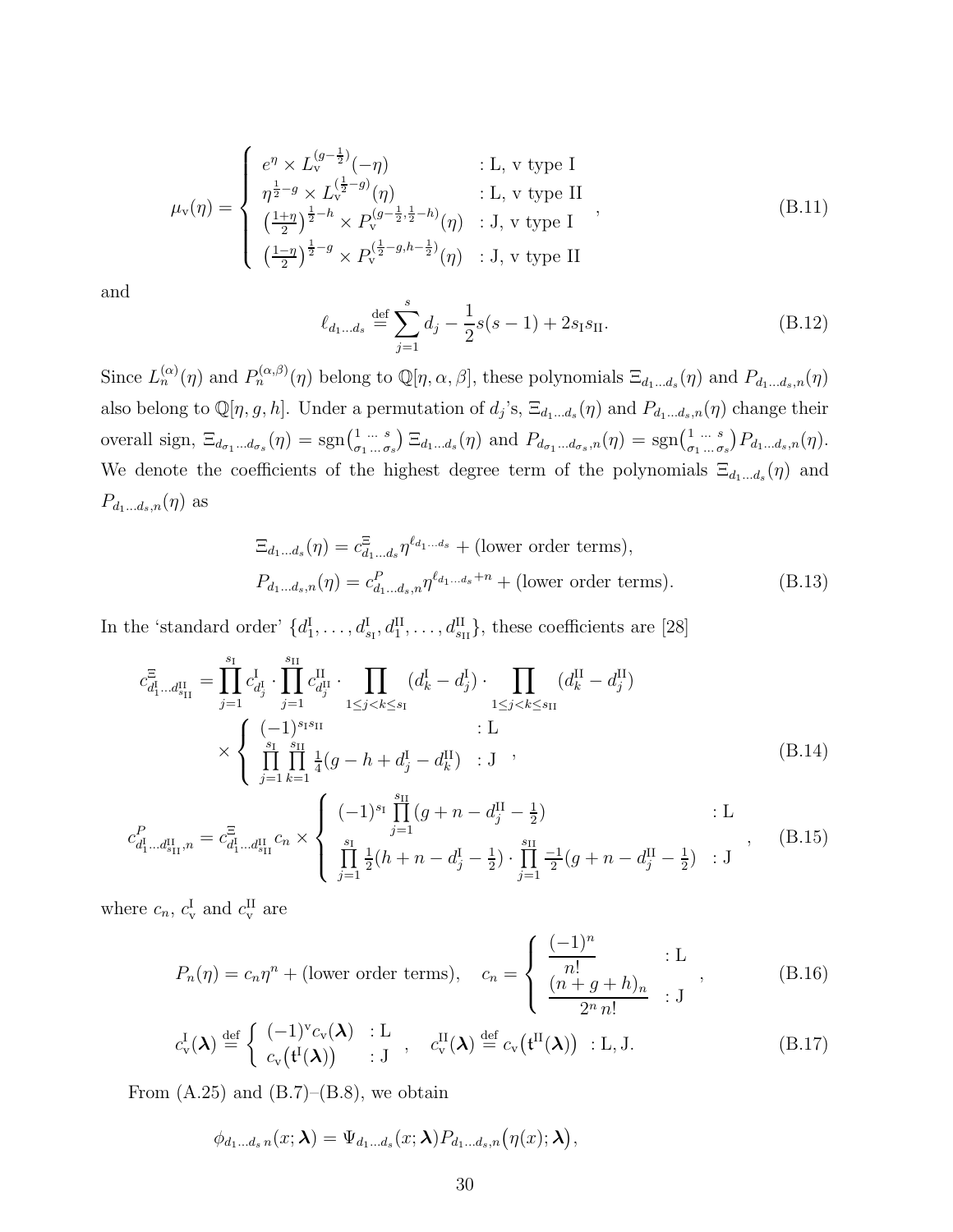$$
\mu_{\rm v}(\eta)=\left\{\begin{array}{ll}
e^{\eta}\times L_{\rm v}^{(g-\frac{1}{2})}(-\eta) & :\text{L, v type I}\\
\eta^{\frac{1}{2}-g}\times L_{\rm v}^{(\frac{1}{2}-g)}(\eta) & :\text{L, v type II}\\
\left(\frac{1+\eta}{2}\right)^{\frac{1}{2}-h}\times P_{\rm v}^{(g-\frac{1}{2},\frac{1}{2}-h)}(\eta) & :\text{J, v type I}\\
\left(\frac{1-\eta}{2}\right)^{\frac{1}{2}-g}\times P_{\rm v}^{(\frac{1}{2}-g,h-\frac{1}{2})}(\eta) & :\text{J, v type II}
\end{array}\right., \tag{B.11}
$$

and

$$
\ell_{d_1\ldots d_s}\stackrel{\text{def}}{=}\sum_{j=1}^{s}d_j-\frac{1}{2}s(s-1)+2s_{\rm I}s_{\rm II}. \tag{B.12}
$$

Since $L_n^{(\alpha)}(\eta)$ and $P_n^{(\alpha,\beta)}(\eta)$ belong to $\mathbb{Q}[\eta,\alpha,\beta]$, these polynomials $\Xi_{d_1\ldots d_s}(\eta)$ and $P_{d_1\ldots d_s,n}(\eta)$ also belong to $\mathbb{Q}[\eta,g,h]$. Under a permutation of $d_j$'s, $\Xi_{d_1\ldots d_s}(\eta)$ and $P_{d_1\ldots d_s,n}(\eta)$ change their overall sign, $\Xi_{d_{\sigma_1}\ldots d_{\sigma_s}}(\eta)=\text{sgn}\binom{1\,\ldots\,s}{\sigma_1\ldots\sigma_s}\,\Xi_{d_1\ldots d_s}(\eta)$ and $P_{d_{\sigma_1}\ldots d_{\sigma_s},n}(\eta)=\text{sgn}\binom{1\,\ldots\,s}{\sigma_1\ldots\sigma_s}P_{d_1\ldots d_s,n}(\eta)$. We denote the coefficients of the highest degree term of the polynomials $\Xi_{d_1\ldots d_s}(\eta)$ and $P_{d_1\ldots d_s,n}(\eta)$ as

$$
\begin{aligned}
&\Xi_{d_1\ldots d_s}(\eta)=c^{\Xi}_{d_1\ldots d_s}\eta^{\ell_{d_1\ldots d_s}}+(\text{lower order terms}),\\
&P_{d_1\ldots d_s,n}(\eta)=c^{P}_{d_1\ldots d_s,n}\eta^{\ell_{d_1\ldots d_s}+n}+(\text{lower order terms}).
\end{aligned} \tag{B.13}
$$

In the 'standard order' $\{d^{\rm I}_1,\ldots,d^{\rm I}_{s_{\rm I}},d^{\rm II}_1,\ldots,d^{\rm II}_{s_{\rm II}}\}$, these coefficients are [28]

$$
\begin{aligned}
c^{\Xi}_{d^{\rm I}_1\ldots d^{\rm II}_{s_{\rm II}}}&=\prod_{j=1}^{s_{\rm I}}c^{\rm I}_{d^{\rm I}_j}\cdot\prod_{j=1}^{s_{\rm II}}c^{\rm II}_{d^{\rm II}_j}\cdot\prod_{1\le j<k\le s_{\rm I}}(d^{\rm I}_k-d^{\rm I}_j)\cdot\prod_{1\le j<k\le s_{\rm II}}(d^{\rm II}_k-d^{\rm II}_j)\\
&\quad\times\left\{\begin{array}{ll}
(-1)^{s_{\rm I}s_{\rm II}} & :\text{L}\\
\prod\limits_{j=1}^{s_{\rm I}}\prod\limits_{k=1}^{s_{\rm II}}\frac{1}{4}(g-h+d^{\rm I}_j-d^{\rm II}_k) & :\text{J}
\end{array}\right.,
\end{aligned} \tag{B.14}
$$

$$
c^{P}_{d^{\rm I}_1\ldots d^{\rm II}_{s_{\rm II}},n}=c^{\Xi}_{d^{\rm I}_1\ldots d^{\rm II}_{s_{\rm II}}}c_n\times\left\{\begin{array}{ll}
(-1)^{s_{\rm I}}\prod\limits_{j=1}^{s_{\rm II}}(g+n-d^{\rm II}_j-\frac{1}{2}) & :\text{L}\\
\prod\limits_{j=1}^{s_{\rm I}}\frac{1}{2}(h+n-d^{\rm I}_j-\frac{1}{2})\cdot\prod\limits_{j=1}^{s_{\rm II}}\frac{-1}{2}(g+n-d^{\rm II}_j-\frac{1}{2}) & :\text{J}
\end{array}\right., \tag{B.15}
$$

where $c_n$, $c^{\rm I}_{\rm v}$ and $c^{\rm II}_{\rm v}$ are

$$
P_n(\eta)=c_n\eta^n+(\text{lower order terms}),\quad c_n=\left\{\begin{array}{ll}
\dfrac{(-1)^n}{n!} & :\text{L}\\
\dfrac{(n+g+h)_n}{2^n\,n!} & :\text{J}
\end{array}\right., \tag{B.16}
$$

$$
c^{\rm I}_{\rm v}(\boldsymbol{\lambda})\stackrel{\text{def}}{=}\left\{\begin{array}{ll}
(-1)^{\rm v}c_{\rm v}(\boldsymbol{\lambda}) & :\text{L}\\
c_{\rm v}\big(\mathfrak{t}^{\rm I}(\boldsymbol{\lambda})\big) & :\text{J}
\end{array}\right.,\quad c^{\rm II}_{\rm v}(\boldsymbol{\lambda})\stackrel{\text{def}}{=}c_{\rm v}\big(\mathfrak{t}^{\rm II}(\boldsymbol{\lambda})\big)\ \ :\text{L, J}. \tag{B.17}
$$

From (A.25) and (B.7)–(B.8), we obtain

$$
\phi_{d_1\ldots d_s\,n}(x;\boldsymbol{\lambda})=\Psi_{d_1\ldots d_s}(x;\boldsymbol{\lambda})P_{d_1\ldots d_s,n}\big(\eta(x);\boldsymbol{\lambda}\big),
$$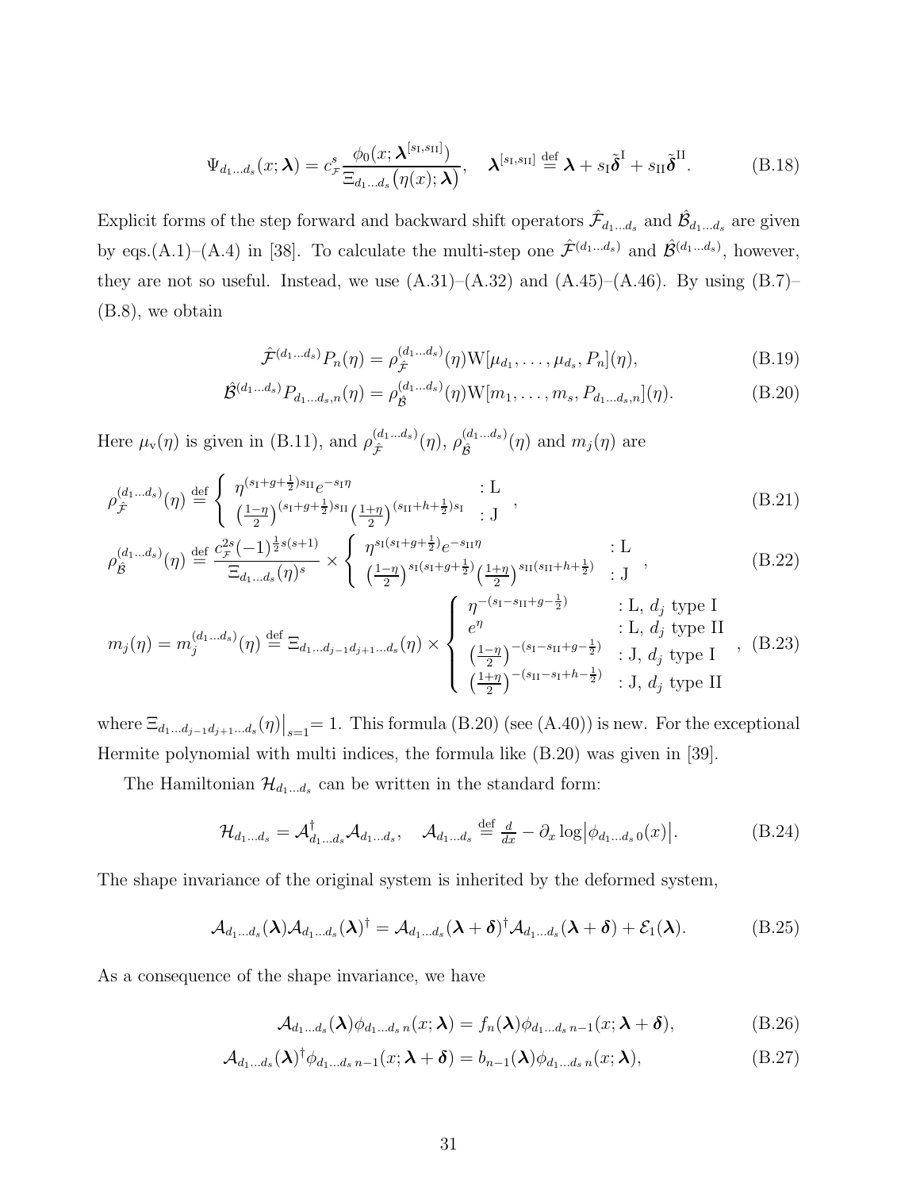$$\Psi_{d_1\dots d_s}(x;\boldsymbol{\lambda})=c_{\mathcal{F}}^s\frac{\phi_0(x;\boldsymbol{\lambda}^{[s_{\text{I}},s_{\text{II}}]})}{\Xi_{d_1\dots d_s}\big(\eta(x);\boldsymbol{\lambda}\big)},\quad \boldsymbol{\lambda}^{[s_{\text{I}},s_{\text{II}}]}\stackrel{\text{def}}{=}\boldsymbol{\lambda}+s_{\text{I}}\tilde{\boldsymbol{\delta}}^{\text{I}}+s_{\text{II}}\tilde{\boldsymbol{\delta}}^{\text{II}}. \tag{B.18}$$

Explicit forms of the step forward and backward shift operators $\hat{\mathcal{F}}_{d_1\dots d_s}$ and $\hat{\mathcal{B}}_{d_1\dots d_s}$ are given by eqs.(A.1)–(A.4) in [38]. To calculate the multi-step one $\hat{\mathcal{F}}^{(d_1\dots d_s)}$ and $\hat{\mathcal{B}}^{(d_1\dots d_s)}$, however, they are not so useful. Instead, we use (A.31)–(A.32) and (A.45)–(A.46). By using (B.7)–(B.8), we obtain

$$\hat{\mathcal{F}}^{(d_1\dots d_s)}P_n(\eta)=\rho_{\hat{\mathcal{F}}}^{(d_1\dots d_s)}(\eta)\mathrm{W}[\mu_{d_1},\dots,\mu_{d_s},P_n](\eta), \tag{B.19}$$

$$\hat{\mathcal{B}}^{(d_1\dots d_s)}P_{d_1\dots d_s,n}(\eta)=\rho_{\hat{\mathcal{B}}}^{(d_1\dots d_s)}(\eta)\mathrm{W}[m_1,\dots,m_s,P_{d_1\dots d_s,n}](\eta). \tag{B.20}$$

Here $\mu_{\text{v}}(\eta)$ is given in (B.11), and $\rho_{\hat{\mathcal{F}}}^{(d_1\dots d_s)}(\eta)$, $\rho_{\hat{\mathcal{B}}}^{(d_1\dots d_s)}(\eta)$ and $m_j(\eta)$ are

$$\rho_{\hat{\mathcal{F}}}^{(d_1\dots d_s)}(\eta)\stackrel{\text{def}}{=}\left\{\begin{array}{ll}\eta^{(s_{\text{I}}+g+\frac12)s_{\text{II}}}e^{-s_{\text{I}}\eta} & :\text{L}\\ \big(\frac{1-\eta}{2}\big)^{(s_{\text{I}}+g+\frac12)s_{\text{II}}}\big(\frac{1+\eta}{2}\big)^{(s_{\text{II}}+h+\frac12)s_{\text{I}}} & :\text{J}\end{array}\right., \tag{B.21}$$

$$\rho_{\hat{\mathcal{B}}}^{(d_1\dots d_s)}(\eta)\stackrel{\text{def}}{=}\frac{c_{\mathcal{F}}^{2s}(-1)^{\frac12 s(s+1)}}{\Xi_{d_1\dots d_s}(\eta)^s}\times\left\{\begin{array}{ll}\eta^{s_{\text{I}}(s_{\text{I}}+g+\frac12)}e^{-s_{\text{II}}\eta} & :\text{L}\\ \big(\frac{1-\eta}{2}\big)^{s_{\text{I}}(s_{\text{I}}+g+\frac12)}\big(\frac{1+\eta}{2}\big)^{s_{\text{II}}(s_{\text{II}}+h+\frac12)} & :\text{J}\end{array}\right., \tag{B.22}$$

$$m_j(\eta)=m_j^{(d_1\dots d_s)}(\eta)\stackrel{\text{def}}{=}\Xi_{d_1\dots d_{j-1}d_{j+1}\dots d_s}(\eta)\times\left\{\begin{array}{ll}\eta^{-(s_{\text{I}}-s_{\text{II}}+g-\frac12)} & :\text{L, } d_j \text{ type I}\\ e^{\eta} & :\text{L, } d_j \text{ type II}\\ \big(\frac{1-\eta}{2}\big)^{-(s_{\text{I}}-s_{\text{II}}+g-\frac12)} & :\text{J, } d_j \text{ type I}\\ \big(\frac{1+\eta}{2}\big)^{-(s_{\text{II}}-s_{\text{I}}+h-\frac12)} & :\text{J, } d_j \text{ type II}\end{array}\right., \tag{B.23}$$

where $\Xi_{d_1\dots d_{j-1}d_{j+1}\dots d_s}(\eta)\big|_{s=1}=1$. This formula (B.20) (see (A.40)) is new. For the exceptional Hermite polynomial with multi indices, the formula like (B.20) was given in [39].

The Hamiltonian $\mathcal{H}_{d_1\dots d_s}$ can be written in the standard form:

$$\mathcal{H}_{d_1\dots d_s}=\mathcal{A}_{d_1\dots d_s}^{\dagger}\mathcal{A}_{d_1\dots d_s},\quad \mathcal{A}_{d_1\dots d_s}\stackrel{\text{def}}{=}\tfrac{d}{dx}-\partial_x\log\big|\phi_{d_1\dots d_s\,0}(x)\big|. \tag{B.24}$$

The shape invariance of the original system is inherited by the deformed system,

$$\mathcal{A}_{d_1\dots d_s}(\boldsymbol{\lambda})\mathcal{A}_{d_1\dots d_s}(\boldsymbol{\lambda})^{\dagger}=\mathcal{A}_{d_1\dots d_s}(\boldsymbol{\lambda}+\boldsymbol{\delta})^{\dagger}\mathcal{A}_{d_1\dots d_s}(\boldsymbol{\lambda}+\boldsymbol{\delta})+\mathcal{E}_1(\boldsymbol{\lambda}). \tag{B.25}$$

As a consequence of the shape invariance, we have

$$\mathcal{A}_{d_1\dots d_s}(\boldsymbol{\lambda})\phi_{d_1\dots d_s\,n}(x;\boldsymbol{\lambda})=f_n(\boldsymbol{\lambda})\phi_{d_1\dots d_s\,n-1}(x;\boldsymbol{\lambda}+\boldsymbol{\delta}), \tag{B.26}$$

$$\mathcal{A}_{d_1\dots d_s}(\boldsymbol{\lambda})^{\dagger}\phi_{d_1\dots d_s\,n-1}(x;\boldsymbol{\lambda}+\boldsymbol{\delta})=b_{n-1}(\boldsymbol{\lambda})\phi_{d_1\dots d_s\,n}(x;\boldsymbol{\lambda}), \tag{B.27}$$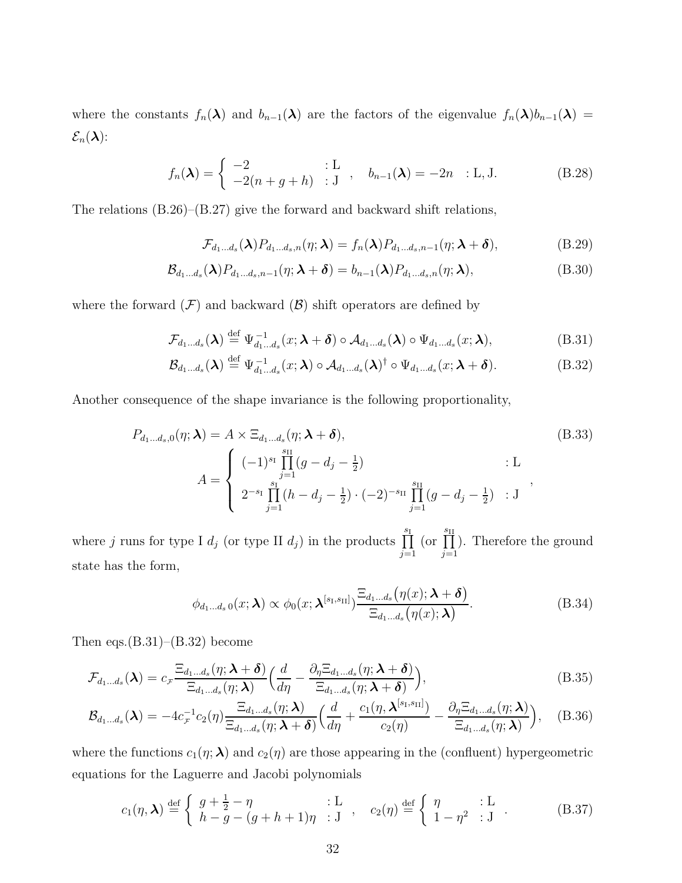where the constants $f_n(\boldsymbol{\lambda})$ and $b_{n-1}(\boldsymbol{\lambda})$ are the factors of the eigenvalue $f_n(\boldsymbol{\lambda})b_{n-1}(\boldsymbol{\lambda}) = \mathcal{E}_n(\boldsymbol{\lambda})$:

$$
f_n(\boldsymbol{\lambda}) = \begin{cases} -2 & : \mathrm{L} \\ -2(n+g+h) & : \mathrm{J} \end{cases}, \quad b_{n-1}(\boldsymbol{\lambda}) = -2n \quad : \mathrm{L}, \mathrm{J}. \tag{B.28}
$$

The relations (B.26)–(B.27) give the forward and backward shift relations,

$$
\mathcal{F}_{d_1\ldots d_s}(\boldsymbol{\lambda}) P_{d_1\ldots d_s,n}(\eta;\boldsymbol{\lambda}) = f_n(\boldsymbol{\lambda}) P_{d_1\ldots d_s,n-1}(\eta;\boldsymbol{\lambda}+\boldsymbol{\delta}), \tag{B.29}
$$

$$
\mathcal{B}_{d_1\ldots d_s}(\boldsymbol{\lambda}) P_{d_1\ldots d_s,n-1}(\eta;\boldsymbol{\lambda}+\boldsymbol{\delta}) = b_{n-1}(\boldsymbol{\lambda}) P_{d_1\ldots d_s,n}(\eta;\boldsymbol{\lambda}), \tag{B.30}
$$

where the forward ($\mathcal{F}$) and backward ($\mathcal{B}$) shift operators are defined by

$$
\mathcal{F}_{d_1\ldots d_s}(\boldsymbol{\lambda}) \stackrel{\text{def}}{=} \Psi_{d_1\ldots d_s}^{-1}(x;\boldsymbol{\lambda}+\boldsymbol{\delta}) \circ \mathcal{A}_{d_1\ldots d_s}(\boldsymbol{\lambda}) \circ \Psi_{d_1\ldots d_s}(x;\boldsymbol{\lambda}), \tag{B.31}
$$

$$
\mathcal{B}_{d_1\ldots d_s}(\boldsymbol{\lambda}) \stackrel{\text{def}}{=} \Psi_{d_1\ldots d_s}^{-1}(x;\boldsymbol{\lambda}) \circ \mathcal{A}_{d_1\ldots d_s}(\boldsymbol{\lambda})^{\dagger} \circ \Psi_{d_1\ldots d_s}(x;\boldsymbol{\lambda}+\boldsymbol{\delta}). \tag{B.32}
$$

Another consequence of the shape invariance is the following proportionality,

$$
P_{d_1\ldots d_s,0}(\eta;\boldsymbol{\lambda}) = A \times \Xi_{d_1\ldots d_s}(\eta;\boldsymbol{\lambda}+\boldsymbol{\delta}), \tag{B.33}
$$

$$
A = \begin{cases} (-1)^{s_{\mathrm{I}}} \prod\limits_{j=1}^{s_{\mathrm{II}}} (g - d_j - \frac{1}{2}) & : \mathrm{L} \\ 2^{-s_{\mathrm{I}}} \prod\limits_{j=1}^{s_{\mathrm{I}}} (h - d_j - \frac{1}{2}) \cdot (-2)^{-s_{\mathrm{II}}} \prod\limits_{j=1}^{s_{\mathrm{II}}} (g - d_j - \frac{1}{2}) & : \mathrm{J} \end{cases},
$$

where $j$ runs for type I $d_j$ (or type II $d_j$) in the products $\prod\limits_{j=1}^{s_{\mathrm{I}}}$ (or $\prod\limits_{j=1}^{s_{\mathrm{II}}}$). Therefore the ground state has the form,

$$
\phi_{d_1\ldots d_s\,0}(x;\boldsymbol{\lambda}) \propto \phi_0(x;\boldsymbol{\lambda}^{[s_{\mathrm{I}},s_{\mathrm{II}}]}) \frac{\Xi_{d_1\ldots d_s}\big(\eta(x);\boldsymbol{\lambda}+\boldsymbol{\delta}\big)}{\Xi_{d_1\ldots d_s}\big(\eta(x);\boldsymbol{\lambda}\big)}. \tag{B.34}
$$

Then eqs.(B.31)–(B.32) become

$$
\mathcal{F}_{d_1\ldots d_s}(\boldsymbol{\lambda}) = c_{\mathcal{F}} \frac{\Xi_{d_1\ldots d_s}(\eta;\boldsymbol{\lambda}+\boldsymbol{\delta})}{\Xi_{d_1\ldots d_s}(\eta;\boldsymbol{\lambda})} \Big( \frac{d}{d\eta} - \frac{\partial_\eta \Xi_{d_1\ldots d_s}(\eta;\boldsymbol{\lambda}+\boldsymbol{\delta})}{\Xi_{d_1\ldots d_s}(\eta;\boldsymbol{\lambda}+\boldsymbol{\delta})} \Big), \tag{B.35}
$$

$$
\mathcal{B}_{d_1\ldots d_s}(\boldsymbol{\lambda}) = -4c_{\mathcal{F}}^{-1} c_2(\eta) \frac{\Xi_{d_1\ldots d_s}(\eta;\boldsymbol{\lambda})}{\Xi_{d_1\ldots d_s}(\eta;\boldsymbol{\lambda}+\boldsymbol{\delta})} \Big( \frac{d}{d\eta} + \frac{c_1(\eta,\boldsymbol{\lambda}^{[s_{\mathrm{I}},s_{\mathrm{II}}]})}{c_2(\eta)} - \frac{\partial_\eta \Xi_{d_1\ldots d_s}(\eta;\boldsymbol{\lambda})}{\Xi_{d_1\ldots d_s}(\eta;\boldsymbol{\lambda})} \Big), \tag{B.36}
$$

where the functions $c_1(\eta;\boldsymbol{\lambda})$ and $c_2(\eta)$ are those appearing in the (confluent) hypergeometric equations for the Laguerre and Jacobi polynomials

$$
c_1(\eta,\boldsymbol{\lambda}) \stackrel{\text{def}}{=} \begin{cases} g + \frac{1}{2} - \eta & : \mathrm{L} \\ h - g - (g+h+1)\eta & : \mathrm{J} \end{cases}, \quad c_2(\eta) \stackrel{\text{def}}{=} \begin{cases} \eta & : \mathrm{L} \\ 1 - \eta^2 & : \mathrm{J} \end{cases}. \tag{B.37}
$$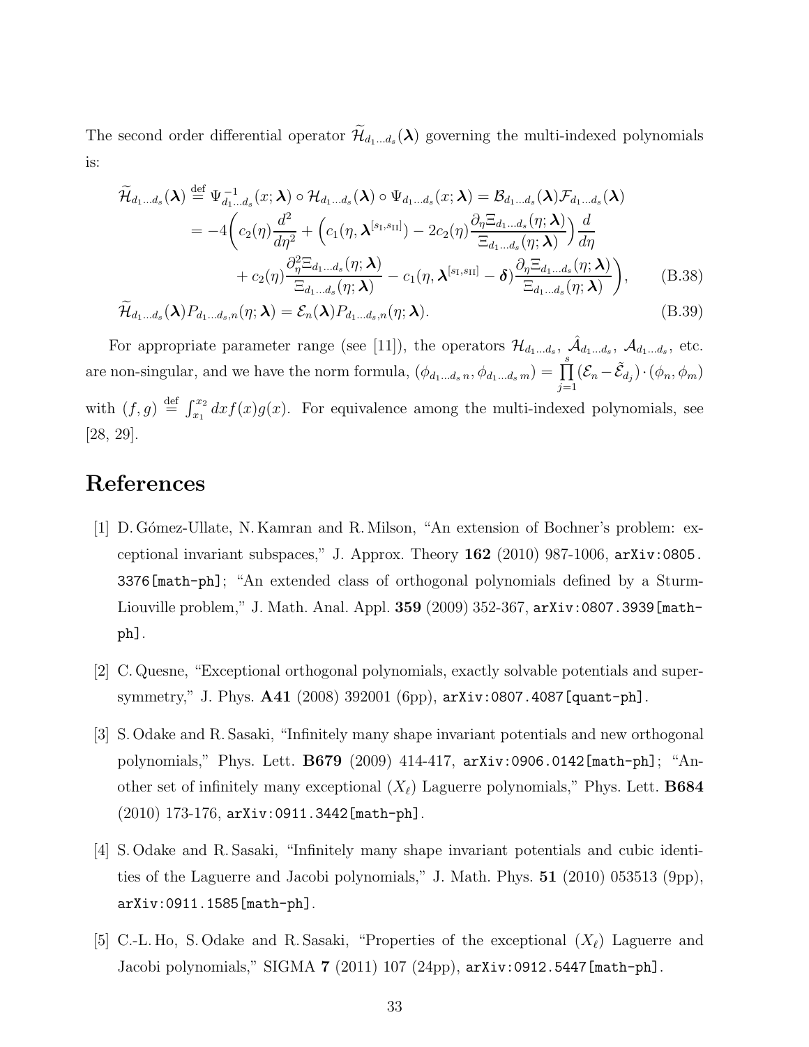The second order differential operator $\widetilde{\mathcal{H}}_{d_1\ldots d_s}(\boldsymbol{\lambda})$ governing the multi-indexed polynomials is:

$$
\begin{aligned}
\widetilde{\mathcal{H}}_{d_1\ldots d_s}(\boldsymbol{\lambda}) &\stackrel{\text{def}}{=} \Psi_{d_1\ldots d_s}^{-1}(x;\boldsymbol{\lambda})\circ\mathcal{H}_{d_1\ldots d_s}(\boldsymbol{\lambda})\circ\Psi_{d_1\ldots d_s}(x;\boldsymbol{\lambda}) = \mathcal{B}_{d_1\ldots d_s}(\boldsymbol{\lambda})\mathcal{F}_{d_1\ldots d_s}(\boldsymbol{\lambda})\\
&= -4\biggl(c_2(\eta)\frac{d^2}{d\eta^2} + \Bigl(c_1(\eta,\boldsymbol{\lambda}^{[s_{\text{I}},s_{\text{II}}]}) - 2c_2(\eta)\frac{\partial_\eta\Xi_{d_1\ldots d_s}(\eta;\boldsymbol{\lambda})}{\Xi_{d_1\ldots d_s}(\eta;\boldsymbol{\lambda})}\Bigr)\frac{d}{d\eta}\\
&\qquad + c_2(\eta)\frac{\partial_\eta^2\Xi_{d_1\ldots d_s}(\eta;\boldsymbol{\lambda})}{\Xi_{d_1\ldots d_s}(\eta;\boldsymbol{\lambda})} - c_1(\eta,\boldsymbol{\lambda}^{[s_{\text{I}},s_{\text{II}}]}-\boldsymbol{\delta})\frac{\partial_\eta\Xi_{d_1\ldots d_s}(\eta;\boldsymbol{\lambda})}{\Xi_{d_1\ldots d_s}(\eta;\boldsymbol{\lambda})}\biggr), \qquad \text{(B.38)}\\
\widetilde{\mathcal{H}}_{d_1\ldots d_s}(\boldsymbol{\lambda})&P_{d_1\ldots d_s,n}(\eta;\boldsymbol{\lambda}) = \mathcal{E}_n(\boldsymbol{\lambda})P_{d_1\ldots d_s,n}(\eta;\boldsymbol{\lambda}). \qquad \text{(B.39)}
\end{aligned}
$$

For appropriate parameter range (see [11]), the operators $\mathcal{H}_{d_1\ldots d_s}$, $\hat{\mathcal{A}}_{d_1\ldots d_s}$, $\mathcal{A}_{d_1\ldots d_s}$, etc. are non-singular, and we have the norm formula, $(\phi_{d_1\ldots d_s\,n},\phi_{d_1\ldots d_s\,m}) = \prod_{j=1}^{s}(\mathcal{E}_n-\tilde{\mathcal{E}}_{d_j})\cdot(\phi_n,\phi_m)$ with $(f,g)\stackrel{\text{def}}{=}\int_{x_1}^{x_2}dx f(x)g(x)$. For equivalence among the multi-indexed polynomials, see [28, 29].

# References

[1] D. Gómez-Ullate, N. Kamran and R. Milson, "An extension of Bochner's problem: exceptional invariant subspaces," J. Approx. Theory **162** (2010) 987-1006, `arXiv:0805.3376[math-ph]`; "An extended class of orthogonal polynomials defined by a Sturm-Liouville problem," J. Math. Anal. Appl. **359** (2009) 352-367, `arXiv:0807.3939[math-ph]`.

[2] C. Quesne, "Exceptional orthogonal polynomials, exactly solvable potentials and supersymmetry," J. Phys. **A41** (2008) 392001 (6pp), `arXiv:0807.4087[quant-ph]`.

[3] S. Odake and R. Sasaki, "Infinitely many shape invariant potentials and new orthogonal polynomials," Phys. Lett. **B679** (2009) 414-417, `arXiv:0906.0142[math-ph]`; "Another set of infinitely many exceptional ($X_\ell$) Laguerre polynomials," Phys. Lett. **B684** (2010) 173-176, `arXiv:0911.3442[math-ph]`.

[4] S. Odake and R. Sasaki, "Infinitely many shape invariant potentials and cubic identities of the Laguerre and Jacobi polynomials," J. Math. Phys. **51** (2010) 053513 (9pp), `arXiv:0911.1585[math-ph]`.

[5] C.-L. Ho, S. Odake and R. Sasaki, "Properties of the exceptional ($X_\ell$) Laguerre and Jacobi polynomials," SIGMA **7** (2011) 107 (24pp), `arXiv:0912.5447[math-ph]`.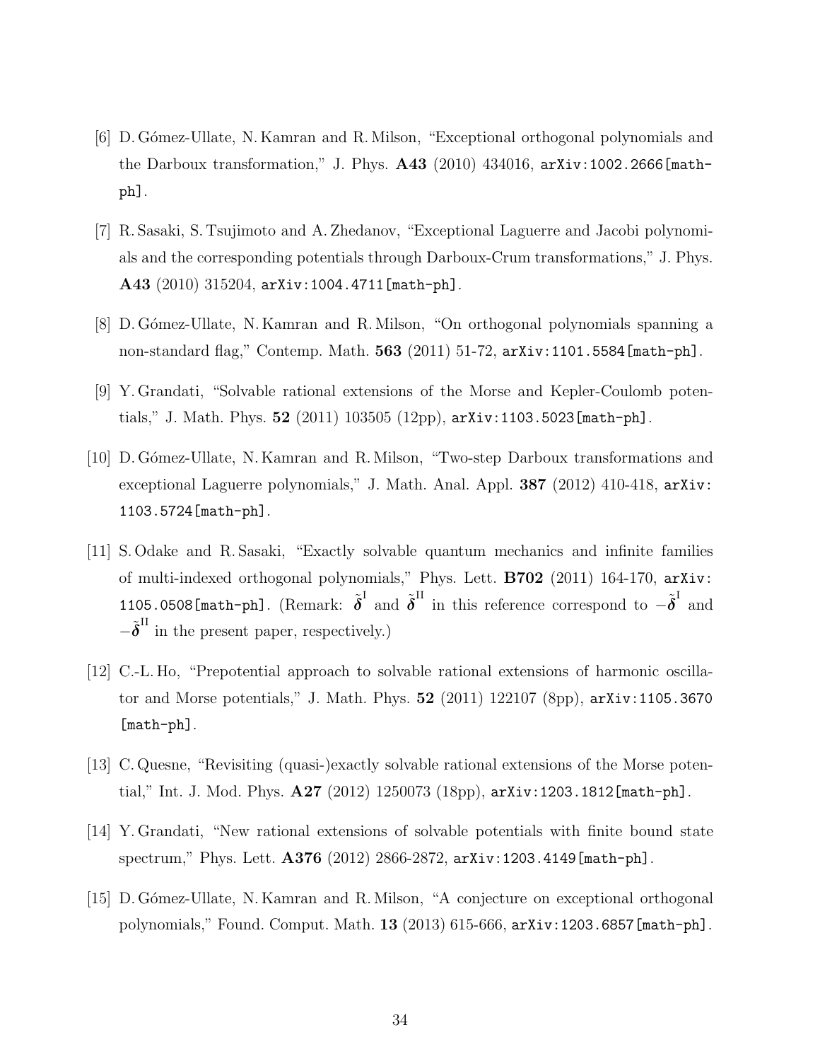[6] D. Gómez-Ullate, N. Kamran and R. Milson, "Exceptional orthogonal polynomials and the Darboux transformation," J. Phys. **A43** (2010) 434016, `arXiv:1002.2666[math-ph]`.

[7] R. Sasaki, S. Tsujimoto and A. Zhedanov, "Exceptional Laguerre and Jacobi polynomials and the corresponding potentials through Darboux-Crum transformations," J. Phys. **A43** (2010) 315204, `arXiv:1004.4711[math-ph]`.

[8] D. Gómez-Ullate, N. Kamran and R. Milson, "On orthogonal polynomials spanning a non-standard flag," Contemp. Math. **563** (2011) 51-72, `arXiv:1101.5584[math-ph]`.

[9] Y. Grandati, "Solvable rational extensions of the Morse and Kepler-Coulomb potentials," J. Math. Phys. **52** (2011) 103505 (12pp), `arXiv:1103.5023[math-ph]`.

[10] D. Gómez-Ullate, N. Kamran and R. Milson, "Two-step Darboux transformations and exceptional Laguerre polynomials," J. Math. Anal. Appl. **387** (2012) 410-418, `arXiv:1103.5724[math-ph]`.

[11] S. Odake and R. Sasaki, "Exactly solvable quantum mechanics and infinite families of multi-indexed orthogonal polynomials," Phys. Lett. **B702** (2011) 164-170, `arXiv:1105.0508[math-ph]`. (Remark: $\tilde{\boldsymbol{\delta}}^{\text{I}}$ and $\tilde{\boldsymbol{\delta}}^{\text{II}}$ in this reference correspond to $-\tilde{\boldsymbol{\delta}}^{\text{I}}$ and $-\tilde{\boldsymbol{\delta}}^{\text{II}}$ in the present paper, respectively.)

[12] C.-L. Ho, "Prepotential approach to solvable rational extensions of harmonic oscillator and Morse potentials," J. Math. Phys. **52** (2011) 122107 (8pp), `arXiv:1105.3670[math-ph]`.

[13] C. Quesne, "Revisiting (quasi-)exactly solvable rational extensions of the Morse potential," Int. J. Mod. Phys. **A27** (2012) 1250073 (18pp), `arXiv:1203.1812[math-ph]`.

[14] Y. Grandati, "New rational extensions of solvable potentials with finite bound state spectrum," Phys. Lett. **A376** (2012) 2866-2872, `arXiv:1203.4149[math-ph]`.

[15] D. Gómez-Ullate, N. Kamran and R. Milson, "A conjecture on exceptional orthogonal polynomials," Found. Comput. Math. **13** (2013) 615-666, `arXiv:1203.6857[math-ph]`.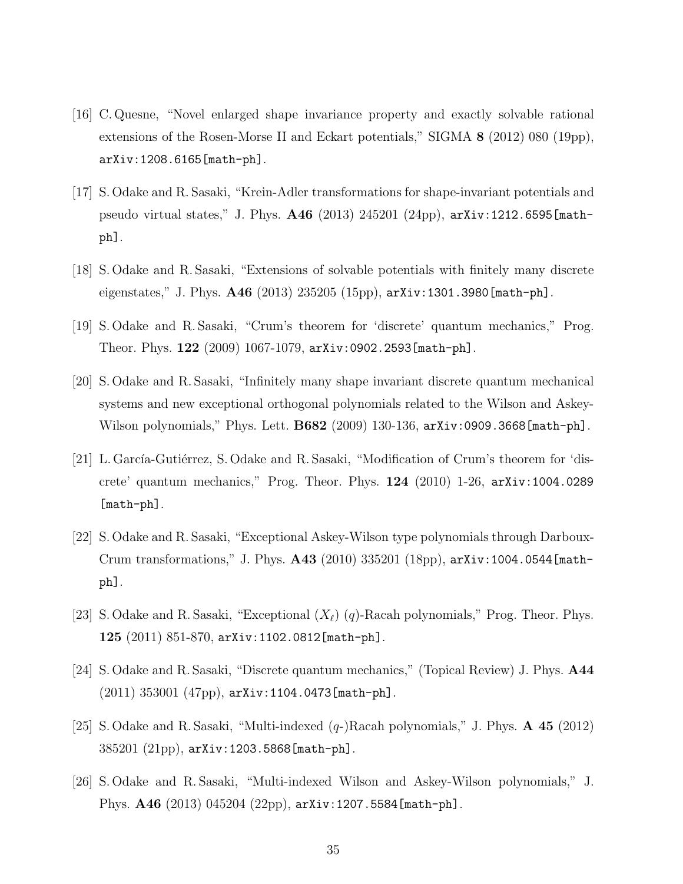[16] C. Quesne, "Novel enlarged shape invariance property and exactly solvable rational extensions of the Rosen-Morse II and Eckart potentials," SIGMA **8** (2012) 080 (19pp), arXiv:1208.6165[math-ph].

[17] S. Odake and R. Sasaki, "Krein-Adler transformations for shape-invariant potentials and pseudo virtual states," J. Phys. **A46** (2013) 245201 (24pp), arXiv:1212.6595[math-ph].

[18] S. Odake and R. Sasaki, "Extensions of solvable potentials with finitely many discrete eigenstates," J. Phys. **A46** (2013) 235205 (15pp), arXiv:1301.3980[math-ph].

[19] S. Odake and R. Sasaki, "Crum's theorem for 'discrete' quantum mechanics," Prog. Theor. Phys. **122** (2009) 1067-1079, arXiv:0902.2593[math-ph].

[20] S. Odake and R. Sasaki, "Infinitely many shape invariant discrete quantum mechanical systems and new exceptional orthogonal polynomials related to the Wilson and Askey-Wilson polynomials," Phys. Lett. **B682** (2009) 130-136, arXiv:0909.3668[math-ph].

[21] L. García-Gutiérrez, S. Odake and R. Sasaki, "Modification of Crum's theorem for 'discrete' quantum mechanics," Prog. Theor. Phys. **124** (2010) 1-26, arXiv:1004.0289 [math-ph].

[22] S. Odake and R. Sasaki, "Exceptional Askey-Wilson type polynomials through Darboux-Crum transformations," J. Phys. **A43** (2010) 335201 (18pp), arXiv:1004.0544[math-ph].

[23] S. Odake and R. Sasaki, "Exceptional $(X_\ell)$ $(q)$-Racah polynomials," Prog. Theor. Phys. **125** (2011) 851-870, arXiv:1102.0812[math-ph].

[24] S. Odake and R. Sasaki, "Discrete quantum mechanics," (Topical Review) J. Phys. **A44** (2011) 353001 (47pp), arXiv:1104.0473[math-ph].

[25] S. Odake and R. Sasaki, "Multi-indexed ($q$-)Racah polynomials," J. Phys. **A 45** (2012) 385201 (21pp), arXiv:1203.5868[math-ph].

[26] S. Odake and R. Sasaki, "Multi-indexed Wilson and Askey-Wilson polynomials," J. Phys. **A46** (2013) 045204 (22pp), arXiv:1207.5584[math-ph].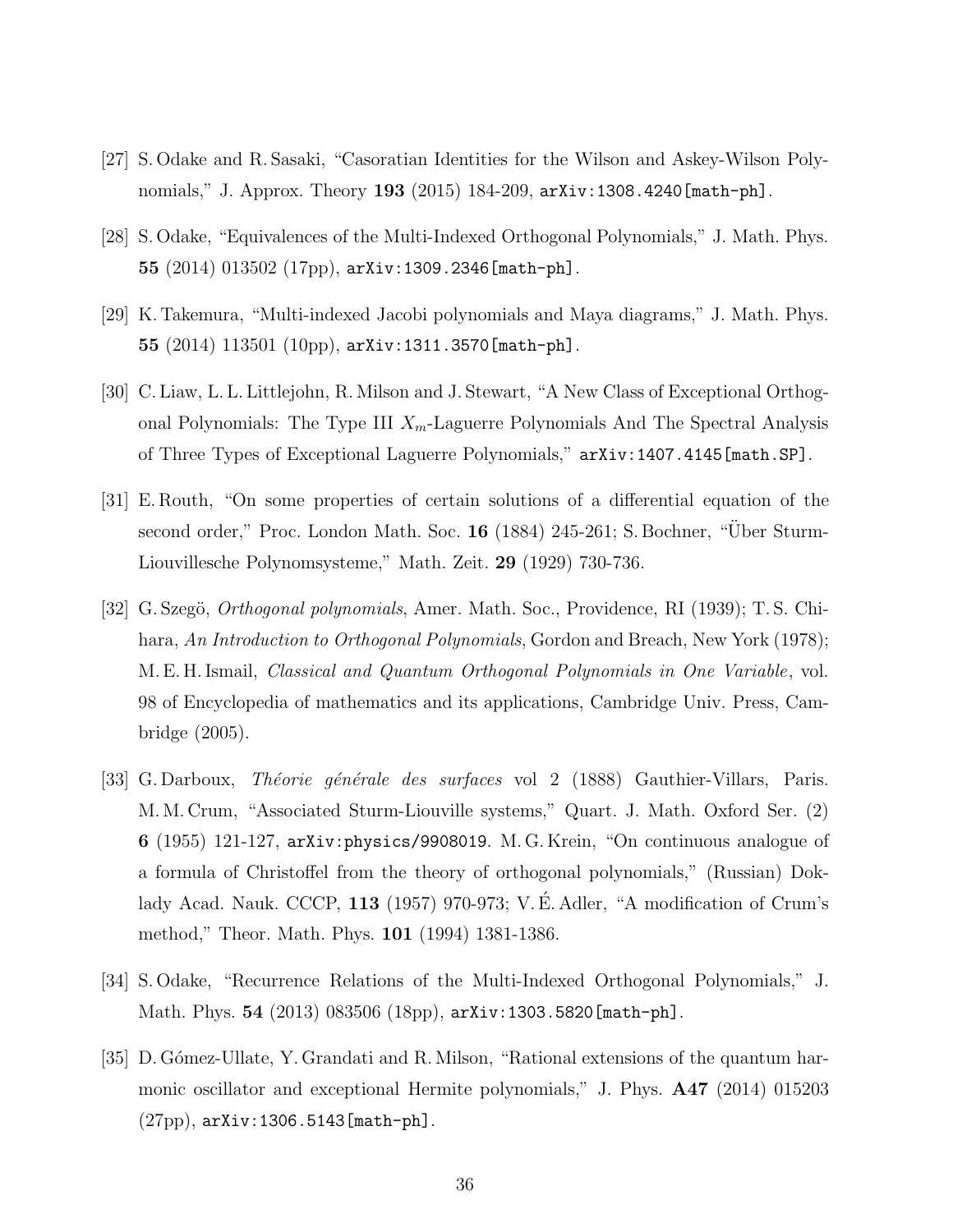[27] S. Odake and R. Sasaki, "Casoratian Identities for the Wilson and Askey-Wilson Polynomials," J. Approx. Theory **193** (2015) 184-209, `arXiv:1308.4240[math-ph]`.

[28] S. Odake, "Equivalences of the Multi-Indexed Orthogonal Polynomials," J. Math. Phys. **55** (2014) 013502 (17pp), `arXiv:1309.2346[math-ph]`.

[29] K. Takemura, "Multi-indexed Jacobi polynomials and Maya diagrams," J. Math. Phys. **55** (2014) 113501 (10pp), `arXiv:1311.3570[math-ph]`.

[30] C. Liaw, L. L. Littlejohn, R. Milson and J. Stewart, "A New Class of Exceptional Orthogonal Polynomials: The Type III $X_m$-Laguerre Polynomials And The Spectral Analysis of Three Types of Exceptional Laguerre Polynomials," `arXiv:1407.4145[math.SP]`.

[31] E. Routh, "On some properties of certain solutions of a differential equation of the second order," Proc. London Math. Soc. **16** (1884) 245-261; S. Bochner, "Über Sturm-Liouvillesche Polynomsysteme," Math. Zeit. **29** (1929) 730-736.

[32] G. Szegö, *Orthogonal polynomials*, Amer. Math. Soc., Providence, RI (1939); T. S. Chihara, *An Introduction to Orthogonal Polynomials*, Gordon and Breach, New York (1978); M. E. H. Ismail, *Classical and Quantum Orthogonal Polynomials in One Variable*, vol. 98 of Encyclopedia of mathematics and its applications, Cambridge Univ. Press, Cambridge (2005).

[33] G. Darboux, *Théorie générale des surfaces* vol 2 (1888) Gauthier-Villars, Paris. M. M. Crum, "Associated Sturm-Liouville systems," Quart. J. Math. Oxford Ser. (2) **6** (1955) 121-127, `arXiv:physics/9908019`. M. G. Krein, "On continuous analogue of a formula of Christoffel from the theory of orthogonal polynomials," (Russian) Doklady Acad. Nauk. CCCP, **113** (1957) 970-973; V. É. Adler, "A modification of Crum's method," Theor. Math. Phys. **101** (1994) 1381-1386.

[34] S. Odake, "Recurrence Relations of the Multi-Indexed Orthogonal Polynomials," J. Math. Phys. **54** (2013) 083506 (18pp), `arXiv:1303.5820[math-ph]`.

[35] D. Gómez-Ullate, Y. Grandati and R. Milson, "Rational extensions of the quantum harmonic oscillator and exceptional Hermite polynomials," J. Phys. **A47** (2014) 015203 (27pp), `arXiv:1306.5143[math-ph]`.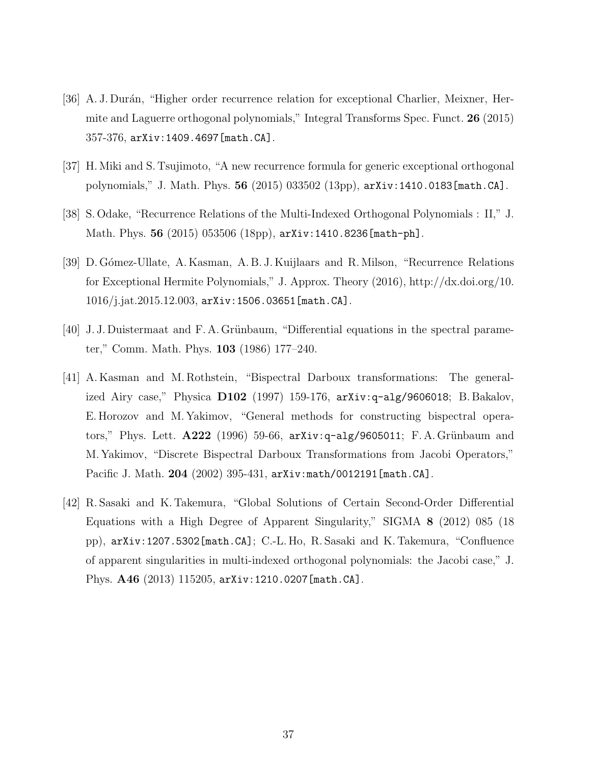[36] A. J. Durán, "Higher order recurrence relation for exceptional Charlier, Meixner, Hermite and Laguerre orthogonal polynomials," Integral Transforms Spec. Funct. **26** (2015) 357-376, `arXiv:1409.4697[math.CA]`.

[37] H. Miki and S. Tsujimoto, "A new recurrence formula for generic exceptional orthogonal polynomials," J. Math. Phys. **56** (2015) 033502 (13pp), `arXiv:1410.0183[math.CA]`.

[38] S. Odake, "Recurrence Relations of the Multi-Indexed Orthogonal Polynomials : II," J. Math. Phys. **56** (2015) 053506 (18pp), `arXiv:1410.8236[math-ph]`.

[39] D. Gómez-Ullate, A. Kasman, A. B. J. Kuijlaars and R. Milson, "Recurrence Relations for Exceptional Hermite Polynomials," J. Approx. Theory (2016), http://dx.doi.org/10.1016/j.jat.2015.12.003, `arXiv:1506.03651[math.CA]`.

[40] J. J. Duistermaat and F. A. Grünbaum, "Differential equations in the spectral parameter," Comm. Math. Phys. **103** (1986) 177–240.

[41] A. Kasman and M. Rothstein, "Bispectral Darboux transformations: The generalized Airy case," Physica **D102** (1997) 159-176, `arXiv:q-alg/9606018`; B. Bakalov, E. Horozov and M. Yakimov, "General methods for constructing bispectral operators," Phys. Lett. **A222** (1996) 59-66, `arXiv:q-alg/9605011`; F. A. Grünbaum and M. Yakimov, "Discrete Bispectral Darboux Transformations from Jacobi Operators," Pacific J. Math. **204** (2002) 395-431, `arXiv:math/0012191[math.CA]`.

[42] R. Sasaki and K. Takemura, "Global Solutions of Certain Second-Order Differential Equations with a High Degree of Apparent Singularity," SIGMA **8** (2012) 085 (18 pp), `arXiv:1207.5302[math.CA]`; C.-L. Ho, R. Sasaki and K. Takemura, "Confluence of apparent singularities in multi-indexed orthogonal polynomials: the Jacobi case," J. Phys. **A46** (2013) 115205, `arXiv:1210.0207[math.CA]`.